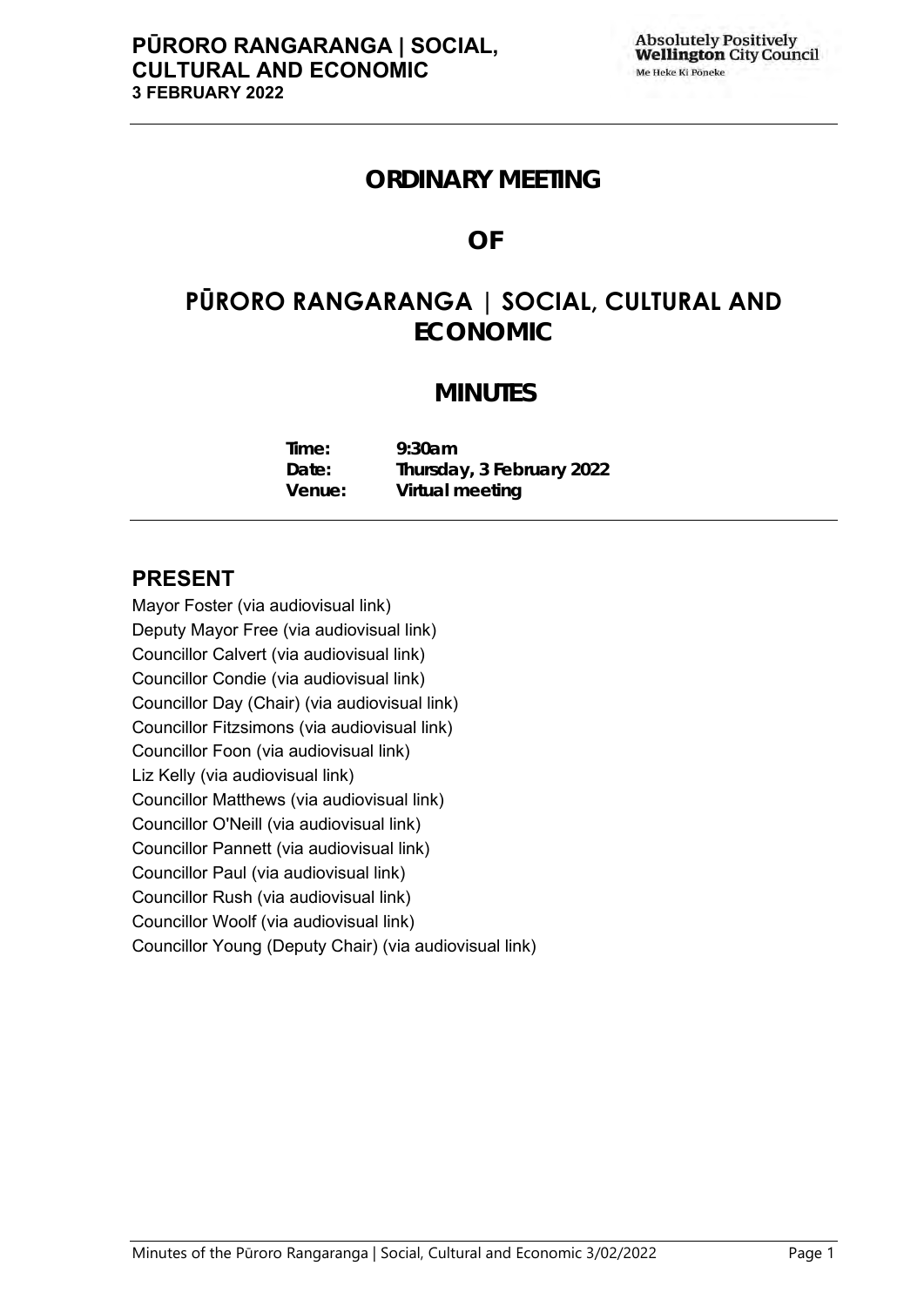# ORDINARY MEETING

# OF

# PŪRORO RANGARANGA | SOCIAL, CULTURAL AND ECONOMIC

# MINUTES

| | |
|---|---|
| **Time:** | **9:30am** |
| **Date:** | **Thursday, 3 February 2022** |
| **Venue:** | **Virtual meeting** |

## PRESENT

Mayor Foster (via audiovisual link)
Deputy Mayor Free (via audiovisual link)
Councillor Calvert (via audiovisual link)
Councillor Condie (via audiovisual link)
Councillor Day (Chair) (via audiovisual link)
Councillor Fitzsimons (via audiovisual link)
Councillor Foon (via audiovisual link)
Liz Kelly (via audiovisual link)
Councillor Matthews (via audiovisual link)
Councillor O'Neill (via audiovisual link)
Councillor Pannett (via audiovisual link)
Councillor Paul (via audiovisual link)
Councillor Rush (via audiovisual link)
Councillor Woolf (via audiovisual link)
Councillor Young (Deputy Chair) (via audiovisual link)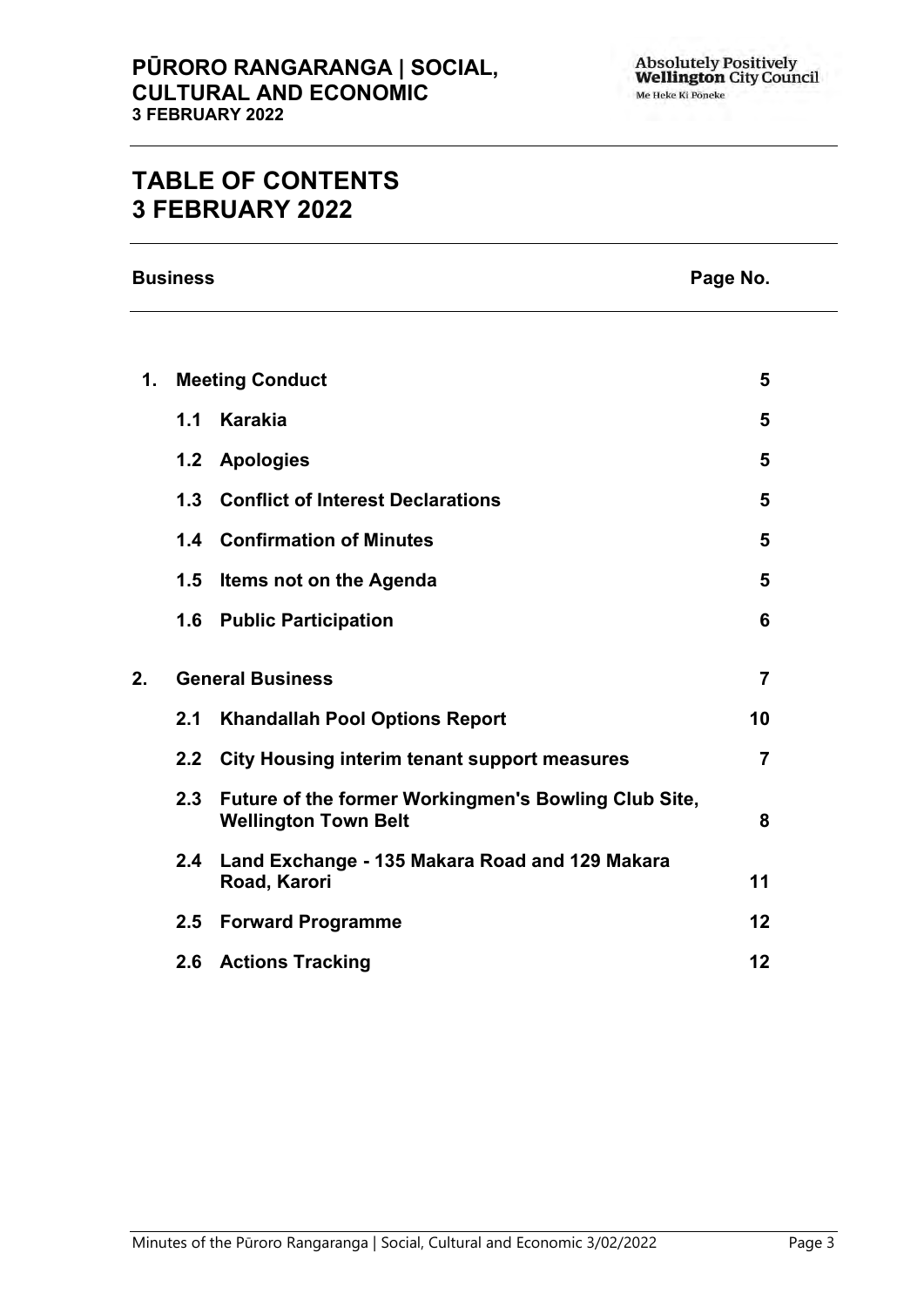# TABLE OF CONTENTS
# 3 FEBRUARY 2022

| Business | | | Page No. |
|---|---|---|---|
| **1.** | **Meeting Conduct** | | **5** |
| | **1.1** | **Karakia** | **5** |
| | **1.2** | **Apologies** | **5** |
| | **1.3** | **Conflict of Interest Declarations** | **5** |
| | **1.4** | **Confirmation of Minutes** | **5** |
| | **1.5** | **Items not on the Agenda** | **5** |
| | **1.6** | **Public Participation** | **6** |
| **2.** | **General Business** | | **7** |
| | **2.1** | **Khandallah Pool Options Report** | **10** |
| | **2.2** | **City Housing interim tenant support measures** | **7** |
| | **2.3** | **Future of the former Workingmen's Bowling Club Site, Wellington Town Belt** | **8** |
| | **2.4** | **Land Exchange - 135 Makara Road and 129 Makara Road, Karori** | **11** |
| | **2.5** | **Forward Programme** | **12** |
| | **2.6** | **Actions Tracking** | **12** |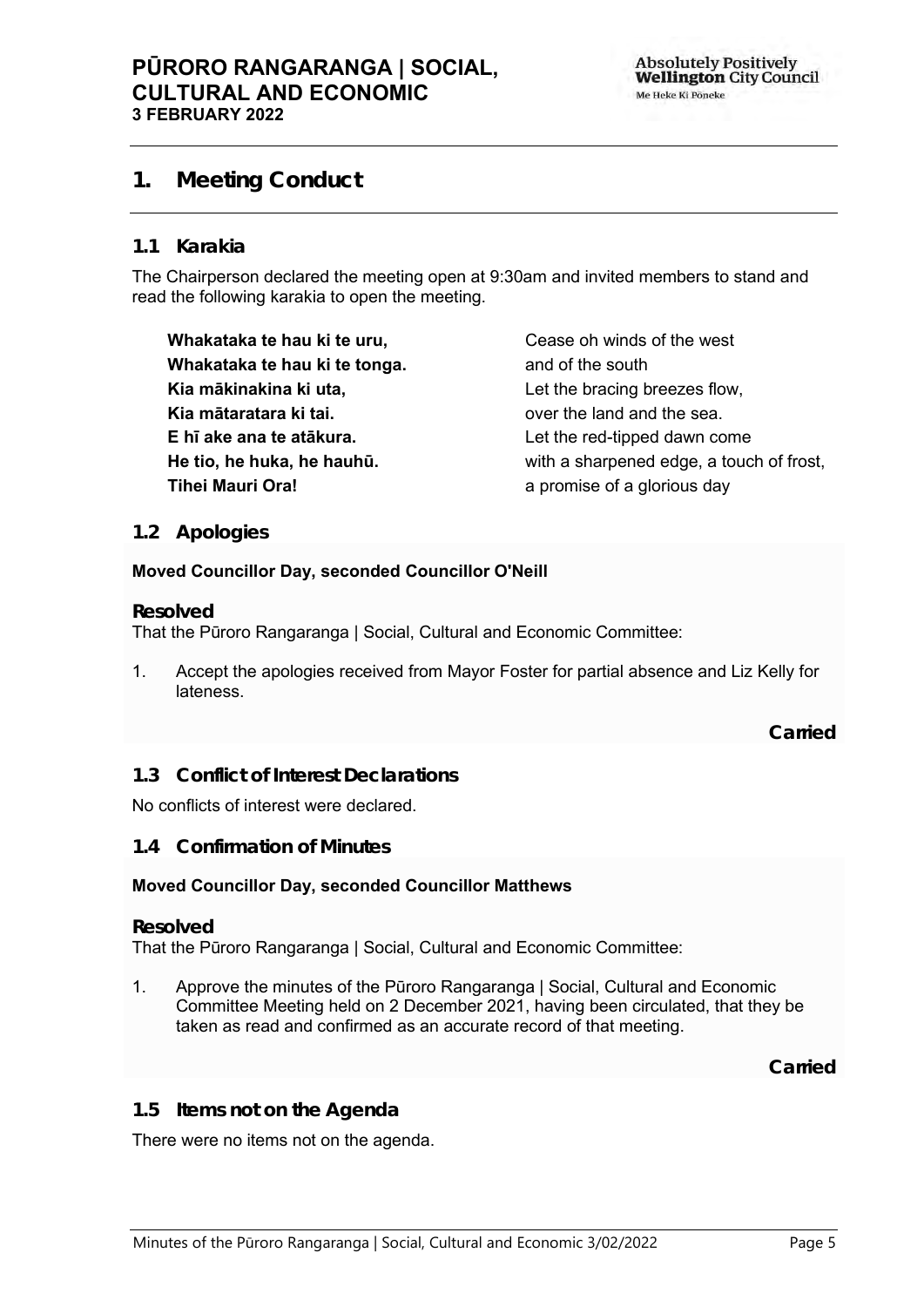# 1. Meeting Conduct

## 1.1 Karakia

The Chairperson declared the meeting open at 9:30am and invited members to stand and read the following karakia to open the meeting.

| | |
|---|---|
| **Whakataka te hau ki te uru,** | Cease oh winds of the west |
| **Whakataka te hau ki te tonga.** | and of the south |
| **Kia mākinakina ki uta,** | Let the bracing breezes flow, |
| **Kia mātaratara ki tai.** | over the land and the sea. |
| **E hī ake ana te atākura.** | Let the red-tipped dawn come |
| **He tio, he huka, he hauhū.** | with a sharpened edge, a touch of frost, |
| **Tihei Mauri Ora!** | a promise of a glorious day |

## 1.2 Apologies

**Moved Councillor Day, seconded Councillor O'Neill**

**Resolved**

That the Pūroro Rangaranga | Social, Cultural and Economic Committee:

1. Accept the apologies received from Mayor Foster for partial absence and Liz Kelly for lateness.

**Carried**

## 1.3 Conflict of Interest Declarations

No conflicts of interest were declared.

## 1.4 Confirmation of Minutes

**Moved Councillor Day, seconded Councillor Matthews**

**Resolved**

That the Pūroro Rangaranga | Social, Cultural and Economic Committee:

1. Approve the minutes of the Pūroro Rangaranga | Social, Cultural and Economic Committee Meeting held on 2 December 2021, having been circulated, that they be taken as read and confirmed as an accurate record of that meeting.

**Carried**

## 1.5 Items not on the Agenda

There were no items not on the agenda.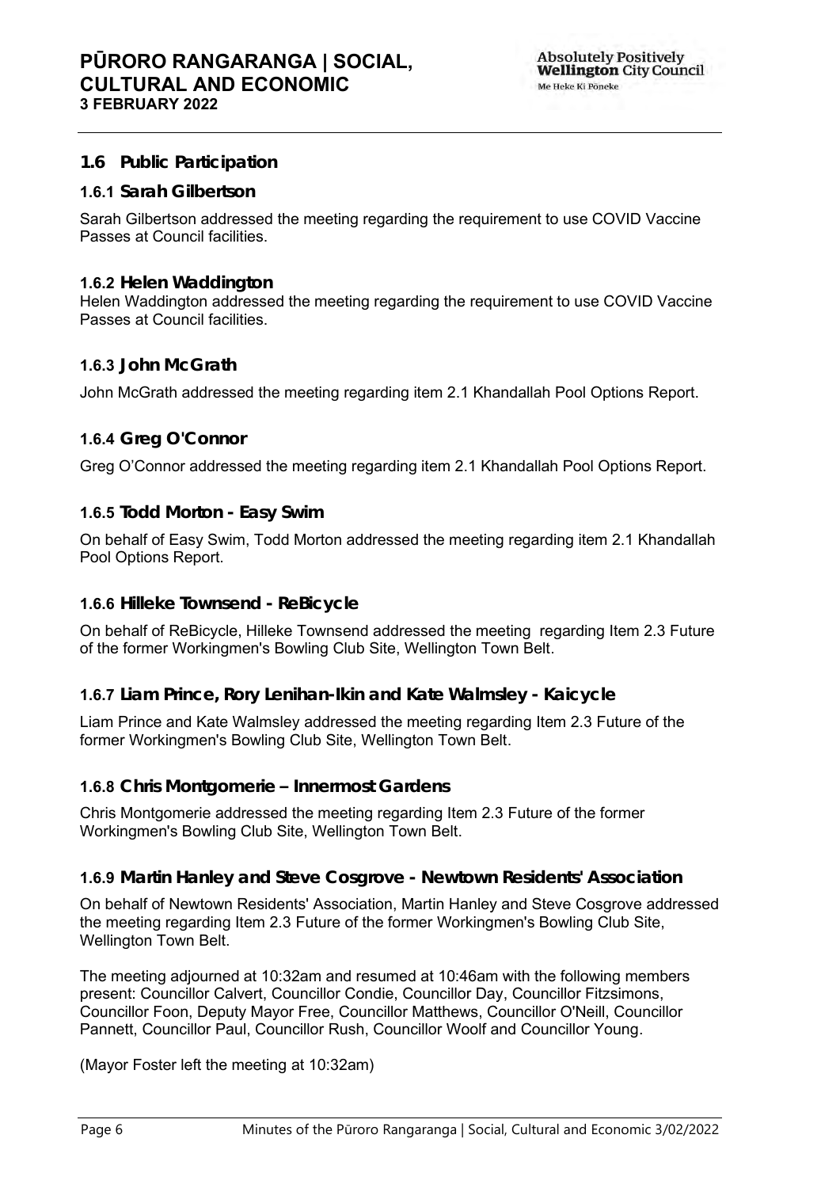## 1.6 Public Participation

### 1.6.1 Sarah Gilbertson

Sarah Gilbertson addressed the meeting regarding the requirement to use COVID Vaccine Passes at Council facilities.

### 1.6.2 Helen Waddington

Helen Waddington addressed the meeting regarding the requirement to use COVID Vaccine Passes at Council facilities.

### 1.6.3 John McGrath

John McGrath addressed the meeting regarding item 2.1 Khandallah Pool Options Report.

### 1.6.4 Greg O'Connor

Greg O'Connor addressed the meeting regarding item 2.1 Khandallah Pool Options Report.

### 1.6.5 Todd Morton - Easy Swim

On behalf of Easy Swim, Todd Morton addressed the meeting regarding item 2.1 Khandallah Pool Options Report.

### 1.6.6 Hilleke Townsend - ReBicycle

On behalf of ReBicycle, Hilleke Townsend addressed the meeting regarding Item 2.3 Future of the former Workingmen's Bowling Club Site, Wellington Town Belt.

### 1.6.7 Liam Prince, Rory Lenihan-Ikin and Kate Walmsley - Kaicycle

Liam Prince and Kate Walmsley addressed the meeting regarding Item 2.3 Future of the former Workingmen's Bowling Club Site, Wellington Town Belt.

### 1.6.8 Chris Montgomerie – Innermost Gardens

Chris Montgomerie addressed the meeting regarding Item 2.3 Future of the former Workingmen's Bowling Club Site, Wellington Town Belt.

### 1.6.9 Martin Hanley and Steve Cosgrove - Newtown Residents' Association

On behalf of Newtown Residents' Association, Martin Hanley and Steve Cosgrove addressed the meeting regarding Item 2.3 Future of the former Workingmen's Bowling Club Site, Wellington Town Belt.

The meeting adjourned at 10:32am and resumed at 10:46am with the following members present: Councillor Calvert, Councillor Condie, Councillor Day, Councillor Fitzsimons, Councillor Foon, Deputy Mayor Free, Councillor Matthews, Councillor O'Neill, Councillor Pannett, Councillor Paul, Councillor Rush, Councillor Woolf and Councillor Young.

(Mayor Foster left the meeting at 10:32am)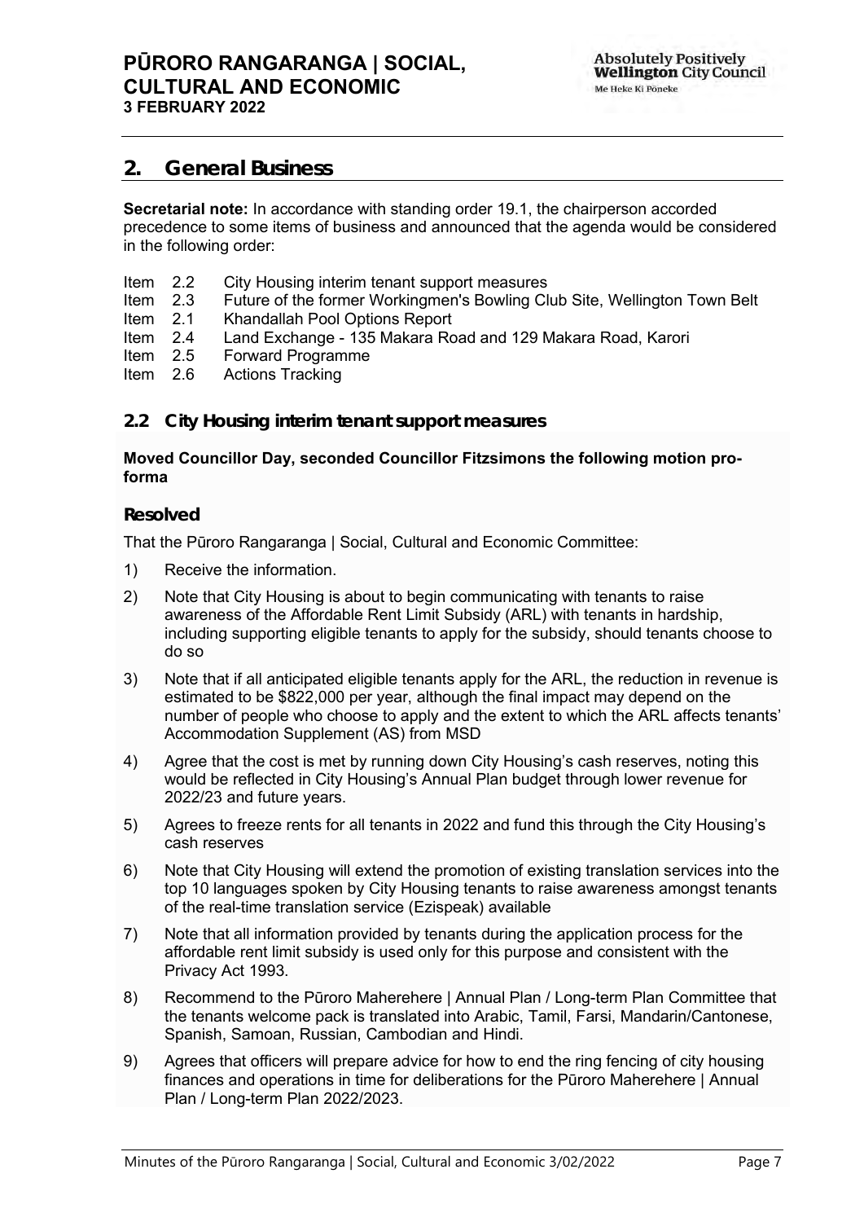## 2. General Business

**Secretarial note:** In accordance with standing order 19.1, the chairperson accorded precedence to some items of business and announced that the agenda would be considered in the following order:

- Item 2.2 City Housing interim tenant support measures
- Item 2.3 Future of the former Workingmen's Bowling Club Site, Wellington Town Belt
- Item 2.1 Khandallah Pool Options Report
- Item 2.4 Land Exchange - 135 Makara Road and 129 Makara Road, Karori
- Item 2.5 Forward Programme
- Item 2.6 Actions Tracking

### 2.2 City Housing interim tenant support measures

**Moved Councillor Day, seconded Councillor Fitzsimons the following motion pro-forma**

#### Resolved

That the Pūroro Rangaranga | Social, Cultural and Economic Committee:

1) Receive the information.
2) Note that City Housing is about to begin communicating with tenants to raise awareness of the Affordable Rent Limit Subsidy (ARL) with tenants in hardship, including supporting eligible tenants to apply for the subsidy, should tenants choose to do so
3) Note that if all anticipated eligible tenants apply for the ARL, the reduction in revenue is estimated to be $822,000 per year, although the final impact may depend on the number of people who choose to apply and the extent to which the ARL affects tenants' Accommodation Supplement (AS) from MSD
4) Agree that the cost is met by running down City Housing's cash reserves, noting this would be reflected in City Housing's Annual Plan budget through lower revenue for 2022/23 and future years.
5) Agrees to freeze rents for all tenants in 2022 and fund this through the City Housing's cash reserves
6) Note that City Housing will extend the promotion of existing translation services into the top 10 languages spoken by City Housing tenants to raise awareness amongst tenants of the real-time translation service (Ezispeak) available
7) Note that all information provided by tenants during the application process for the affordable rent limit subsidy is used only for this purpose and consistent with the Privacy Act 1993.
8) Recommend to the Pūroro Maherehere | Annual Plan / Long-term Plan Committee that the tenants welcome pack is translated into Arabic, Tamil, Farsi, Mandarin/Cantonese, Spanish, Samoan, Russian, Cambodian and Hindi.
9) Agrees that officers will prepare advice for how to end the ring fencing of city housing finances and operations in time for deliberations for the Pūroro Maherehere | Annual Plan / Long-term Plan 2022/2023.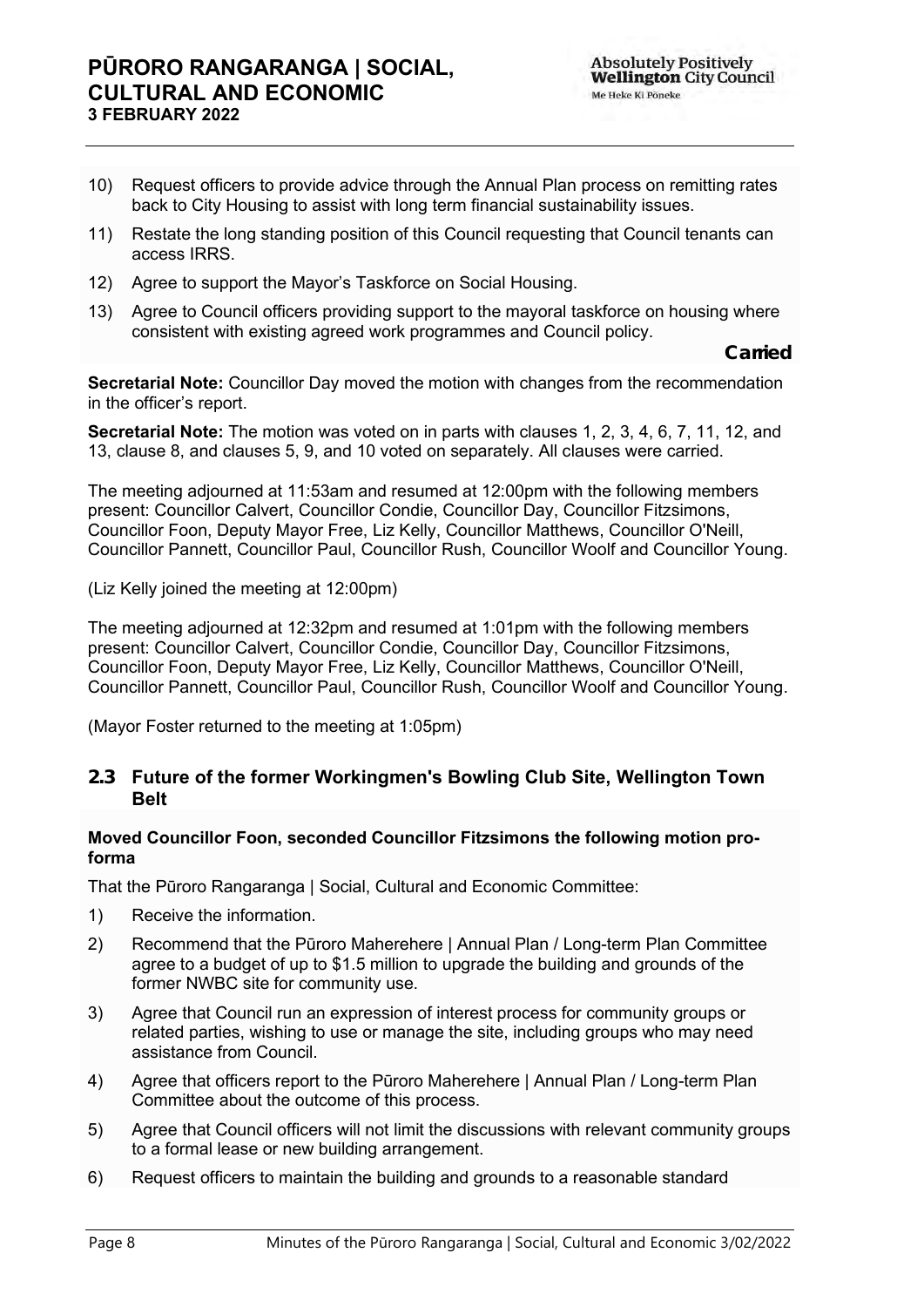10) Request officers to provide advice through the Annual Plan process on remitting rates back to City Housing to assist with long term financial sustainability issues.

11) Restate the long standing position of this Council requesting that Council tenants can access IRRS.

12) Agree to support the Mayor's Taskforce on Social Housing.

13) Agree to Council officers providing support to the mayoral taskforce on housing where consistent with existing agreed work programmes and Council policy.

**Carried**

**Secretarial Note:** Councillor Day moved the motion with changes from the recommendation in the officer's report.

**Secretarial Note:** The motion was voted on in parts with clauses 1, 2, 3, 4, 6, 7, 11, 12, and 13, clause 8, and clauses 5, 9, and 10 voted on separately. All clauses were carried.

The meeting adjourned at 11:53am and resumed at 12:00pm with the following members present: Councillor Calvert, Councillor Condie, Councillor Day, Councillor Fitzsimons, Councillor Foon, Deputy Mayor Free, Liz Kelly, Councillor Matthews, Councillor O'Neill, Councillor Pannett, Councillor Paul, Councillor Rush, Councillor Woolf and Councillor Young.

(Liz Kelly joined the meeting at 12:00pm)

The meeting adjourned at 12:32pm and resumed at 1:01pm with the following members present: Councillor Calvert, Councillor Condie, Councillor Day, Councillor Fitzsimons, Councillor Foon, Deputy Mayor Free, Liz Kelly, Councillor Matthews, Councillor O'Neill, Councillor Pannett, Councillor Paul, Councillor Rush, Councillor Woolf and Councillor Young.

(Mayor Foster returned to the meeting at 1:05pm)

## 2.3 Future of the former Workingmen's Bowling Club Site, Wellington Town Belt

**Moved Councillor Foon, seconded Councillor Fitzsimons the following motion pro-forma**

That the Pūroro Rangaranga | Social, Cultural and Economic Committee:

1) Receive the information.

2) Recommend that the Pūroro Maherehere | Annual Plan / Long-term Plan Committee agree to a budget of up to $1.5 million to upgrade the building and grounds of the former NWBC site for community use.

3) Agree that Council run an expression of interest process for community groups or related parties, wishing to use or manage the site, including groups who may need assistance from Council.

4) Agree that officers report to the Pūroro Maherehere | Annual Plan / Long-term Plan Committee about the outcome of this process.

5) Agree that Council officers will not limit the discussions with relevant community groups to a formal lease or new building arrangement.

6) Request officers to maintain the building and grounds to a reasonable standard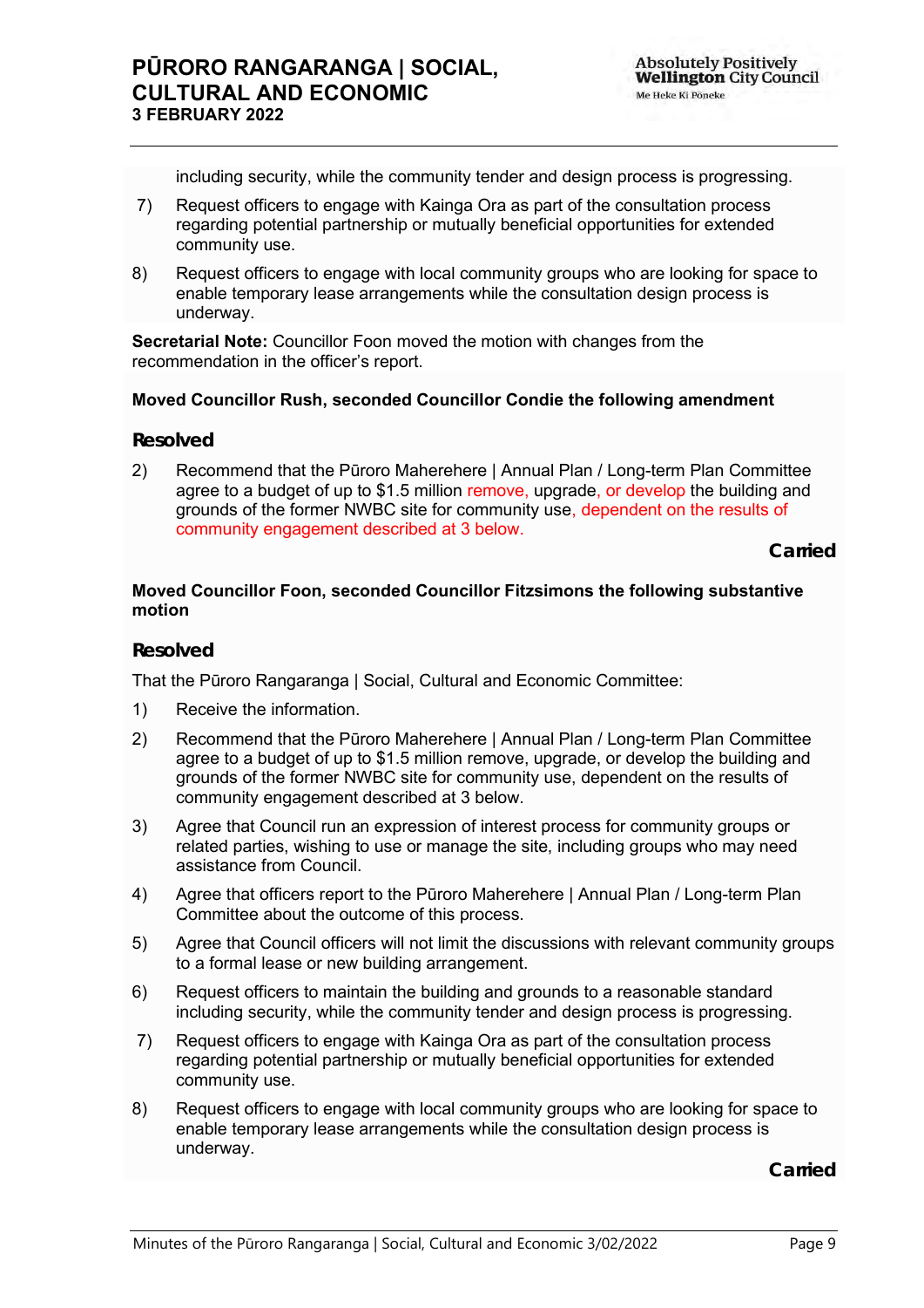including security, while the community tender and design process is progressing.

7) Request officers to engage with Kainga Ora as part of the consultation process regarding potential partnership or mutually beneficial opportunities for extended community use.

8) Request officers to engage with local community groups who are looking for space to enable temporary lease arrangements while the consultation design process is underway.

**Secretarial Note:** Councillor Foon moved the motion with changes from the recommendation in the officer's report.

**Moved Councillor Rush, seconded Councillor Condie the following amendment**

### Resolved

2) Recommend that the Pūroro Maherehere | Annual Plan / Long-term Plan Committee agree to a budget of up to $1.5 million remove, upgrade, or develop the building and grounds of the former NWBC site for community use, dependent on the results of community engagement described at 3 below.

**Carried**

**Moved Councillor Foon, seconded Councillor Fitzsimons the following substantive motion**

### Resolved

That the Pūroro Rangaranga | Social, Cultural and Economic Committee:

1) Receive the information.

2) Recommend that the Pūroro Maherehere | Annual Plan / Long-term Plan Committee agree to a budget of up to $1.5 million remove, upgrade, or develop the building and grounds of the former NWBC site for community use, dependent on the results of community engagement described at 3 below.

3) Agree that Council run an expression of interest process for community groups or related parties, wishing to use or manage the site, including groups who may need assistance from Council.

4) Agree that officers report to the Pūroro Maherehere | Annual Plan / Long-term Plan Committee about the outcome of this process.

5) Agree that Council officers will not limit the discussions with relevant community groups to a formal lease or new building arrangement.

6) Request officers to maintain the building and grounds to a reasonable standard including security, while the community tender and design process is progressing.

7) Request officers to engage with Kainga Ora as part of the consultation process regarding potential partnership or mutually beneficial opportunities for extended community use.

8) Request officers to engage with local community groups who are looking for space to enable temporary lease arrangements while the consultation design process is underway.

**Carried**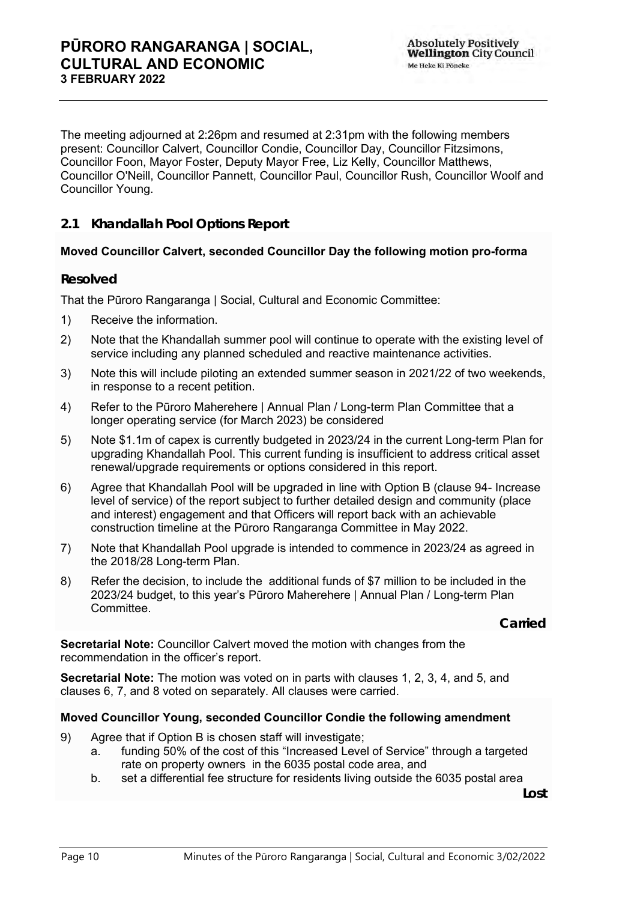The meeting adjourned at 2:26pm and resumed at 2:31pm with the following members present: Councillor Calvert, Councillor Condie, Councillor Day, Councillor Fitzsimons, Councillor Foon, Mayor Foster, Deputy Mayor Free, Liz Kelly, Councillor Matthews, Councillor O'Neill, Councillor Pannett, Councillor Paul, Councillor Rush, Councillor Woolf and Councillor Young.

## 2.1 Khandallah Pool Options Report

**Moved Councillor Calvert, seconded Councillor Day the following motion pro-forma**

### Resolved

That the Pūroro Rangaranga | Social, Cultural and Economic Committee:

1) Receive the information.
2) Note that the Khandallah summer pool will continue to operate with the existing level of service including any planned scheduled and reactive maintenance activities.
3) Note this will include piloting an extended summer season in 2021/22 of two weekends, in response to a recent petition.
4) Refer to the Pūroro Maherehere | Annual Plan / Long-term Plan Committee that a longer operating service (for March 2023) be considered
5) Note $1.1m of capex is currently budgeted in 2023/24 in the current Long-term Plan for upgrading Khandallah Pool. This current funding is insufficient to address critical asset renewal/upgrade requirements or options considered in this report.
6) Agree that Khandallah Pool will be upgraded in line with Option B (clause 94- Increase level of service) of the report subject to further detailed design and community (place and interest) engagement and that Officers will report back with an achievable construction timeline at the Pūroro Rangaranga Committee in May 2022.
7) Note that Khandallah Pool upgrade is intended to commence in 2023/24 as agreed in the 2018/28 Long-term Plan.
8) Refer the decision, to include the additional funds of $7 million to be included in the 2023/24 budget, to this year's Pūroro Maherehere | Annual Plan / Long-term Plan Committee.

**Carried**

**Secretarial Note:** Councillor Calvert moved the motion with changes from the recommendation in the officer's report.

**Secretarial Note:** The motion was voted on in parts with clauses 1, 2, 3, 4, and 5, and clauses 6, 7, and 8 voted on separately. All clauses were carried.

**Moved Councillor Young, seconded Councillor Condie the following amendment**

9) Agree that if Option B is chosen staff will investigate;
   a. funding 50% of the cost of this "Increased Level of Service" through a targeted rate on property owners in the 6035 postal code area, and
   b. set a differential fee structure for residents living outside the 6035 postal area

**Lost**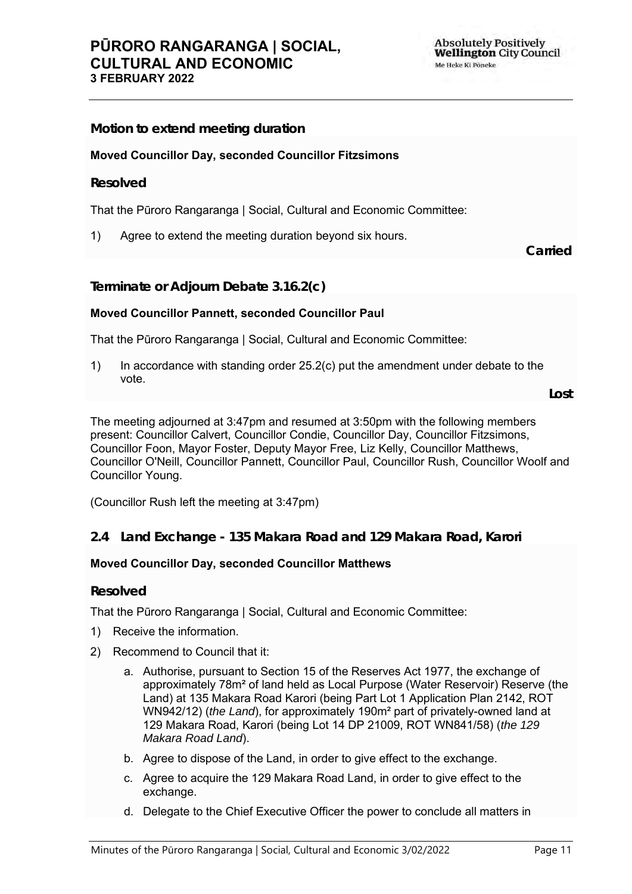**Motion to extend meeting duration**

**Moved Councillor Day, seconded Councillor Fitzsimons**

**Resolved**

That the Pūroro Rangaranga | Social, Cultural and Economic Committee:

1) Agree to extend the meeting duration beyond six hours.

**Carried**

**Terminate or Adjourn Debate 3.16.2(c)**

**Moved Councillor Pannett, seconded Councillor Paul**

That the Pūroro Rangaranga | Social, Cultural and Economic Committee:

1) In accordance with standing order 25.2(c) put the amendment under debate to the vote.

**Lost**

The meeting adjourned at 3:47pm and resumed at 3:50pm with the following members present: Councillor Calvert, Councillor Condie, Councillor Day, Councillor Fitzsimons, Councillor Foon, Mayor Foster, Deputy Mayor Free, Liz Kelly, Councillor Matthews, Councillor O'Neill, Councillor Pannett, Councillor Paul, Councillor Rush, Councillor Woolf and Councillor Young.

(Councillor Rush left the meeting at 3:47pm)

## 2.4 Land Exchange - 135 Makara Road and 129 Makara Road, Karori

**Moved Councillor Day, seconded Councillor Matthews**

**Resolved**

That the Pūroro Rangaranga | Social, Cultural and Economic Committee:

1) Receive the information.
2) Recommend to Council that it:
    a. Authorise, pursuant to Section 15 of the Reserves Act 1977, the exchange of approximately 78m² of land held as Local Purpose (Water Reservoir) Reserve (the Land) at 135 Makara Road Karori (being Part Lot 1 Application Plan 2142, ROT WN942/12) (*the Land*), for approximately 190m² part of privately-owned land at 129 Makara Road, Karori (being Lot 14 DP 21009, ROT WN841/58) (*the 129 Makara Road Land*).
    b. Agree to dispose of the Land, in order to give effect to the exchange.
    c. Agree to acquire the 129 Makara Road Land, in order to give effect to the exchange.
    d. Delegate to the Chief Executive Officer the power to conclude all matters in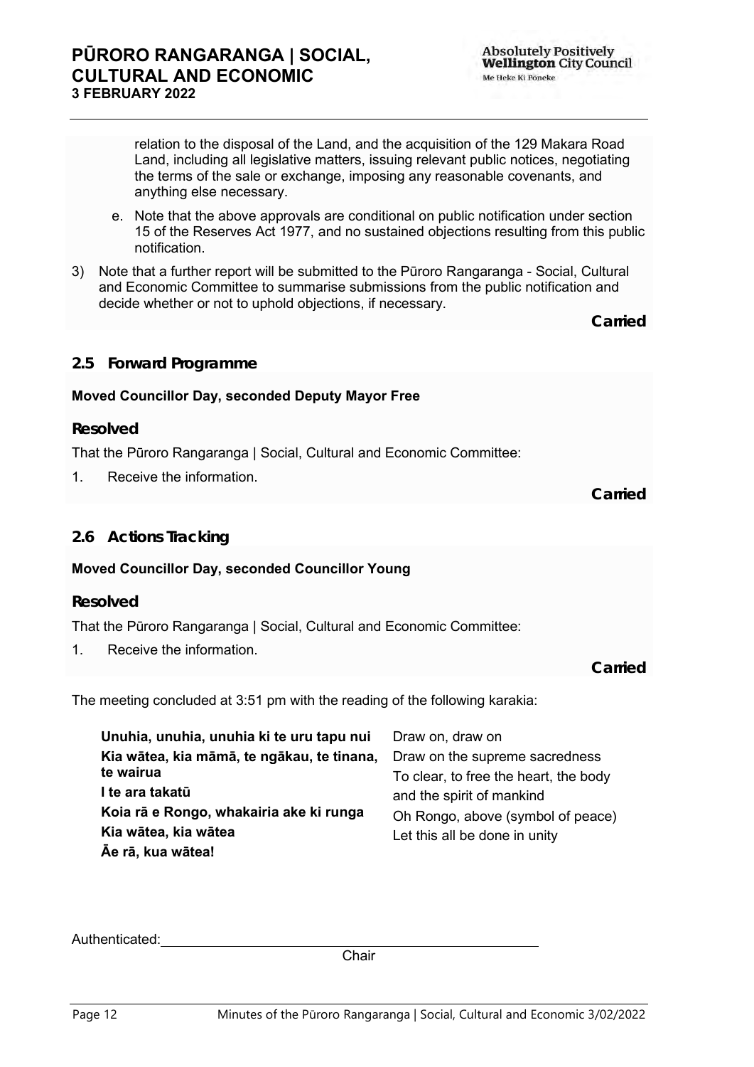relation to the disposal of the Land, and the acquisition of the 129 Makara Road Land, including all legislative matters, issuing relevant public notices, negotiating the terms of the sale or exchange, imposing any reasonable covenants, and anything else necessary.

e. Note that the above approvals are conditional on public notification under section 15 of the Reserves Act 1977, and no sustained objections resulting from this public notification.

3) Note that a further report will be submitted to the Pūroro Rangaranga - Social, Cultural and Economic Committee to summarise submissions from the public notification and decide whether or not to uphold objections, if necessary.

**Carried**

### 2.5 Forward Programme

**Moved Councillor Day, seconded Deputy Mayor Free**

**Resolved**

That the Pūroro Rangaranga | Social, Cultural and Economic Committee:

1. Receive the information.

**Carried**

### 2.6 Actions Tracking

**Moved Councillor Day, seconded Councillor Young**

**Resolved**

That the Pūroro Rangaranga | Social, Cultural and Economic Committee:

1. Receive the information.

**Carried**

The meeting concluded at 3:51 pm with the reading of the following karakia:

| | |
|---|---|
| **Unuhia, unuhia, unuhia ki te uru tapu nui** | Draw on, draw on |
| **Kia wātea, kia māmā, te ngākau, te tinana, te wairua** | Draw on the supreme sacredness |
| **I te ara takatū** | To clear, to free the heart, the body |
| **Koia rā e Rongo, whakairia ake ki runga** | and the spirit of mankind |
| **Kia wātea, kia wātea** | Oh Rongo, above (symbol of peace) |
| **Āe rā, kua wātea!** | Let this all be done in unity |

Authenticated: ______________________________

Chair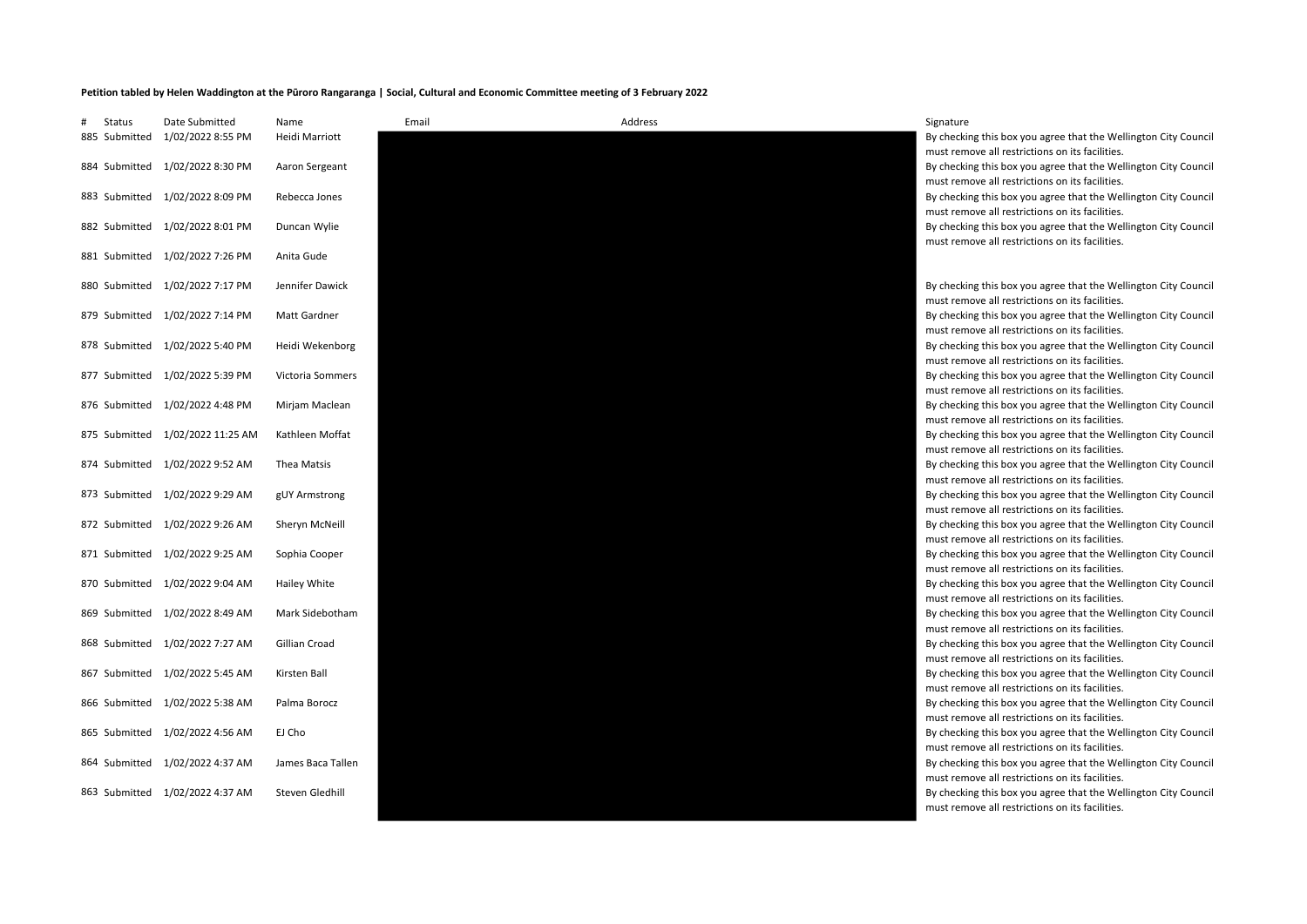**Petition tabled by Helen Waddington at the Pūroro Rangaranga | Social, Cultural and Economic Committee meeting of 3 February 2022**

| # | Status | Date Submitted | Name | Email | Address | Signature |
|---|---|---|---|---|---|---|
| 885 | Submitted | 1/02/2022 8:55 PM | Heidi Marriott | | | By checking this box you agree that the Wellington City Council must remove all restrictions on its facilities. |
| 884 | Submitted | 1/02/2022 8:30 PM | Aaron Sergeant | | | By checking this box you agree that the Wellington City Council must remove all restrictions on its facilities. |
| 883 | Submitted | 1/02/2022 8:09 PM | Rebecca Jones | | | By checking this box you agree that the Wellington City Council must remove all restrictions on its facilities. |
| 882 | Submitted | 1/02/2022 8:01 PM | Duncan Wylie | | | By checking this box you agree that the Wellington City Council must remove all restrictions on its facilities. |
| 881 | Submitted | 1/02/2022 7:26 PM | Anita Gude | | | |
| 880 | Submitted | 1/02/2022 7:17 PM | Jennifer Dawick | | | By checking this box you agree that the Wellington City Council must remove all restrictions on its facilities. |
| 879 | Submitted | 1/02/2022 7:14 PM | Matt Gardner | | | By checking this box you agree that the Wellington City Council must remove all restrictions on its facilities. |
| 878 | Submitted | 1/02/2022 5:40 PM | Heidi Wekenborg | | | By checking this box you agree that the Wellington City Council must remove all restrictions on its facilities. |
| 877 | Submitted | 1/02/2022 5:39 PM | Victoria Sommers | | | By checking this box you agree that the Wellington City Council must remove all restrictions on its facilities. |
| 876 | Submitted | 1/02/2022 4:48 PM | Mirjam Maclean | | | By checking this box you agree that the Wellington City Council must remove all restrictions on its facilities. |
| 875 | Submitted | 1/02/2022 11:25 AM | Kathleen Moffat | | | By checking this box you agree that the Wellington City Council must remove all restrictions on its facilities. |
| 874 | Submitted | 1/02/2022 9:52 AM | Thea Matsis | | | By checking this box you agree that the Wellington City Council must remove all restrictions on its facilities. |
| 873 | Submitted | 1/02/2022 9:29 AM | gUY Armstrong | | | By checking this box you agree that the Wellington City Council must remove all restrictions on its facilities. |
| 872 | Submitted | 1/02/2022 9:26 AM | Sheryn McNeill | | | By checking this box you agree that the Wellington City Council must remove all restrictions on its facilities. |
| 871 | Submitted | 1/02/2022 9:25 AM | Sophia Cooper | | | By checking this box you agree that the Wellington City Council must remove all restrictions on its facilities. |
| 870 | Submitted | 1/02/2022 9:04 AM | Hailey White | | | By checking this box you agree that the Wellington City Council must remove all restrictions on its facilities. |
| 869 | Submitted | 1/02/2022 8:49 AM | Mark Sidebotham | | | By checking this box you agree that the Wellington City Council must remove all restrictions on its facilities. |
| 868 | Submitted | 1/02/2022 7:27 AM | Gillian Croad | | | By checking this box you agree that the Wellington City Council must remove all restrictions on its facilities. |
| 867 | Submitted | 1/02/2022 5:45 AM | Kirsten Ball | | | By checking this box you agree that the Wellington City Council must remove all restrictions on its facilities. |
| 866 | Submitted | 1/02/2022 5:38 AM | Palma Borocz | | | By checking this box you agree that the Wellington City Council must remove all restrictions on its facilities. |
| 865 | Submitted | 1/02/2022 4:56 AM | EJ Cho | | | By checking this box you agree that the Wellington City Council must remove all restrictions on its facilities. |
| 864 | Submitted | 1/02/2022 4:37 AM | James Baca Tallen | | | By checking this box you agree that the Wellington City Council must remove all restrictions on its facilities. |
| 863 | Submitted | 1/02/2022 4:37 AM | Steven Gledhill | | | By checking this box you agree that the Wellington City Council must remove all restrictions on its facilities. |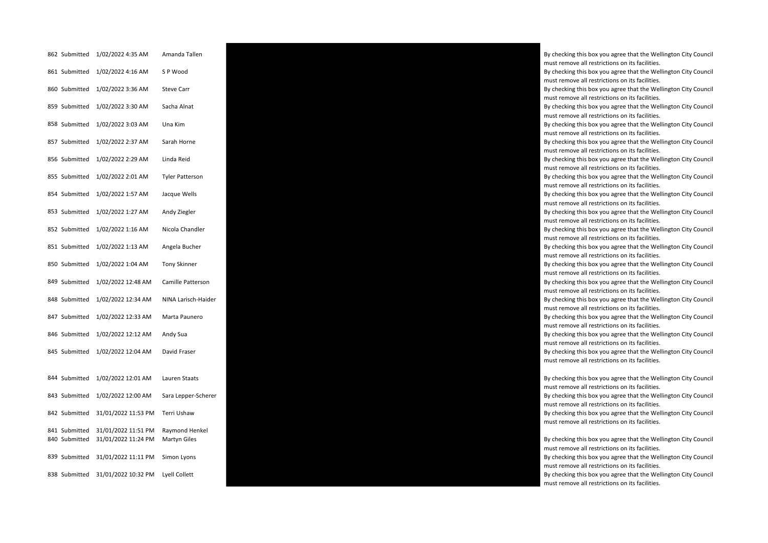| | | | | | |
|---|---|---|---|---|---|
| 862 | Submitted | 1/02/2022 4:35 AM | Amanda Tallen | | By checking this box you agree that the Wellington City Council must remove all restrictions on its facilities. |
| 861 | Submitted | 1/02/2022 4:16 AM | S P Wood | | By checking this box you agree that the Wellington City Council must remove all restrictions on its facilities. |
| 860 | Submitted | 1/02/2022 3:36 AM | Steve Carr | | By checking this box you agree that the Wellington City Council must remove all restrictions on its facilities. |
| 859 | Submitted | 1/02/2022 3:30 AM | Sacha Alnat | | By checking this box you agree that the Wellington City Council must remove all restrictions on its facilities. |
| 858 | Submitted | 1/02/2022 3:03 AM | Una Kim | | By checking this box you agree that the Wellington City Council must remove all restrictions on its facilities. |
| 857 | Submitted | 1/02/2022 2:37 AM | Sarah Horne | | By checking this box you agree that the Wellington City Council must remove all restrictions on its facilities. |
| 856 | Submitted | 1/02/2022 2:29 AM | Linda Reid | | By checking this box you agree that the Wellington City Council must remove all restrictions on its facilities. |
| 855 | Submitted | 1/02/2022 2:01 AM | Tyler Patterson | | By checking this box you agree that the Wellington City Council must remove all restrictions on its facilities. |
| 854 | Submitted | 1/02/2022 1:57 AM | Jacque Wells | | By checking this box you agree that the Wellington City Council must remove all restrictions on its facilities. |
| 853 | Submitted | 1/02/2022 1:27 AM | Andy Ziegler | | By checking this box you agree that the Wellington City Council must remove all restrictions on its facilities. |
| 852 | Submitted | 1/02/2022 1:16 AM | Nicola Chandler | | By checking this box you agree that the Wellington City Council must remove all restrictions on its facilities. |
| 851 | Submitted | 1/02/2022 1:13 AM | Angela Bucher | | By checking this box you agree that the Wellington City Council must remove all restrictions on its facilities. |
| 850 | Submitted | 1/02/2022 1:04 AM | Tony Skinner | | By checking this box you agree that the Wellington City Council must remove all restrictions on its facilities. |
| 849 | Submitted | 1/02/2022 12:48 AM | Camille Patterson | | By checking this box you agree that the Wellington City Council must remove all restrictions on its facilities. |
| 848 | Submitted | 1/02/2022 12:34 AM | NINA Larisch-Haider | | By checking this box you agree that the Wellington City Council must remove all restrictions on its facilities. |
| 847 | Submitted | 1/02/2022 12:33 AM | Marta Paunero | | By checking this box you agree that the Wellington City Council must remove all restrictions on its facilities. |
| 846 | Submitted | 1/02/2022 12:12 AM | Andy Sua | | By checking this box you agree that the Wellington City Council must remove all restrictions on its facilities. |
| 845 | Submitted | 1/02/2022 12:04 AM | David Fraser | | By checking this box you agree that the Wellington City Council must remove all restrictions on its facilities. |
| 844 | Submitted | 1/02/2022 12:01 AM | Lauren Staats | | By checking this box you agree that the Wellington City Council must remove all restrictions on its facilities. |
| 843 | Submitted | 1/02/2022 12:00 AM | Sara Lepper-Scherer | | By checking this box you agree that the Wellington City Council must remove all restrictions on its facilities. |
| 842 | Submitted | 31/01/2022 11:53 PM | Terri Ushaw | | By checking this box you agree that the Wellington City Council must remove all restrictions on its facilities. |
| 841 | Submitted | 31/01/2022 11:51 PM | Raymond Henkel | | |
| 840 | Submitted | 31/01/2022 11:24 PM | Martyn Giles | | By checking this box you agree that the Wellington City Council must remove all restrictions on its facilities. |
| 839 | Submitted | 31/01/2022 11:11 PM | Simon Lyons | | By checking this box you agree that the Wellington City Council must remove all restrictions on its facilities. |
| 838 | Submitted | 31/01/2022 10:32 PM | Lyell Collett | | By checking this box you agree that the Wellington City Council must remove all restrictions on its facilities. |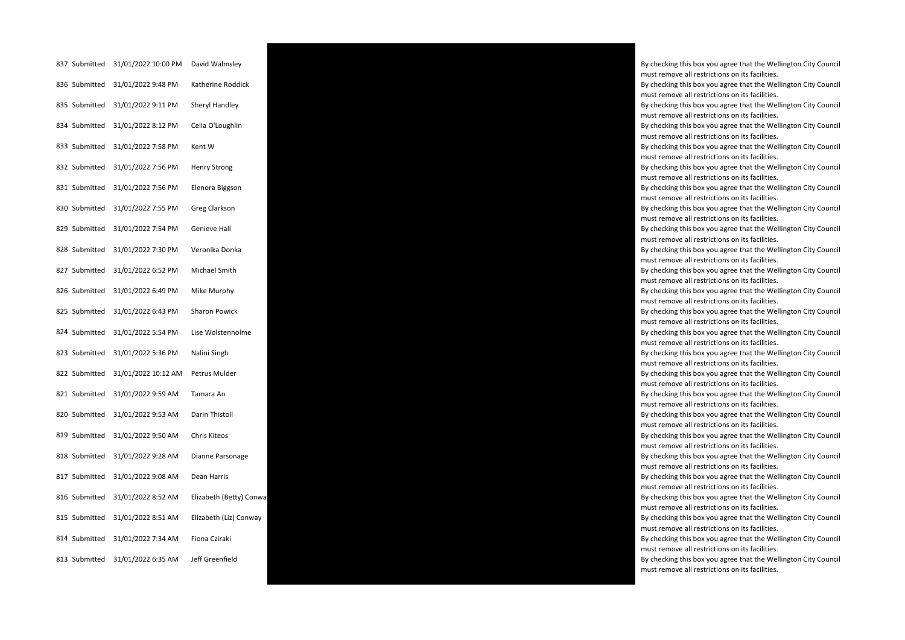| | | | | | |
|---|---|---|---|---|---|
| 837 | Submitted | 31/01/2022 10:00 PM | David Walmsley | | By checking this box you agree that the Wellington City Council must remove all restrictions on its facilities. |
| 836 | Submitted | 31/01/2022 9:48 PM | Katherine Roddick | | By checking this box you agree that the Wellington City Council must remove all restrictions on its facilities. |
| 835 | Submitted | 31/01/2022 9:11 PM | Sheryl Handley | | By checking this box you agree that the Wellington City Council must remove all restrictions on its facilities. |
| 834 | Submitted | 31/01/2022 8:12 PM | Celia O'Loughlin | | By checking this box you agree that the Wellington City Council must remove all restrictions on its facilities. |
| 833 | Submitted | 31/01/2022 7:58 PM | Kent W | | By checking this box you agree that the Wellington City Council must remove all restrictions on its facilities. |
| 832 | Submitted | 31/01/2022 7:56 PM | Henry Strong | | By checking this box you agree that the Wellington City Council must remove all restrictions on its facilities. |
| 831 | Submitted | 31/01/2022 7:56 PM | Elenora Biggson | | By checking this box you agree that the Wellington City Council must remove all restrictions on its facilities. |
| 830 | Submitted | 31/01/2022 7:55 PM | Greg Clarkson | | By checking this box you agree that the Wellington City Council must remove all restrictions on its facilities. |
| 829 | Submitted | 31/01/2022 7:54 PM | Genieve Hall | | By checking this box you agree that the Wellington City Council must remove all restrictions on its facilities. |
| 828 | Submitted | 31/01/2022 7:30 PM | Veronika Donka | | By checking this box you agree that the Wellington City Council must remove all restrictions on its facilities. |
| 827 | Submitted | 31/01/2022 6:52 PM | Michael Smith | | By checking this box you agree that the Wellington City Council must remove all restrictions on its facilities. |
| 826 | Submitted | 31/01/2022 6:49 PM | Mike Murphy | | By checking this box you agree that the Wellington City Council must remove all restrictions on its facilities. |
| 825 | Submitted | 31/01/2022 6:43 PM | Sharon Powick | | By checking this box you agree that the Wellington City Council must remove all restrictions on its facilities. |
| 824 | Submitted | 31/01/2022 5:54 PM | Lise Wolstenholme | | By checking this box you agree that the Wellington City Council must remove all restrictions on its facilities. |
| 823 | Submitted | 31/01/2022 5:36 PM | Nalini Singh | | By checking this box you agree that the Wellington City Council must remove all restrictions on its facilities. |
| 822 | Submitted | 31/01/2022 10:12 AM | Petrus Mulder | | By checking this box you agree that the Wellington City Council must remove all restrictions on its facilities. |
| 821 | Submitted | 31/01/2022 9:59 AM | Tamara An | | By checking this box you agree that the Wellington City Council must remove all restrictions on its facilities. |
| 820 | Submitted | 31/01/2022 9:53 AM | Darin Thistoll | | By checking this box you agree that the Wellington City Council must remove all restrictions on its facilities. |
| 819 | Submitted | 31/01/2022 9:50 AM | Chris Kiteos | | By checking this box you agree that the Wellington City Council must remove all restrictions on its facilities. |
| 818 | Submitted | 31/01/2022 9:28 AM | Dianne Parsonage | | By checking this box you agree that the Wellington City Council must remove all restrictions on its facilities. |
| 817 | Submitted | 31/01/2022 9:08 AM | Dean Harris | | By checking this box you agree that the Wellington City Council must remove all restrictions on its facilities. |
| 816 | Submitted | 31/01/2022 8:52 AM | Elizabeth (Betty) Conwa | | By checking this box you agree that the Wellington City Council must remove all restrictions on its facilities. |
| 815 | Submitted | 31/01/2022 8:51 AM | Elizabeth (Liz) Conway | | By checking this box you agree that the Wellington City Council must remove all restrictions on its facilities. |
| 814 | Submitted | 31/01/2022 7:34 AM | Fiona Cziraki | | By checking this box you agree that the Wellington City Council must remove all restrictions on its facilities. |
| 813 | Submitted | 31/01/2022 6:35 AM | Jeff Greenfield | | By checking this box you agree that the Wellington City Council must remove all restrictions on its facilities. |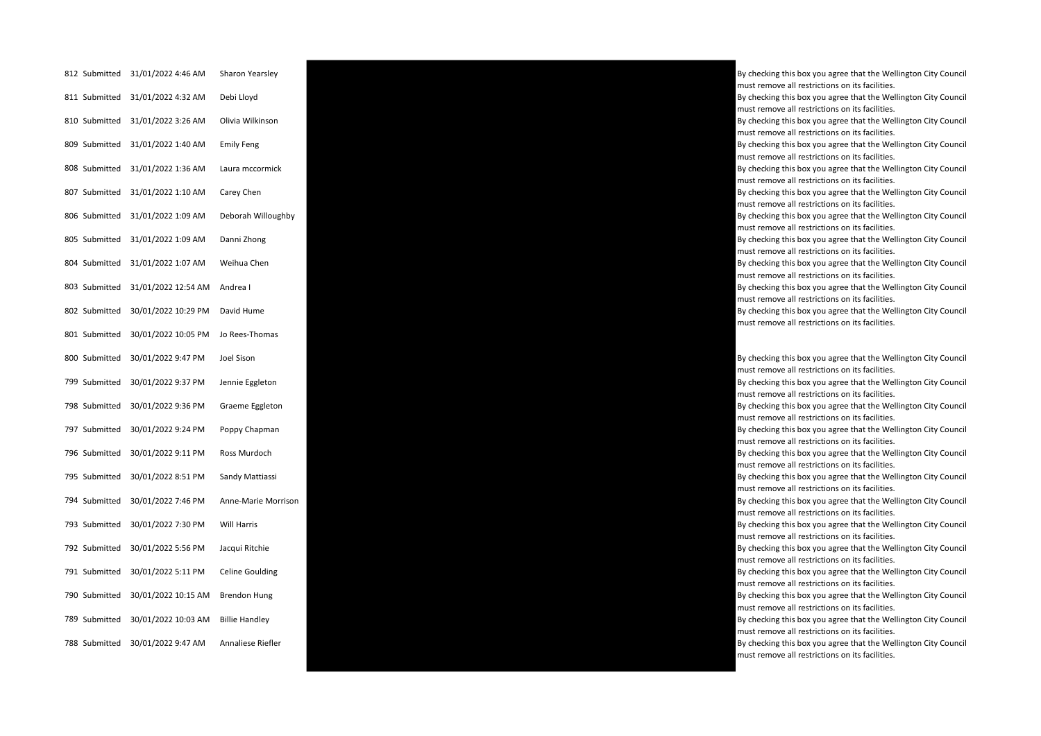| | | | | |
|---|---|---|---|---|
| 812 | Submitted | 31/01/2022 4:46 AM | Sharon Yearsley | By checking this box you agree that the Wellington City Council must remove all restrictions on its facilities. |
| 811 | Submitted | 31/01/2022 4:32 AM | Debi Lloyd | By checking this box you agree that the Wellington City Council must remove all restrictions on its facilities. |
| 810 | Submitted | 31/01/2022 3:26 AM | Olivia Wilkinson | By checking this box you agree that the Wellington City Council must remove all restrictions on its facilities. |
| 809 | Submitted | 31/01/2022 1:40 AM | Emily Feng | By checking this box you agree that the Wellington City Council must remove all restrictions on its facilities. |
| 808 | Submitted | 31/01/2022 1:36 AM | Laura mccormick | By checking this box you agree that the Wellington City Council must remove all restrictions on its facilities. |
| 807 | Submitted | 31/01/2022 1:10 AM | Carey Chen | By checking this box you agree that the Wellington City Council must remove all restrictions on its facilities. |
| 806 | Submitted | 31/01/2022 1:09 AM | Deborah Willoughby | By checking this box you agree that the Wellington City Council must remove all restrictions on its facilities. |
| 805 | Submitted | 31/01/2022 1:09 AM | Danni Zhong | By checking this box you agree that the Wellington City Council must remove all restrictions on its facilities. |
| 804 | Submitted | 31/01/2022 1:07 AM | Weihua Chen | By checking this box you agree that the Wellington City Council must remove all restrictions on its facilities. |
| 803 | Submitted | 31/01/2022 12:54 AM | Andrea I | By checking this box you agree that the Wellington City Council must remove all restrictions on its facilities. |
| 802 | Submitted | 30/01/2022 10:29 PM | David Hume | By checking this box you agree that the Wellington City Council must remove all restrictions on its facilities. |
| 801 | Submitted | 30/01/2022 10:05 PM | Jo Rees-Thomas | |
| 800 | Submitted | 30/01/2022 9:47 PM | Joel Sison | By checking this box you agree that the Wellington City Council must remove all restrictions on its facilities. |
| 799 | Submitted | 30/01/2022 9:37 PM | Jennie Eggleton | By checking this box you agree that the Wellington City Council must remove all restrictions on its facilities. |
| 798 | Submitted | 30/01/2022 9:36 PM | Graeme Eggleton | By checking this box you agree that the Wellington City Council must remove all restrictions on its facilities. |
| 797 | Submitted | 30/01/2022 9:24 PM | Poppy Chapman | By checking this box you agree that the Wellington City Council must remove all restrictions on its facilities. |
| 796 | Submitted | 30/01/2022 9:11 PM | Ross Murdoch | By checking this box you agree that the Wellington City Council must remove all restrictions on its facilities. |
| 795 | Submitted | 30/01/2022 8:51 PM | Sandy Mattiassi | By checking this box you agree that the Wellington City Council must remove all restrictions on its facilities. |
| 794 | Submitted | 30/01/2022 7:46 PM | Anne-Marie Morrison | By checking this box you agree that the Wellington City Council must remove all restrictions on its facilities. |
| 793 | Submitted | 30/01/2022 7:30 PM | Will Harris | By checking this box you agree that the Wellington City Council must remove all restrictions on its facilities. |
| 792 | Submitted | 30/01/2022 5:56 PM | Jacqui Ritchie | By checking this box you agree that the Wellington City Council must remove all restrictions on its facilities. |
| 791 | Submitted | 30/01/2022 5:11 PM | Celine Goulding | By checking this box you agree that the Wellington City Council must remove all restrictions on its facilities. |
| 790 | Submitted | 30/01/2022 10:15 AM | Brendon Hung | By checking this box you agree that the Wellington City Council must remove all restrictions on its facilities. |
| 789 | Submitted | 30/01/2022 10:03 AM | Billie Handley | By checking this box you agree that the Wellington City Council must remove all restrictions on its facilities. |
| 788 | Submitted | 30/01/2022 9:47 AM | Annaliese Riefler | By checking this box you agree that the Wellington City Council must remove all restrictions on its facilities. |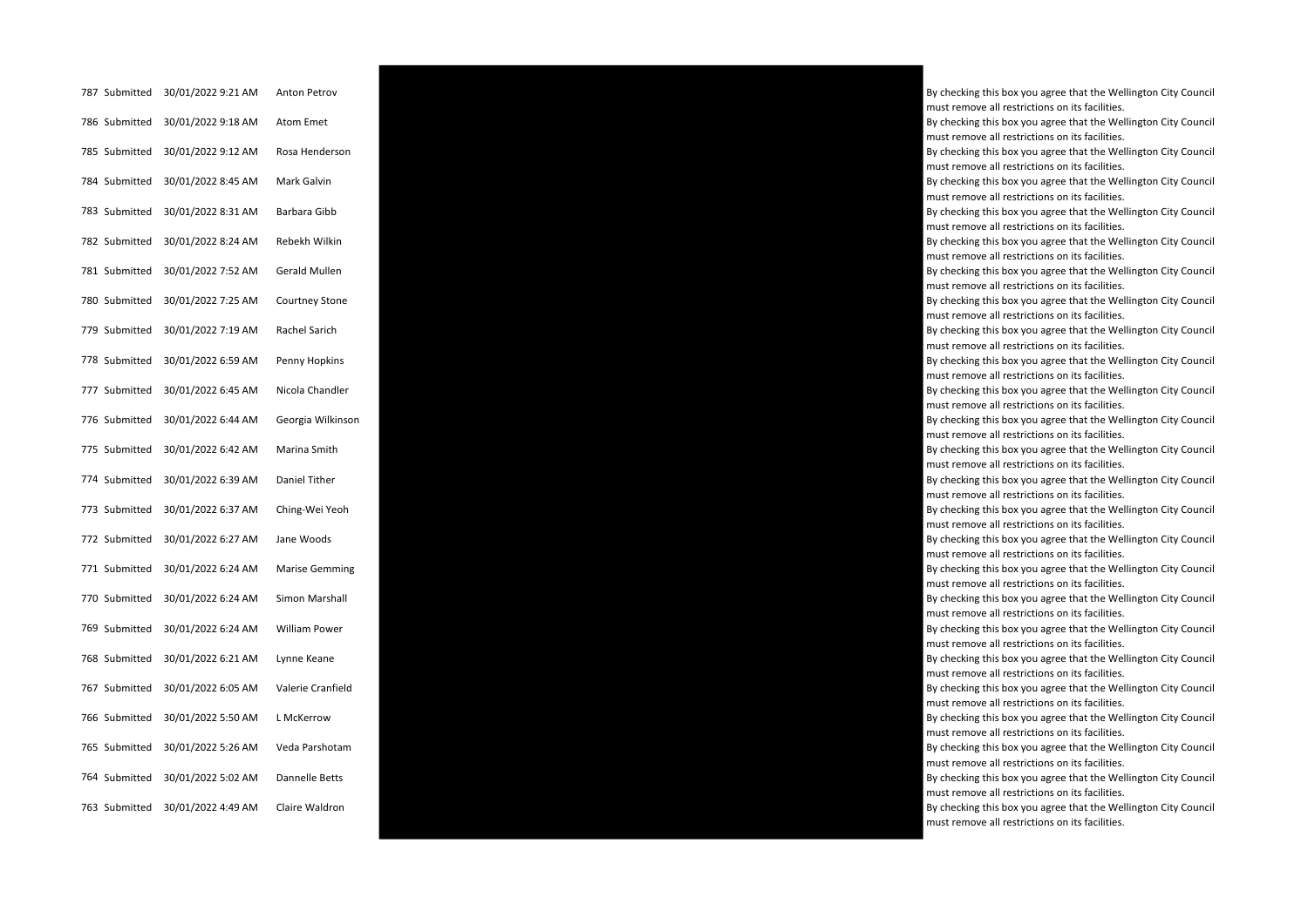| | | | | | |
|---|---|---|---|---|---|
| 787 | Submitted | 30/01/2022 9:21 AM | Anton Petrov | | By checking this box you agree that the Wellington City Council must remove all restrictions on its facilities. |
| 786 | Submitted | 30/01/2022 9:18 AM | Atom Emet | | By checking this box you agree that the Wellington City Council must remove all restrictions on its facilities. |
| 785 | Submitted | 30/01/2022 9:12 AM | Rosa Henderson | | By checking this box you agree that the Wellington City Council must remove all restrictions on its facilities. |
| 784 | Submitted | 30/01/2022 8:45 AM | Mark Galvin | | By checking this box you agree that the Wellington City Council must remove all restrictions on its facilities. |
| 783 | Submitted | 30/01/2022 8:31 AM | Barbara Gibb | | By checking this box you agree that the Wellington City Council must remove all restrictions on its facilities. |
| 782 | Submitted | 30/01/2022 8:24 AM | Rebekh Wilkin | | By checking this box you agree that the Wellington City Council must remove all restrictions on its facilities. |
| 781 | Submitted | 30/01/2022 7:52 AM | Gerald Mullen | | By checking this box you agree that the Wellington City Council must remove all restrictions on its facilities. |
| 780 | Submitted | 30/01/2022 7:25 AM | Courtney Stone | | By checking this box you agree that the Wellington City Council must remove all restrictions on its facilities. |
| 779 | Submitted | 30/01/2022 7:19 AM | Rachel Sarich | | By checking this box you agree that the Wellington City Council must remove all restrictions on its facilities. |
| 778 | Submitted | 30/01/2022 6:59 AM | Penny Hopkins | | By checking this box you agree that the Wellington City Council must remove all restrictions on its facilities. |
| 777 | Submitted | 30/01/2022 6:45 AM | Nicola Chandler | | By checking this box you agree that the Wellington City Council must remove all restrictions on its facilities. |
| 776 | Submitted | 30/01/2022 6:44 AM | Georgia Wilkinson | | By checking this box you agree that the Wellington City Council must remove all restrictions on its facilities. |
| 775 | Submitted | 30/01/2022 6:42 AM | Marina Smith | | By checking this box you agree that the Wellington City Council must remove all restrictions on its facilities. |
| 774 | Submitted | 30/01/2022 6:39 AM | Daniel Tither | | By checking this box you agree that the Wellington City Council must remove all restrictions on its facilities. |
| 773 | Submitted | 30/01/2022 6:37 AM | Ching-Wei Yeoh | | By checking this box you agree that the Wellington City Council must remove all restrictions on its facilities. |
| 772 | Submitted | 30/01/2022 6:27 AM | Jane Woods | | By checking this box you agree that the Wellington City Council must remove all restrictions on its facilities. |
| 771 | Submitted | 30/01/2022 6:24 AM | Marise Gemming | | By checking this box you agree that the Wellington City Council must remove all restrictions on its facilities. |
| 770 | Submitted | 30/01/2022 6:24 AM | Simon Marshall | | By checking this box you agree that the Wellington City Council must remove all restrictions on its facilities. |
| 769 | Submitted | 30/01/2022 6:24 AM | William Power | | By checking this box you agree that the Wellington City Council must remove all restrictions on its facilities. |
| 768 | Submitted | 30/01/2022 6:21 AM | Lynne Keane | | By checking this box you agree that the Wellington City Council must remove all restrictions on its facilities. |
| 767 | Submitted | 30/01/2022 6:05 AM | Valerie Cranfield | | By checking this box you agree that the Wellington City Council must remove all restrictions on its facilities. |
| 766 | Submitted | 30/01/2022 5:50 AM | L McKerrow | | By checking this box you agree that the Wellington City Council must remove all restrictions on its facilities. |
| 765 | Submitted | 30/01/2022 5:26 AM | Veda Parshotam | | By checking this box you agree that the Wellington City Council must remove all restrictions on its facilities. |
| 764 | Submitted | 30/01/2022 5:02 AM | Dannelle Betts | | By checking this box you agree that the Wellington City Council must remove all restrictions on its facilities. |
| 763 | Submitted | 30/01/2022 4:49 AM | Claire Waldron | | By checking this box you agree that the Wellington City Council must remove all restrictions on its facilities. |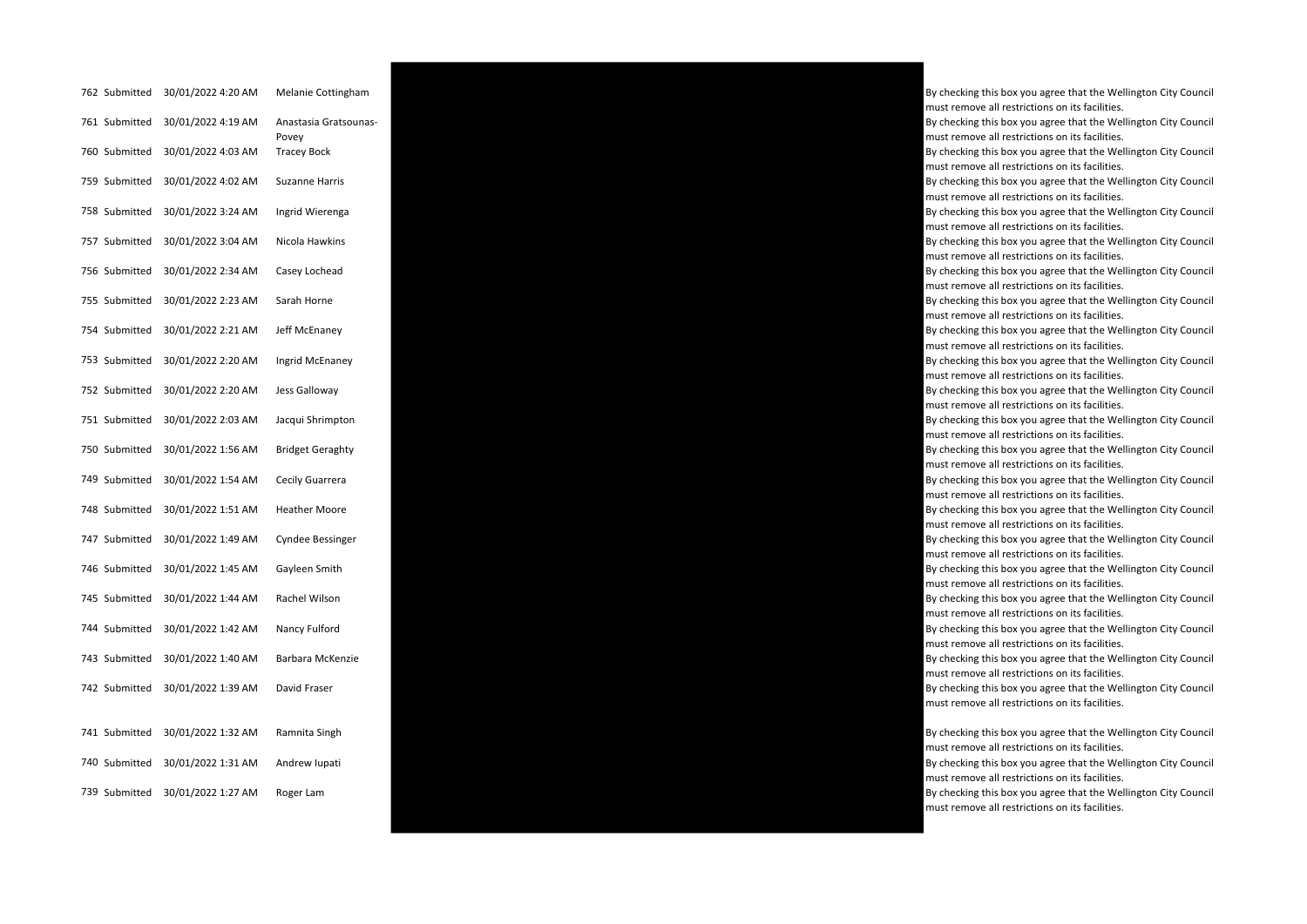| | | | | | |
|---|---|---|---|---|---|
| 762 | Submitted | 30/01/2022 4:20 AM | Melanie Cottingham | | By checking this box you agree that the Wellington City Council must remove all restrictions on its facilities. |
| 761 | Submitted | 30/01/2022 4:19 AM | Anastasia Gratsounas-Povey | | By checking this box you agree that the Wellington City Council must remove all restrictions on its facilities. |
| 760 | Submitted | 30/01/2022 4:03 AM | Tracey Bock | | By checking this box you agree that the Wellington City Council must remove all restrictions on its facilities. |
| 759 | Submitted | 30/01/2022 4:02 AM | Suzanne Harris | | By checking this box you agree that the Wellington City Council must remove all restrictions on its facilities. |
| 758 | Submitted | 30/01/2022 3:24 AM | Ingrid Wierenga | | By checking this box you agree that the Wellington City Council must remove all restrictions on its facilities. |
| 757 | Submitted | 30/01/2022 3:04 AM | Nicola Hawkins | | By checking this box you agree that the Wellington City Council must remove all restrictions on its facilities. |
| 756 | Submitted | 30/01/2022 2:34 AM | Casey Lochead | | By checking this box you agree that the Wellington City Council must remove all restrictions on its facilities. |
| 755 | Submitted | 30/01/2022 2:23 AM | Sarah Horne | | By checking this box you agree that the Wellington City Council must remove all restrictions on its facilities. |
| 754 | Submitted | 30/01/2022 2:21 AM | Jeff McEnaney | | By checking this box you agree that the Wellington City Council must remove all restrictions on its facilities. |
| 753 | Submitted | 30/01/2022 2:20 AM | Ingrid McEnaney | | By checking this box you agree that the Wellington City Council must remove all restrictions on its facilities. |
| 752 | Submitted | 30/01/2022 2:20 AM | Jess Galloway | | By checking this box you agree that the Wellington City Council must remove all restrictions on its facilities. |
| 751 | Submitted | 30/01/2022 2:03 AM | Jacqui Shrimpton | | By checking this box you agree that the Wellington City Council must remove all restrictions on its facilities. |
| 750 | Submitted | 30/01/2022 1:56 AM | Bridget Geraghty | | By checking this box you agree that the Wellington City Council must remove all restrictions on its facilities. |
| 749 | Submitted | 30/01/2022 1:54 AM | Cecily Guarrera | | By checking this box you agree that the Wellington City Council must remove all restrictions on its facilities. |
| 748 | Submitted | 30/01/2022 1:51 AM | Heather Moore | | By checking this box you agree that the Wellington City Council must remove all restrictions on its facilities. |
| 747 | Submitted | 30/01/2022 1:49 AM | Cyndee Bessinger | | By checking this box you agree that the Wellington City Council must remove all restrictions on its facilities. |
| 746 | Submitted | 30/01/2022 1:45 AM | Gayleen Smith | | By checking this box you agree that the Wellington City Council must remove all restrictions on its facilities. |
| 745 | Submitted | 30/01/2022 1:44 AM | Rachel Wilson | | By checking this box you agree that the Wellington City Council must remove all restrictions on its facilities. |
| 744 | Submitted | 30/01/2022 1:42 AM | Nancy Fulford | | By checking this box you agree that the Wellington City Council must remove all restrictions on its facilities. |
| 743 | Submitted | 30/01/2022 1:40 AM | Barbara McKenzie | | By checking this box you agree that the Wellington City Council must remove all restrictions on its facilities. |
| 742 | Submitted | 30/01/2022 1:39 AM | David Fraser | | By checking this box you agree that the Wellington City Council must remove all restrictions on its facilities. |
| 741 | Submitted | 30/01/2022 1:32 AM | Ramnita Singh | | By checking this box you agree that the Wellington City Council must remove all restrictions on its facilities. |
| 740 | Submitted | 30/01/2022 1:31 AM | Andrew Iupati | | By checking this box you agree that the Wellington City Council must remove all restrictions on its facilities. |
| 739 | Submitted | 30/01/2022 1:27 AM | Roger Lam | | By checking this box you agree that the Wellington City Council must remove all restrictions on its facilities. |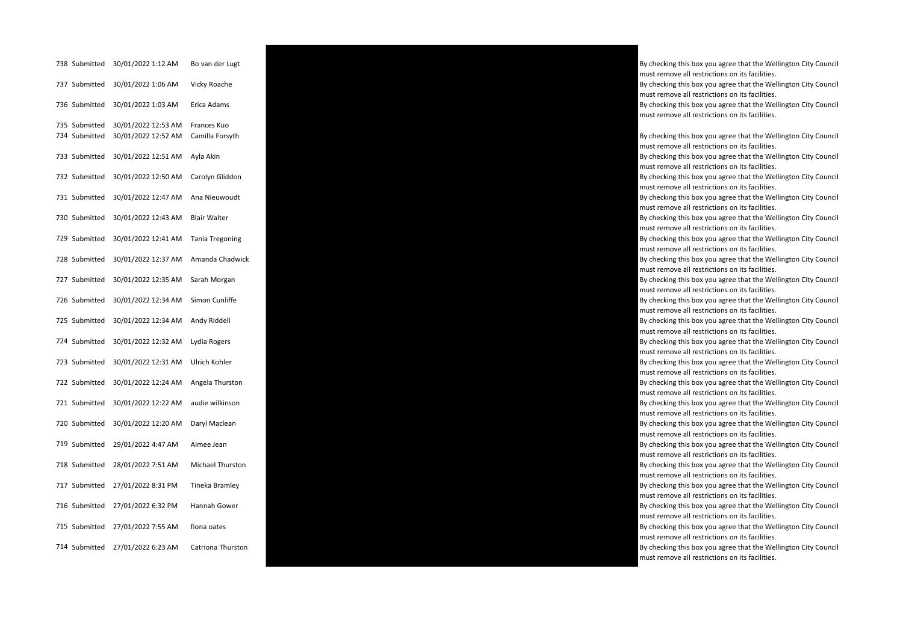| | | | | | |
|---|---|---|---|---|---|
| 738 | Submitted | 30/01/2022 1:12 AM | Bo van der Lugt | | By checking this box you agree that the Wellington City Council must remove all restrictions on its facilities. |
| 737 | Submitted | 30/01/2022 1:06 AM | Vicky Roache | | By checking this box you agree that the Wellington City Council must remove all restrictions on its facilities. |
| 736 | Submitted | 30/01/2022 1:03 AM | Erica Adams | | By checking this box you agree that the Wellington City Council must remove all restrictions on its facilities. |
| 735 | Submitted | 30/01/2022 12:53 AM | Frances Kuo | | |
| 734 | Submitted | 30/01/2022 12:52 AM | Camilla Forsyth | | By checking this box you agree that the Wellington City Council must remove all restrictions on its facilities. |
| 733 | Submitted | 30/01/2022 12:51 AM | Ayla Akin | | By checking this box you agree that the Wellington City Council must remove all restrictions on its facilities. |
| 732 | Submitted | 30/01/2022 12:50 AM | Carolyn Gliddon | | By checking this box you agree that the Wellington City Council must remove all restrictions on its facilities. |
| 731 | Submitted | 30/01/2022 12:47 AM | Ana Nieuwoudt | | By checking this box you agree that the Wellington City Council must remove all restrictions on its facilities. |
| 730 | Submitted | 30/01/2022 12:43 AM | Blair Walter | | By checking this box you agree that the Wellington City Council must remove all restrictions on its facilities. |
| 729 | Submitted | 30/01/2022 12:41 AM | Tania Tregoning | | By checking this box you agree that the Wellington City Council must remove all restrictions on its facilities. |
| 728 | Submitted | 30/01/2022 12:37 AM | Amanda Chadwick | | By checking this box you agree that the Wellington City Council must remove all restrictions on its facilities. |
| 727 | Submitted | 30/01/2022 12:35 AM | Sarah Morgan | | By checking this box you agree that the Wellington City Council must remove all restrictions on its facilities. |
| 726 | Submitted | 30/01/2022 12:34 AM | Simon Cunliffe | | By checking this box you agree that the Wellington City Council must remove all restrictions on its facilities. |
| 725 | Submitted | 30/01/2022 12:34 AM | Andy Riddell | | By checking this box you agree that the Wellington City Council must remove all restrictions on its facilities. |
| 724 | Submitted | 30/01/2022 12:32 AM | Lydia Rogers | | By checking this box you agree that the Wellington City Council must remove all restrictions on its facilities. |
| 723 | Submitted | 30/01/2022 12:31 AM | Ulrich Kohler | | By checking this box you agree that the Wellington City Council must remove all restrictions on its facilities. |
| 722 | Submitted | 30/01/2022 12:24 AM | Angela Thurston | | By checking this box you agree that the Wellington City Council must remove all restrictions on its facilities. |
| 721 | Submitted | 30/01/2022 12:22 AM | audie wilkinson | | By checking this box you agree that the Wellington City Council must remove all restrictions on its facilities. |
| 720 | Submitted | 30/01/2022 12:20 AM | Daryl Maclean | | By checking this box you agree that the Wellington City Council must remove all restrictions on its facilities. |
| 719 | Submitted | 29/01/2022 4:47 AM | Aimee Jean | | By checking this box you agree that the Wellington City Council must remove all restrictions on its facilities. |
| 718 | Submitted | 28/01/2022 7:51 AM | Michael Thurston | | By checking this box you agree that the Wellington City Council must remove all restrictions on its facilities. |
| 717 | Submitted | 27/01/2022 8:31 PM | Tineka Bramley | | By checking this box you agree that the Wellington City Council must remove all restrictions on its facilities. |
| 716 | Submitted | 27/01/2022 6:32 PM | Hannah Gower | | By checking this box you agree that the Wellington City Council must remove all restrictions on its facilities. |
| 715 | Submitted | 27/01/2022 7:55 AM | fiona oates | | By checking this box you agree that the Wellington City Council must remove all restrictions on its facilities. |
| 714 | Submitted | 27/01/2022 6:23 AM | Catriona Thurston | | By checking this box you agree that the Wellington City Council must remove all restrictions on its facilities. |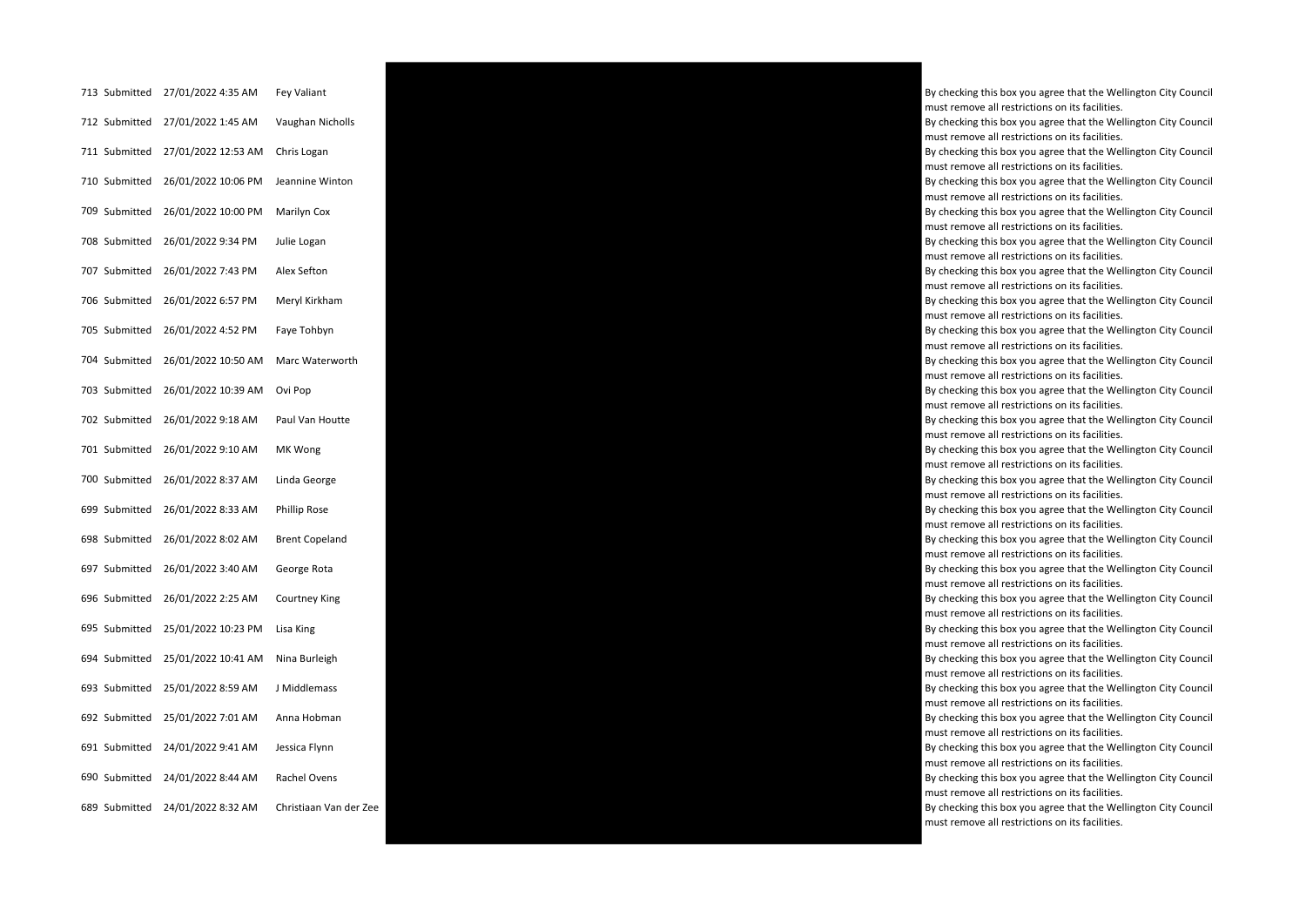| | | | | | |
|---|---|---|---|---|---|
| 713 | Submitted | 27/01/2022 4:35 AM | Fey Valiant | | By checking this box you agree that the Wellington City Council must remove all restrictions on its facilities. |
| 712 | Submitted | 27/01/2022 1:45 AM | Vaughan Nicholls | | By checking this box you agree that the Wellington City Council must remove all restrictions on its facilities. |
| 711 | Submitted | 27/01/2022 12:53 AM | Chris Logan | | By checking this box you agree that the Wellington City Council must remove all restrictions on its facilities. |
| 710 | Submitted | 26/01/2022 10:06 PM | Jeannine Winton | | By checking this box you agree that the Wellington City Council must remove all restrictions on its facilities. |
| 709 | Submitted | 26/01/2022 10:00 PM | Marilyn Cox | | By checking this box you agree that the Wellington City Council must remove all restrictions on its facilities. |
| 708 | Submitted | 26/01/2022 9:34 PM | Julie Logan | | By checking this box you agree that the Wellington City Council must remove all restrictions on its facilities. |
| 707 | Submitted | 26/01/2022 7:43 PM | Alex Sefton | | By checking this box you agree that the Wellington City Council must remove all restrictions on its facilities. |
| 706 | Submitted | 26/01/2022 6:57 PM | Meryl Kirkham | | By checking this box you agree that the Wellington City Council must remove all restrictions on its facilities. |
| 705 | Submitted | 26/01/2022 4:52 PM | Faye Tohbyn | | By checking this box you agree that the Wellington City Council must remove all restrictions on its facilities. |
| 704 | Submitted | 26/01/2022 10:50 AM | Marc Waterworth | | By checking this box you agree that the Wellington City Council must remove all restrictions on its facilities. |
| 703 | Submitted | 26/01/2022 10:39 AM | Ovi Pop | | By checking this box you agree that the Wellington City Council must remove all restrictions on its facilities. |
| 702 | Submitted | 26/01/2022 9:18 AM | Paul Van Houtte | | By checking this box you agree that the Wellington City Council must remove all restrictions on its facilities. |
| 701 | Submitted | 26/01/2022 9:10 AM | MK Wong | | By checking this box you agree that the Wellington City Council must remove all restrictions on its facilities. |
| 700 | Submitted | 26/01/2022 8:37 AM | Linda George | | By checking this box you agree that the Wellington City Council must remove all restrictions on its facilities. |
| 699 | Submitted | 26/01/2022 8:33 AM | Phillip Rose | | By checking this box you agree that the Wellington City Council must remove all restrictions on its facilities. |
| 698 | Submitted | 26/01/2022 8:02 AM | Brent Copeland | | By checking this box you agree that the Wellington City Council must remove all restrictions on its facilities. |
| 697 | Submitted | 26/01/2022 3:40 AM | George Rota | | By checking this box you agree that the Wellington City Council must remove all restrictions on its facilities. |
| 696 | Submitted | 26/01/2022 2:25 AM | Courtney King | | By checking this box you agree that the Wellington City Council must remove all restrictions on its facilities. |
| 695 | Submitted | 25/01/2022 10:23 PM | Lisa King | | By checking this box you agree that the Wellington City Council must remove all restrictions on its facilities. |
| 694 | Submitted | 25/01/2022 10:41 AM | Nina Burleigh | | By checking this box you agree that the Wellington City Council must remove all restrictions on its facilities. |
| 693 | Submitted | 25/01/2022 8:59 AM | J Middlemass | | By checking this box you agree that the Wellington City Council must remove all restrictions on its facilities. |
| 692 | Submitted | 25/01/2022 7:01 AM | Anna Hobman | | By checking this box you agree that the Wellington City Council must remove all restrictions on its facilities. |
| 691 | Submitted | 24/01/2022 9:41 AM | Jessica Flynn | | By checking this box you agree that the Wellington City Council must remove all restrictions on its facilities. |
| 690 | Submitted | 24/01/2022 8:44 AM | Rachel Ovens | | By checking this box you agree that the Wellington City Council must remove all restrictions on its facilities. |
| 689 | Submitted | 24/01/2022 8:32 AM | Christiaan Van der Zee | | By checking this box you agree that the Wellington City Council must remove all restrictions on its facilities. |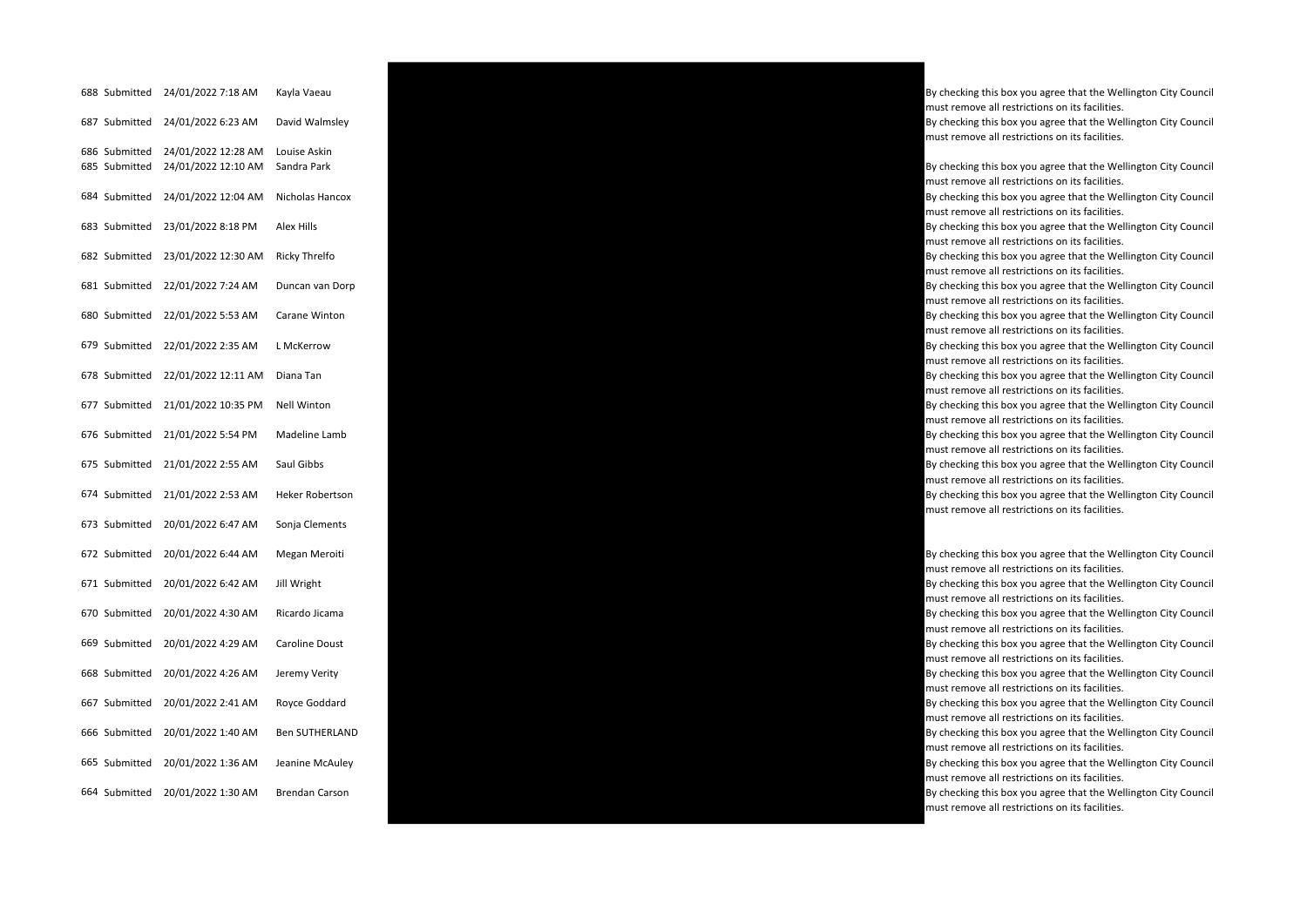| | | | | | |
|---|---|---|---|---|---|
| 688 | Submitted | 24/01/2022 7:18 AM | Kayla Vaeau | | By checking this box you agree that the Wellington City Council must remove all restrictions on its facilities. |
| 687 | Submitted | 24/01/2022 6:23 AM | David Walmsley | | By checking this box you agree that the Wellington City Council must remove all restrictions on its facilities. |
| 686 | Submitted | 24/01/2022 12:28 AM | Louise Askin | | |
| 685 | Submitted | 24/01/2022 12:10 AM | Sandra Park | | By checking this box you agree that the Wellington City Council must remove all restrictions on its facilities. |
| 684 | Submitted | 24/01/2022 12:04 AM | Nicholas Hancox | | By checking this box you agree that the Wellington City Council must remove all restrictions on its facilities. |
| 683 | Submitted | 23/01/2022 8:18 PM | Alex Hills | | By checking this box you agree that the Wellington City Council must remove all restrictions on its facilities. |
| 682 | Submitted | 23/01/2022 12:30 AM | Ricky Threlfo | | By checking this box you agree that the Wellington City Council must remove all restrictions on its facilities. |
| 681 | Submitted | 22/01/2022 7:24 AM | Duncan van Dorp | | By checking this box you agree that the Wellington City Council must remove all restrictions on its facilities. |
| 680 | Submitted | 22/01/2022 5:53 AM | Carane Winton | | By checking this box you agree that the Wellington City Council must remove all restrictions on its facilities. |
| 679 | Submitted | 22/01/2022 2:35 AM | L McKerrow | | By checking this box you agree that the Wellington City Council must remove all restrictions on its facilities. |
| 678 | Submitted | 22/01/2022 12:11 AM | Diana Tan | | By checking this box you agree that the Wellington City Council must remove all restrictions on its facilities. |
| 677 | Submitted | 21/01/2022 10:35 PM | Nell Winton | | By checking this box you agree that the Wellington City Council must remove all restrictions on its facilities. |
| 676 | Submitted | 21/01/2022 5:54 PM | Madeline Lamb | | By checking this box you agree that the Wellington City Council must remove all restrictions on its facilities. |
| 675 | Submitted | 21/01/2022 2:55 AM | Saul Gibbs | | By checking this box you agree that the Wellington City Council must remove all restrictions on its facilities. |
| 674 | Submitted | 21/01/2022 2:53 AM | Heker Robertson | | By checking this box you agree that the Wellington City Council must remove all restrictions on its facilities. |
| 673 | Submitted | 20/01/2022 6:47 AM | Sonja Clements | | |
| 672 | Submitted | 20/01/2022 6:44 AM | Megan Meroiti | | By checking this box you agree that the Wellington City Council must remove all restrictions on its facilities. |
| 671 | Submitted | 20/01/2022 6:42 AM | Jill Wright | | By checking this box you agree that the Wellington City Council must remove all restrictions on its facilities. |
| 670 | Submitted | 20/01/2022 4:30 AM | Ricardo Jicama | | By checking this box you agree that the Wellington City Council must remove all restrictions on its facilities. |
| 669 | Submitted | 20/01/2022 4:29 AM | Caroline Doust | | By checking this box you agree that the Wellington City Council must remove all restrictions on its facilities. |
| 668 | Submitted | 20/01/2022 4:26 AM | Jeremy Verity | | By checking this box you agree that the Wellington City Council must remove all restrictions on its facilities. |
| 667 | Submitted | 20/01/2022 2:41 AM | Royce Goddard | | By checking this box you agree that the Wellington City Council must remove all restrictions on its facilities. |
| 666 | Submitted | 20/01/2022 1:40 AM | Ben SUTHERLAND | | By checking this box you agree that the Wellington City Council must remove all restrictions on its facilities. |
| 665 | Submitted | 20/01/2022 1:36 AM | Jeanine McAuley | | By checking this box you agree that the Wellington City Council must remove all restrictions on its facilities. |
| 664 | Submitted | 20/01/2022 1:30 AM | Brendan Carson | | By checking this box you agree that the Wellington City Council must remove all restrictions on its facilities. |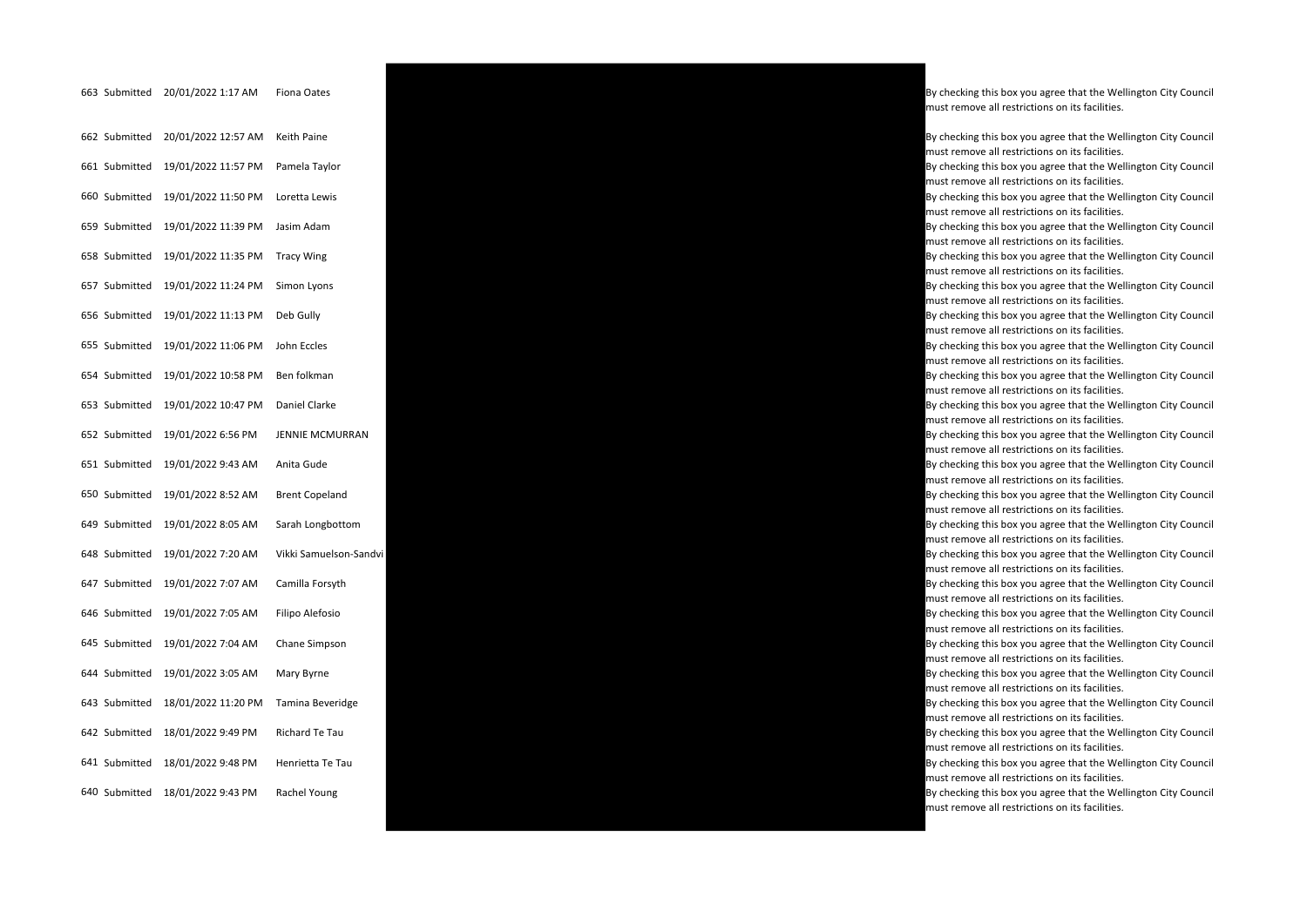| | | | | | |
|---|---|---|---|---|---|
| 663 | Submitted | 20/01/2022 1:17 AM | Fiona Oates | | By checking this box you agree that the Wellington City Council must remove all restrictions on its facilities. |
| 662 | Submitted | 20/01/2022 12:57 AM | Keith Paine | | By checking this box you agree that the Wellington City Council must remove all restrictions on its facilities. |
| 661 | Submitted | 19/01/2022 11:57 PM | Pamela Taylor | | By checking this box you agree that the Wellington City Council must remove all restrictions on its facilities. |
| 660 | Submitted | 19/01/2022 11:50 PM | Loretta Lewis | | By checking this box you agree that the Wellington City Council must remove all restrictions on its facilities. |
| 659 | Submitted | 19/01/2022 11:39 PM | Jasim Adam | | By checking this box you agree that the Wellington City Council must remove all restrictions on its facilities. |
| 658 | Submitted | 19/01/2022 11:35 PM | Tracy Wing | | By checking this box you agree that the Wellington City Council must remove all restrictions on its facilities. |
| 657 | Submitted | 19/01/2022 11:24 PM | Simon Lyons | | By checking this box you agree that the Wellington City Council must remove all restrictions on its facilities. |
| 656 | Submitted | 19/01/2022 11:13 PM | Deb Gully | | By checking this box you agree that the Wellington City Council must remove all restrictions on its facilities. |
| 655 | Submitted | 19/01/2022 11:06 PM | John Eccles | | By checking this box you agree that the Wellington City Council must remove all restrictions on its facilities. |
| 654 | Submitted | 19/01/2022 10:58 PM | Ben folkman | | By checking this box you agree that the Wellington City Council must remove all restrictions on its facilities. |
| 653 | Submitted | 19/01/2022 10:47 PM | Daniel Clarke | | By checking this box you agree that the Wellington City Council must remove all restrictions on its facilities. |
| 652 | Submitted | 19/01/2022 6:56 PM | JENNIE MCMURRAN | | By checking this box you agree that the Wellington City Council must remove all restrictions on its facilities. |
| 651 | Submitted | 19/01/2022 9:43 AM | Anita Gude | | By checking this box you agree that the Wellington City Council must remove all restrictions on its facilities. |
| 650 | Submitted | 19/01/2022 8:52 AM | Brent Copeland | | By checking this box you agree that the Wellington City Council must remove all restrictions on its facilities. |
| 649 | Submitted | 19/01/2022 8:05 AM | Sarah Longbottom | | By checking this box you agree that the Wellington City Council must remove all restrictions on its facilities. |
| 648 | Submitted | 19/01/2022 7:20 AM | Vikki Samuelson-Sandvi | | By checking this box you agree that the Wellington City Council must remove all restrictions on its facilities. |
| 647 | Submitted | 19/01/2022 7:07 AM | Camilla Forsyth | | By checking this box you agree that the Wellington City Council must remove all restrictions on its facilities. |
| 646 | Submitted | 19/01/2022 7:05 AM | Filipo Alefosio | | By checking this box you agree that the Wellington City Council must remove all restrictions on its facilities. |
| 645 | Submitted | 19/01/2022 7:04 AM | Chane Simpson | | By checking this box you agree that the Wellington City Council must remove all restrictions on its facilities. |
| 644 | Submitted | 19/01/2022 3:05 AM | Mary Byrne | | By checking this box you agree that the Wellington City Council must remove all restrictions on its facilities. |
| 643 | Submitted | 18/01/2022 11:20 PM | Tamina Beveridge | | By checking this box you agree that the Wellington City Council must remove all restrictions on its facilities. |
| 642 | Submitted | 18/01/2022 9:49 PM | Richard Te Tau | | By checking this box you agree that the Wellington City Council must remove all restrictions on its facilities. |
| 641 | Submitted | 18/01/2022 9:48 PM | Henrietta Te Tau | | By checking this box you agree that the Wellington City Council must remove all restrictions on its facilities. |
| 640 | Submitted | 18/01/2022 9:43 PM | Rachel Young | | By checking this box you agree that the Wellington City Council must remove all restrictions on its facilities. |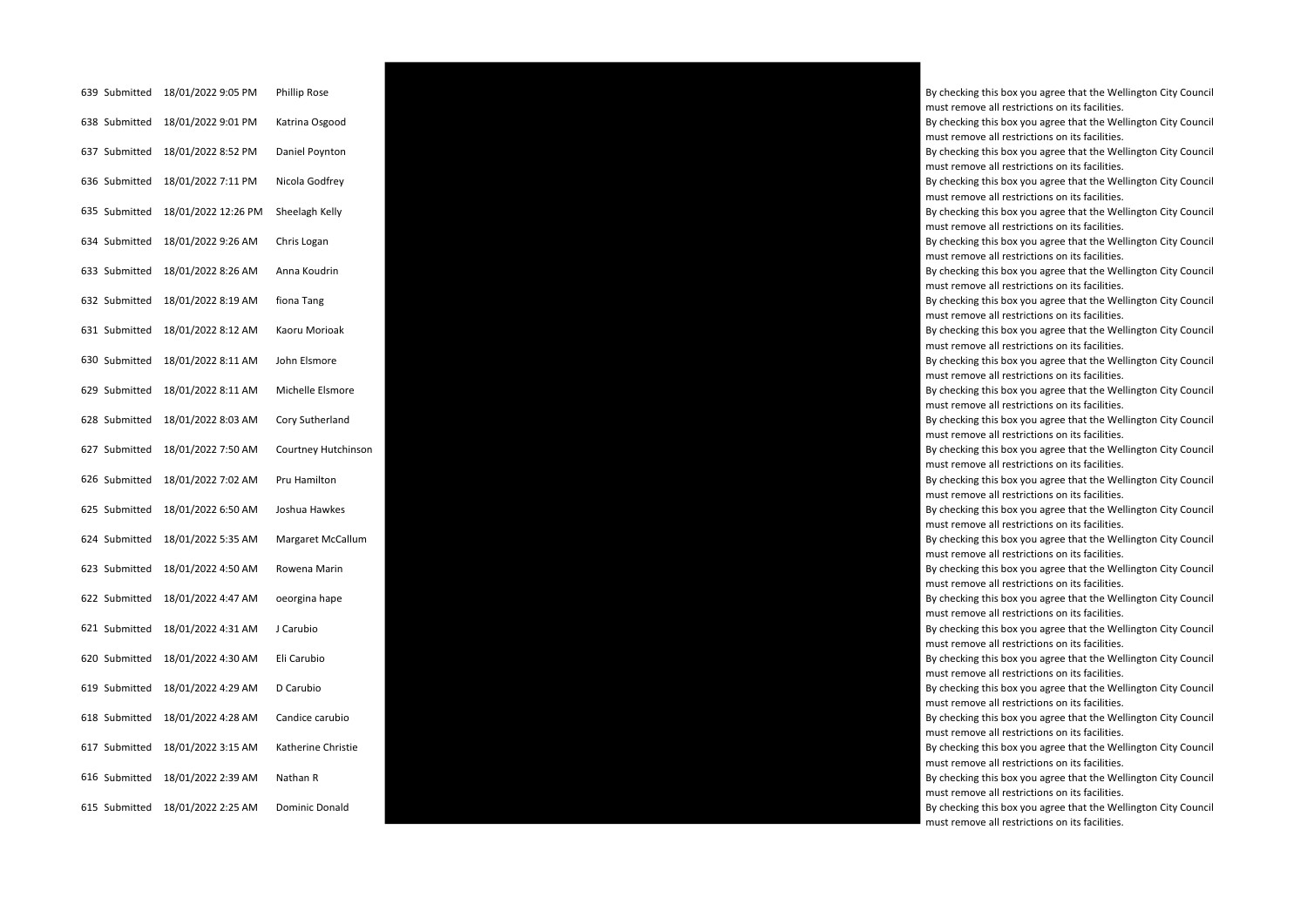| | | | | | |
|---|---|---|---|---|---|
| 639 | Submitted | 18/01/2022 9:05 PM | Phillip Rose | | By checking this box you agree that the Wellington City Council must remove all restrictions on its facilities. |
| 638 | Submitted | 18/01/2022 9:01 PM | Katrina Osgood | | By checking this box you agree that the Wellington City Council must remove all restrictions on its facilities. |
| 637 | Submitted | 18/01/2022 8:52 PM | Daniel Poynton | | By checking this box you agree that the Wellington City Council must remove all restrictions on its facilities. |
| 636 | Submitted | 18/01/2022 7:11 PM | Nicola Godfrey | | By checking this box you agree that the Wellington City Council must remove all restrictions on its facilities. |
| 635 | Submitted | 18/01/2022 12:26 PM | Sheelagh Kelly | | By checking this box you agree that the Wellington City Council must remove all restrictions on its facilities. |
| 634 | Submitted | 18/01/2022 9:26 AM | Chris Logan | | By checking this box you agree that the Wellington City Council must remove all restrictions on its facilities. |
| 633 | Submitted | 18/01/2022 8:26 AM | Anna Koudrin | | By checking this box you agree that the Wellington City Council must remove all restrictions on its facilities. |
| 632 | Submitted | 18/01/2022 8:19 AM | fiona Tang | | By checking this box you agree that the Wellington City Council must remove all restrictions on its facilities. |
| 631 | Submitted | 18/01/2022 8:12 AM | Kaoru Morioak | | By checking this box you agree that the Wellington City Council must remove all restrictions on its facilities. |
| 630 | Submitted | 18/01/2022 8:11 AM | John Elsmore | | By checking this box you agree that the Wellington City Council must remove all restrictions on its facilities. |
| 629 | Submitted | 18/01/2022 8:11 AM | Michelle Elsmore | | By checking this box you agree that the Wellington City Council must remove all restrictions on its facilities. |
| 628 | Submitted | 18/01/2022 8:03 AM | Cory Sutherland | | By checking this box you agree that the Wellington City Council must remove all restrictions on its facilities. |
| 627 | Submitted | 18/01/2022 7:50 AM | Courtney Hutchinson | | By checking this box you agree that the Wellington City Council must remove all restrictions on its facilities. |
| 626 | Submitted | 18/01/2022 7:02 AM | Pru Hamilton | | By checking this box you agree that the Wellington City Council must remove all restrictions on its facilities. |
| 625 | Submitted | 18/01/2022 6:50 AM | Joshua Hawkes | | By checking this box you agree that the Wellington City Council must remove all restrictions on its facilities. |
| 624 | Submitted | 18/01/2022 5:35 AM | Margaret McCallum | | By checking this box you agree that the Wellington City Council must remove all restrictions on its facilities. |
| 623 | Submitted | 18/01/2022 4:50 AM | Rowena Marin | | By checking this box you agree that the Wellington City Council must remove all restrictions on its facilities. |
| 622 | Submitted | 18/01/2022 4:47 AM | oeorgina hape | | By checking this box you agree that the Wellington City Council must remove all restrictions on its facilities. |
| 621 | Submitted | 18/01/2022 4:31 AM | J Carubio | | By checking this box you agree that the Wellington City Council must remove all restrictions on its facilities. |
| 620 | Submitted | 18/01/2022 4:30 AM | Eli Carubio | | By checking this box you agree that the Wellington City Council must remove all restrictions on its facilities. |
| 619 | Submitted | 18/01/2022 4:29 AM | D Carubio | | By checking this box you agree that the Wellington City Council must remove all restrictions on its facilities. |
| 618 | Submitted | 18/01/2022 4:28 AM | Candice carubio | | By checking this box you agree that the Wellington City Council must remove all restrictions on its facilities. |
| 617 | Submitted | 18/01/2022 3:15 AM | Katherine Christie | | By checking this box you agree that the Wellington City Council must remove all restrictions on its facilities. |
| 616 | Submitted | 18/01/2022 2:39 AM | Nathan R | | By checking this box you agree that the Wellington City Council must remove all restrictions on its facilities. |
| 615 | Submitted | 18/01/2022 2:25 AM | Dominic Donald | | By checking this box you agree that the Wellington City Council must remove all restrictions on its facilities. |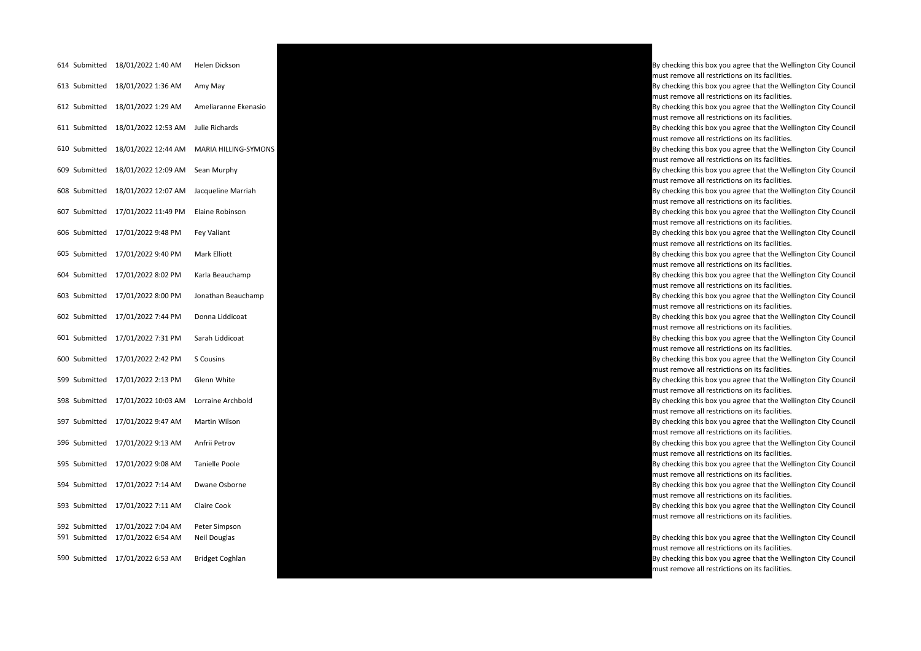| | | | | |
|---|---|---|---|---|
| 614 | Submitted | 18/01/2022 1:40 AM | Helen Dickson | By checking this box you agree that the Wellington City Council must remove all restrictions on its facilities. |
| 613 | Submitted | 18/01/2022 1:36 AM | Amy May | By checking this box you agree that the Wellington City Council must remove all restrictions on its facilities. |
| 612 | Submitted | 18/01/2022 1:29 AM | Ameliaranne Ekenasio | By checking this box you agree that the Wellington City Council must remove all restrictions on its facilities. |
| 611 | Submitted | 18/01/2022 12:53 AM | Julie Richards | By checking this box you agree that the Wellington City Council must remove all restrictions on its facilities. |
| 610 | Submitted | 18/01/2022 12:44 AM | MARIA HILLING-SYMONS | By checking this box you agree that the Wellington City Council must remove all restrictions on its facilities. |
| 609 | Submitted | 18/01/2022 12:09 AM | Sean Murphy | By checking this box you agree that the Wellington City Council must remove all restrictions on its facilities. |
| 608 | Submitted | 18/01/2022 12:07 AM | Jacqueline Marriah | By checking this box you agree that the Wellington City Council must remove all restrictions on its facilities. |
| 607 | Submitted | 17/01/2022 11:49 PM | Elaine Robinson | By checking this box you agree that the Wellington City Council must remove all restrictions on its facilities. |
| 606 | Submitted | 17/01/2022 9:48 PM | Fey Valiant | By checking this box you agree that the Wellington City Council must remove all restrictions on its facilities. |
| 605 | Submitted | 17/01/2022 9:40 PM | Mark Elliott | By checking this box you agree that the Wellington City Council must remove all restrictions on its facilities. |
| 604 | Submitted | 17/01/2022 8:02 PM | Karla Beauchamp | By checking this box you agree that the Wellington City Council must remove all restrictions on its facilities. |
| 603 | Submitted | 17/01/2022 8:00 PM | Jonathan Beauchamp | By checking this box you agree that the Wellington City Council must remove all restrictions on its facilities. |
| 602 | Submitted | 17/01/2022 7:44 PM | Donna Liddicoat | By checking this box you agree that the Wellington City Council must remove all restrictions on its facilities. |
| 601 | Submitted | 17/01/2022 7:31 PM | Sarah Liddicoat | By checking this box you agree that the Wellington City Council must remove all restrictions on its facilities. |
| 600 | Submitted | 17/01/2022 2:42 PM | S Cousins | By checking this box you agree that the Wellington City Council must remove all restrictions on its facilities. |
| 599 | Submitted | 17/01/2022 2:13 PM | Glenn White | By checking this box you agree that the Wellington City Council must remove all restrictions on its facilities. |
| 598 | Submitted | 17/01/2022 10:03 AM | Lorraine Archbold | By checking this box you agree that the Wellington City Council must remove all restrictions on its facilities. |
| 597 | Submitted | 17/01/2022 9:47 AM | Martin Wilson | By checking this box you agree that the Wellington City Council must remove all restrictions on its facilities. |
| 596 | Submitted | 17/01/2022 9:13 AM | Anfrii Petrov | By checking this box you agree that the Wellington City Council must remove all restrictions on its facilities. |
| 595 | Submitted | 17/01/2022 9:08 AM | Tanielle Poole | By checking this box you agree that the Wellington City Council must remove all restrictions on its facilities. |
| 594 | Submitted | 17/01/2022 7:14 AM | Dwane Osborne | By checking this box you agree that the Wellington City Council must remove all restrictions on its facilities. |
| 593 | Submitted | 17/01/2022 7:11 AM | Claire Cook | By checking this box you agree that the Wellington City Council must remove all restrictions on its facilities. |
| 592 | Submitted | 17/01/2022 7:04 AM | Peter Simpson | |
| 591 | Submitted | 17/01/2022 6:54 AM | Neil Douglas | By checking this box you agree that the Wellington City Council must remove all restrictions on its facilities. |
| 590 | Submitted | 17/01/2022 6:53 AM | Bridget Coghlan | By checking this box you agree that the Wellington City Council must remove all restrictions on its facilities. |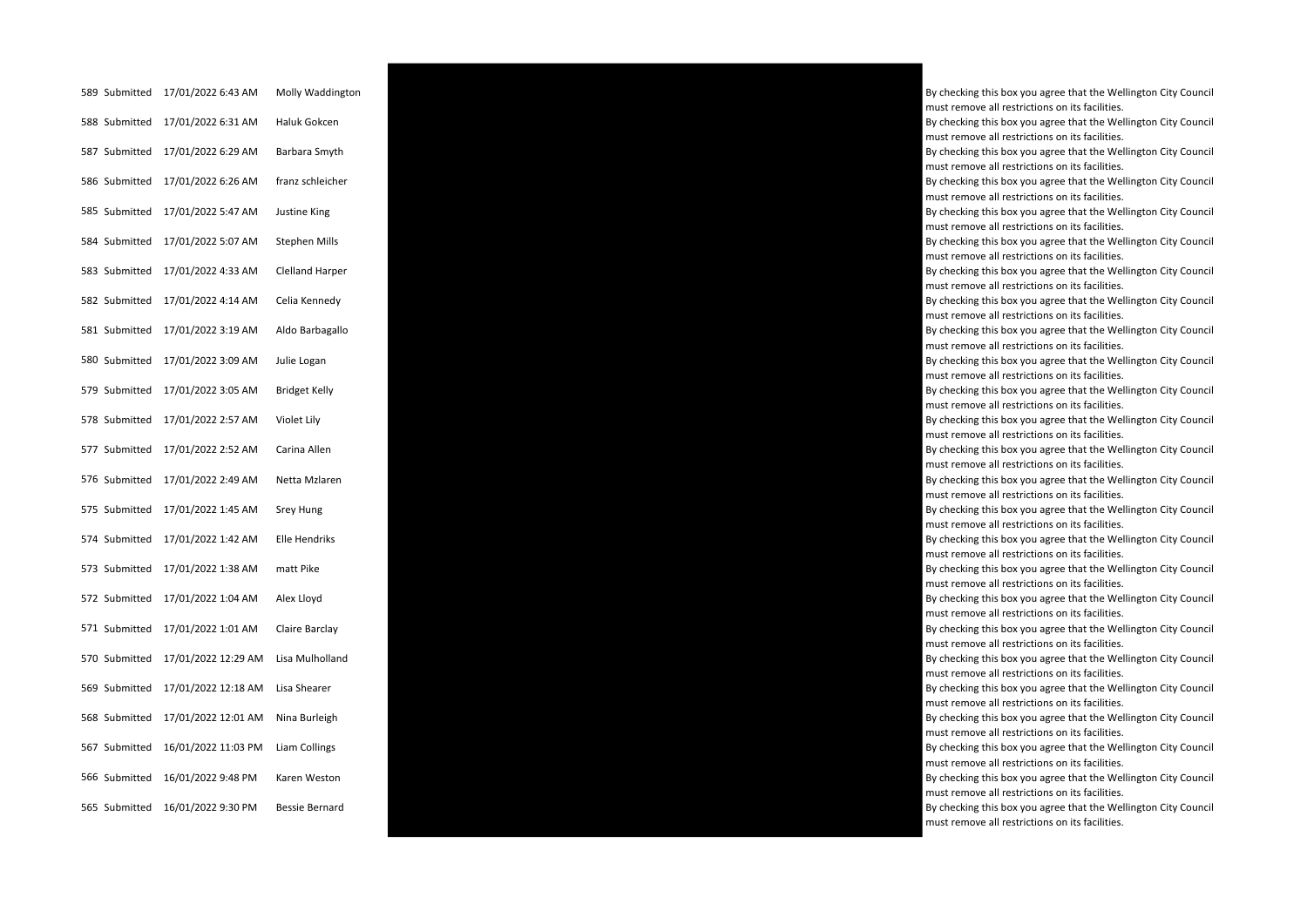| | | | | | |
|---|---|---|---|---|---|
| 589 | Submitted | 17/01/2022 6:43 AM | Molly Waddington | | By checking this box you agree that the Wellington City Council must remove all restrictions on its facilities. |
| 588 | Submitted | 17/01/2022 6:31 AM | Haluk Gokcen | | By checking this box you agree that the Wellington City Council must remove all restrictions on its facilities. |
| 587 | Submitted | 17/01/2022 6:29 AM | Barbara Smyth | | By checking this box you agree that the Wellington City Council must remove all restrictions on its facilities. |
| 586 | Submitted | 17/01/2022 6:26 AM | franz schleicher | | By checking this box you agree that the Wellington City Council must remove all restrictions on its facilities. |
| 585 | Submitted | 17/01/2022 5:47 AM | Justine King | | By checking this box you agree that the Wellington City Council must remove all restrictions on its facilities. |
| 584 | Submitted | 17/01/2022 5:07 AM | Stephen Mills | | By checking this box you agree that the Wellington City Council must remove all restrictions on its facilities. |
| 583 | Submitted | 17/01/2022 4:33 AM | Clelland Harper | | By checking this box you agree that the Wellington City Council must remove all restrictions on its facilities. |
| 582 | Submitted | 17/01/2022 4:14 AM | Celia Kennedy | | By checking this box you agree that the Wellington City Council must remove all restrictions on its facilities. |
| 581 | Submitted | 17/01/2022 3:19 AM | Aldo Barbagallo | | By checking this box you agree that the Wellington City Council must remove all restrictions on its facilities. |
| 580 | Submitted | 17/01/2022 3:09 AM | Julie Logan | | By checking this box you agree that the Wellington City Council must remove all restrictions on its facilities. |
| 579 | Submitted | 17/01/2022 3:05 AM | Bridget Kelly | | By checking this box you agree that the Wellington City Council must remove all restrictions on its facilities. |
| 578 | Submitted | 17/01/2022 2:57 AM | Violet Lily | | By checking this box you agree that the Wellington City Council must remove all restrictions on its facilities. |
| 577 | Submitted | 17/01/2022 2:52 AM | Carina Allen | | By checking this box you agree that the Wellington City Council must remove all restrictions on its facilities. |
| 576 | Submitted | 17/01/2022 2:49 AM | Netta Mzlaren | | By checking this box you agree that the Wellington City Council must remove all restrictions on its facilities. |
| 575 | Submitted | 17/01/2022 1:45 AM | Srey Hung | | By checking this box you agree that the Wellington City Council must remove all restrictions on its facilities. |
| 574 | Submitted | 17/01/2022 1:42 AM | Elle Hendriks | | By checking this box you agree that the Wellington City Council must remove all restrictions on its facilities. |
| 573 | Submitted | 17/01/2022 1:38 AM | matt Pike | | By checking this box you agree that the Wellington City Council must remove all restrictions on its facilities. |
| 572 | Submitted | 17/01/2022 1:04 AM | Alex Lloyd | | By checking this box you agree that the Wellington City Council must remove all restrictions on its facilities. |
| 571 | Submitted | 17/01/2022 1:01 AM | Claire Barclay | | By checking this box you agree that the Wellington City Council must remove all restrictions on its facilities. |
| 570 | Submitted | 17/01/2022 12:29 AM | Lisa Mulholland | | By checking this box you agree that the Wellington City Council must remove all restrictions on its facilities. |
| 569 | Submitted | 17/01/2022 12:18 AM | Lisa Shearer | | By checking this box you agree that the Wellington City Council must remove all restrictions on its facilities. |
| 568 | Submitted | 17/01/2022 12:01 AM | Nina Burleigh | | By checking this box you agree that the Wellington City Council must remove all restrictions on its facilities. |
| 567 | Submitted | 16/01/2022 11:03 PM | Liam Collings | | By checking this box you agree that the Wellington City Council must remove all restrictions on its facilities. |
| 566 | Submitted | 16/01/2022 9:48 PM | Karen Weston | | By checking this box you agree that the Wellington City Council must remove all restrictions on its facilities. |
| 565 | Submitted | 16/01/2022 9:30 PM | Bessie Bernard | | By checking this box you agree that the Wellington City Council must remove all restrictions on its facilities. |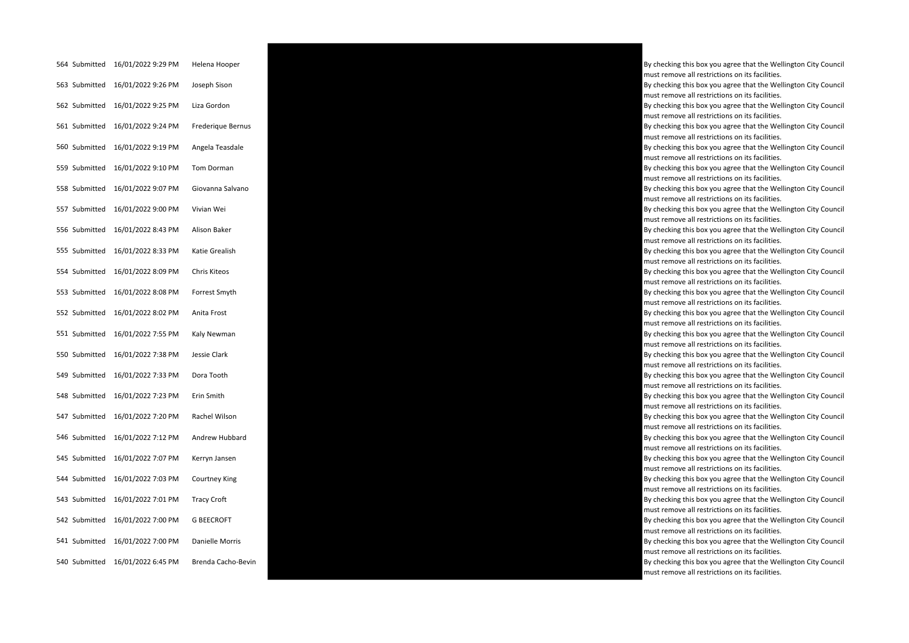| | | | | |
|---|---|---|---|---|
| 564 | Submitted | 16/01/2022 9:29 PM | Helena Hooper | By checking this box you agree that the Wellington City Council must remove all restrictions on its facilities. |
| 563 | Submitted | 16/01/2022 9:26 PM | Joseph Sison | By checking this box you agree that the Wellington City Council must remove all restrictions on its facilities. |
| 562 | Submitted | 16/01/2022 9:25 PM | Liza Gordon | By checking this box you agree that the Wellington City Council must remove all restrictions on its facilities. |
| 561 | Submitted | 16/01/2022 9:24 PM | Frederique Bernus | By checking this box you agree that the Wellington City Council must remove all restrictions on its facilities. |
| 560 | Submitted | 16/01/2022 9:19 PM | Angela Teasdale | By checking this box you agree that the Wellington City Council must remove all restrictions on its facilities. |
| 559 | Submitted | 16/01/2022 9:10 PM | Tom Dorman | By checking this box you agree that the Wellington City Council must remove all restrictions on its facilities. |
| 558 | Submitted | 16/01/2022 9:07 PM | Giovanna Salvano | By checking this box you agree that the Wellington City Council must remove all restrictions on its facilities. |
| 557 | Submitted | 16/01/2022 9:00 PM | Vivian Wei | By checking this box you agree that the Wellington City Council must remove all restrictions on its facilities. |
| 556 | Submitted | 16/01/2022 8:43 PM | Alison Baker | By checking this box you agree that the Wellington City Council must remove all restrictions on its facilities. |
| 555 | Submitted | 16/01/2022 8:33 PM | Katie Grealish | By checking this box you agree that the Wellington City Council must remove all restrictions on its facilities. |
| 554 | Submitted | 16/01/2022 8:09 PM | Chris Kiteos | By checking this box you agree that the Wellington City Council must remove all restrictions on its facilities. |
| 553 | Submitted | 16/01/2022 8:08 PM | Forrest Smyth | By checking this box you agree that the Wellington City Council must remove all restrictions on its facilities. |
| 552 | Submitted | 16/01/2022 8:02 PM | Anita Frost | By checking this box you agree that the Wellington City Council must remove all restrictions on its facilities. |
| 551 | Submitted | 16/01/2022 7:55 PM | Kaly Newman | By checking this box you agree that the Wellington City Council must remove all restrictions on its facilities. |
| 550 | Submitted | 16/01/2022 7:38 PM | Jessie Clark | By checking this box you agree that the Wellington City Council must remove all restrictions on its facilities. |
| 549 | Submitted | 16/01/2022 7:33 PM | Dora Tooth | By checking this box you agree that the Wellington City Council must remove all restrictions on its facilities. |
| 548 | Submitted | 16/01/2022 7:23 PM | Erin Smith | By checking this box you agree that the Wellington City Council must remove all restrictions on its facilities. |
| 547 | Submitted | 16/01/2022 7:20 PM | Rachel Wilson | By checking this box you agree that the Wellington City Council must remove all restrictions on its facilities. |
| 546 | Submitted | 16/01/2022 7:12 PM | Andrew Hubbard | By checking this box you agree that the Wellington City Council must remove all restrictions on its facilities. |
| 545 | Submitted | 16/01/2022 7:07 PM | Kerryn Jansen | By checking this box you agree that the Wellington City Council must remove all restrictions on its facilities. |
| 544 | Submitted | 16/01/2022 7:03 PM | Courtney King | By checking this box you agree that the Wellington City Council must remove all restrictions on its facilities. |
| 543 | Submitted | 16/01/2022 7:01 PM | Tracy Croft | By checking this box you agree that the Wellington City Council must remove all restrictions on its facilities. |
| 542 | Submitted | 16/01/2022 7:00 PM | G BEECROFT | By checking this box you agree that the Wellington City Council must remove all restrictions on its facilities. |
| 541 | Submitted | 16/01/2022 7:00 PM | Danielle Morris | By checking this box you agree that the Wellington City Council must remove all restrictions on its facilities. |
| 540 | Submitted | 16/01/2022 6:45 PM | Brenda Cacho-Bevin | By checking this box you agree that the Wellington City Council must remove all restrictions on its facilities. |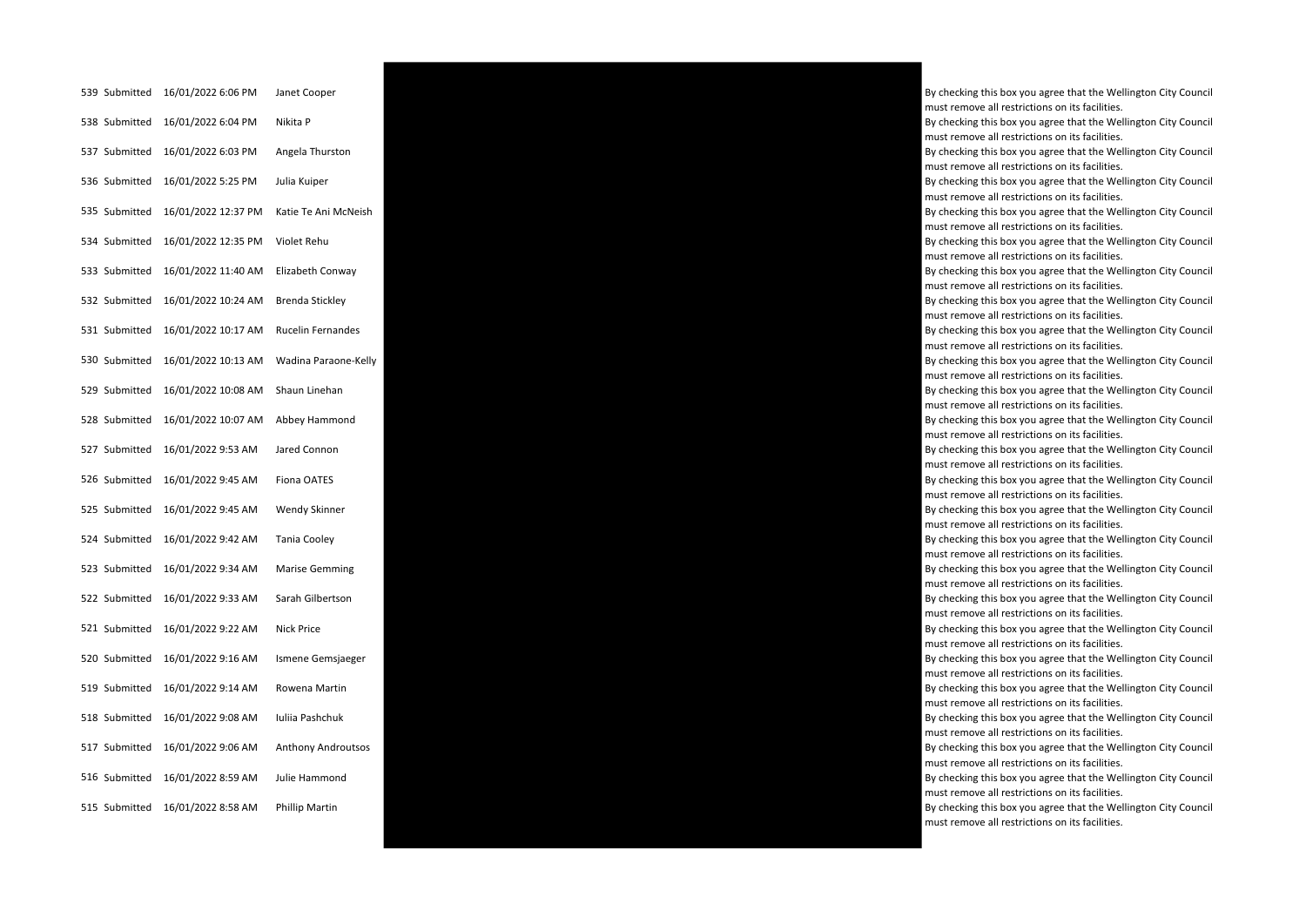| | | | | | |
|---|---|---|---|---|---|
| 539 | Submitted | 16/01/2022 6:06 PM | Janet Cooper | | By checking this box you agree that the Wellington City Council must remove all restrictions on its facilities. |
| 538 | Submitted | 16/01/2022 6:04 PM | Nikita P | | By checking this box you agree that the Wellington City Council must remove all restrictions on its facilities. |
| 537 | Submitted | 16/01/2022 6:03 PM | Angela Thurston | | By checking this box you agree that the Wellington City Council must remove all restrictions on its facilities. |
| 536 | Submitted | 16/01/2022 5:25 PM | Julia Kuiper | | By checking this box you agree that the Wellington City Council must remove all restrictions on its facilities. |
| 535 | Submitted | 16/01/2022 12:37 PM | Katie Te Ani McNeish | | By checking this box you agree that the Wellington City Council must remove all restrictions on its facilities. |
| 534 | Submitted | 16/01/2022 12:35 PM | Violet Rehu | | By checking this box you agree that the Wellington City Council must remove all restrictions on its facilities. |
| 533 | Submitted | 16/01/2022 11:40 AM | Elizabeth Conway | | By checking this box you agree that the Wellington City Council must remove all restrictions on its facilities. |
| 532 | Submitted | 16/01/2022 10:24 AM | Brenda Stickley | | By checking this box you agree that the Wellington City Council must remove all restrictions on its facilities. |
| 531 | Submitted | 16/01/2022 10:17 AM | Rucelin Fernandes | | By checking this box you agree that the Wellington City Council must remove all restrictions on its facilities. |
| 530 | Submitted | 16/01/2022 10:13 AM | Wadina Paraone-Kelly | | By checking this box you agree that the Wellington City Council must remove all restrictions on its facilities. |
| 529 | Submitted | 16/01/2022 10:08 AM | Shaun Linehan | | By checking this box you agree that the Wellington City Council must remove all restrictions on its facilities. |
| 528 | Submitted | 16/01/2022 10:07 AM | Abbey Hammond | | By checking this box you agree that the Wellington City Council must remove all restrictions on its facilities. |
| 527 | Submitted | 16/01/2022 9:53 AM | Jared Connon | | By checking this box you agree that the Wellington City Council must remove all restrictions on its facilities. |
| 526 | Submitted | 16/01/2022 9:45 AM | Fiona OATES | | By checking this box you agree that the Wellington City Council must remove all restrictions on its facilities. |
| 525 | Submitted | 16/01/2022 9:45 AM | Wendy Skinner | | By checking this box you agree that the Wellington City Council must remove all restrictions on its facilities. |
| 524 | Submitted | 16/01/2022 9:42 AM | Tania Cooley | | By checking this box you agree that the Wellington City Council must remove all restrictions on its facilities. |
| 523 | Submitted | 16/01/2022 9:34 AM | Marise Gemming | | By checking this box you agree that the Wellington City Council must remove all restrictions on its facilities. |
| 522 | Submitted | 16/01/2022 9:33 AM | Sarah Gilbertson | | By checking this box you agree that the Wellington City Council must remove all restrictions on its facilities. |
| 521 | Submitted | 16/01/2022 9:22 AM | Nick Price | | By checking this box you agree that the Wellington City Council must remove all restrictions on its facilities. |
| 520 | Submitted | 16/01/2022 9:16 AM | Ismene Gemsjaeger | | By checking this box you agree that the Wellington City Council must remove all restrictions on its facilities. |
| 519 | Submitted | 16/01/2022 9:14 AM | Rowena Martin | | By checking this box you agree that the Wellington City Council must remove all restrictions on its facilities. |
| 518 | Submitted | 16/01/2022 9:08 AM | Iuliia Pashchuk | | By checking this box you agree that the Wellington City Council must remove all restrictions on its facilities. |
| 517 | Submitted | 16/01/2022 9:06 AM | Anthony Androutsos | | By checking this box you agree that the Wellington City Council must remove all restrictions on its facilities. |
| 516 | Submitted | 16/01/2022 8:59 AM | Julie Hammond | | By checking this box you agree that the Wellington City Council must remove all restrictions on its facilities. |
| 515 | Submitted | 16/01/2022 8:58 AM | Phillip Martin | | By checking this box you agree that the Wellington City Council must remove all restrictions on its facilities. |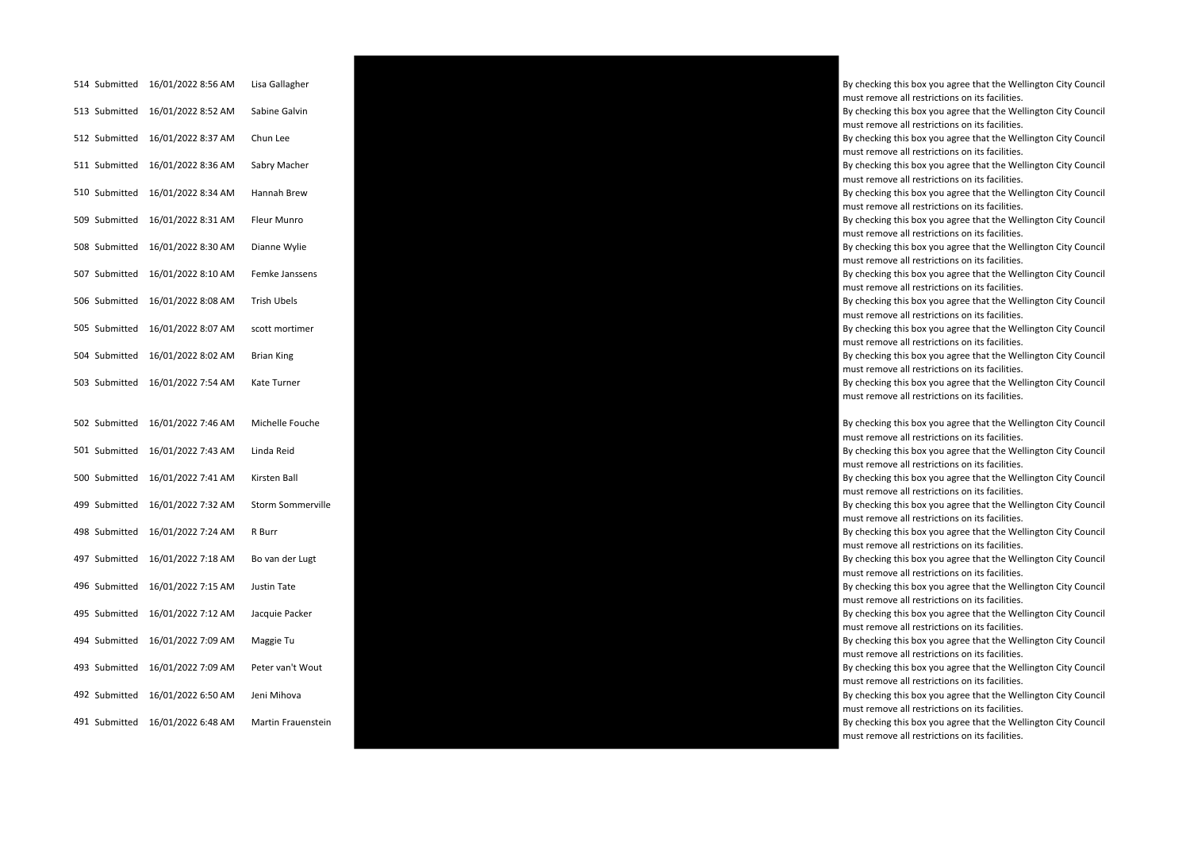| | | | | | |
|---|---|---|---|---|---|
| 514 | Submitted | 16/01/2022 8:56 AM | Lisa Gallagher | | By checking this box you agree that the Wellington City Council must remove all restrictions on its facilities. |
| 513 | Submitted | 16/01/2022 8:52 AM | Sabine Galvin | | By checking this box you agree that the Wellington City Council must remove all restrictions on its facilities. |
| 512 | Submitted | 16/01/2022 8:37 AM | Chun Lee | | By checking this box you agree that the Wellington City Council must remove all restrictions on its facilities. |
| 511 | Submitted | 16/01/2022 8:36 AM | Sabry Macher | | By checking this box you agree that the Wellington City Council must remove all restrictions on its facilities. |
| 510 | Submitted | 16/01/2022 8:34 AM | Hannah Brew | | By checking this box you agree that the Wellington City Council must remove all restrictions on its facilities. |
| 509 | Submitted | 16/01/2022 8:31 AM | Fleur Munro | | By checking this box you agree that the Wellington City Council must remove all restrictions on its facilities. |
| 508 | Submitted | 16/01/2022 8:30 AM | Dianne Wylie | | By checking this box you agree that the Wellington City Council must remove all restrictions on its facilities. |
| 507 | Submitted | 16/01/2022 8:10 AM | Femke Janssens | | By checking this box you agree that the Wellington City Council must remove all restrictions on its facilities. |
| 506 | Submitted | 16/01/2022 8:08 AM | Trish Ubels | | By checking this box you agree that the Wellington City Council must remove all restrictions on its facilities. |
| 505 | Submitted | 16/01/2022 8:07 AM | scott mortimer | | By checking this box you agree that the Wellington City Council must remove all restrictions on its facilities. |
| 504 | Submitted | 16/01/2022 8:02 AM | Brian King | | By checking this box you agree that the Wellington City Council must remove all restrictions on its facilities. |
| 503 | Submitted | 16/01/2022 7:54 AM | Kate Turner | | By checking this box you agree that the Wellington City Council must remove all restrictions on its facilities. |
| 502 | Submitted | 16/01/2022 7:46 AM | Michelle Fouche | | By checking this box you agree that the Wellington City Council must remove all restrictions on its facilities. |
| 501 | Submitted | 16/01/2022 7:43 AM | Linda Reid | | By checking this box you agree that the Wellington City Council must remove all restrictions on its facilities. |
| 500 | Submitted | 16/01/2022 7:41 AM | Kirsten Ball | | By checking this box you agree that the Wellington City Council must remove all restrictions on its facilities. |
| 499 | Submitted | 16/01/2022 7:32 AM | Storm Sommerville | | By checking this box you agree that the Wellington City Council must remove all restrictions on its facilities. |
| 498 | Submitted | 16/01/2022 7:24 AM | R Burr | | By checking this box you agree that the Wellington City Council must remove all restrictions on its facilities. |
| 497 | Submitted | 16/01/2022 7:18 AM | Bo van der Lugt | | By checking this box you agree that the Wellington City Council must remove all restrictions on its facilities. |
| 496 | Submitted | 16/01/2022 7:15 AM | Justin Tate | | By checking this box you agree that the Wellington City Council must remove all restrictions on its facilities. |
| 495 | Submitted | 16/01/2022 7:12 AM | Jacquie Packer | | By checking this box you agree that the Wellington City Council must remove all restrictions on its facilities. |
| 494 | Submitted | 16/01/2022 7:09 AM | Maggie Tu | | By checking this box you agree that the Wellington City Council must remove all restrictions on its facilities. |
| 493 | Submitted | 16/01/2022 7:09 AM | Peter van't Wout | | By checking this box you agree that the Wellington City Council must remove all restrictions on its facilities. |
| 492 | Submitted | 16/01/2022 6:50 AM | Jeni Mihova | | By checking this box you agree that the Wellington City Council must remove all restrictions on its facilities. |
| 491 | Submitted | 16/01/2022 6:48 AM | Martin Frauenstein | | By checking this box you agree that the Wellington City Council must remove all restrictions on its facilities. |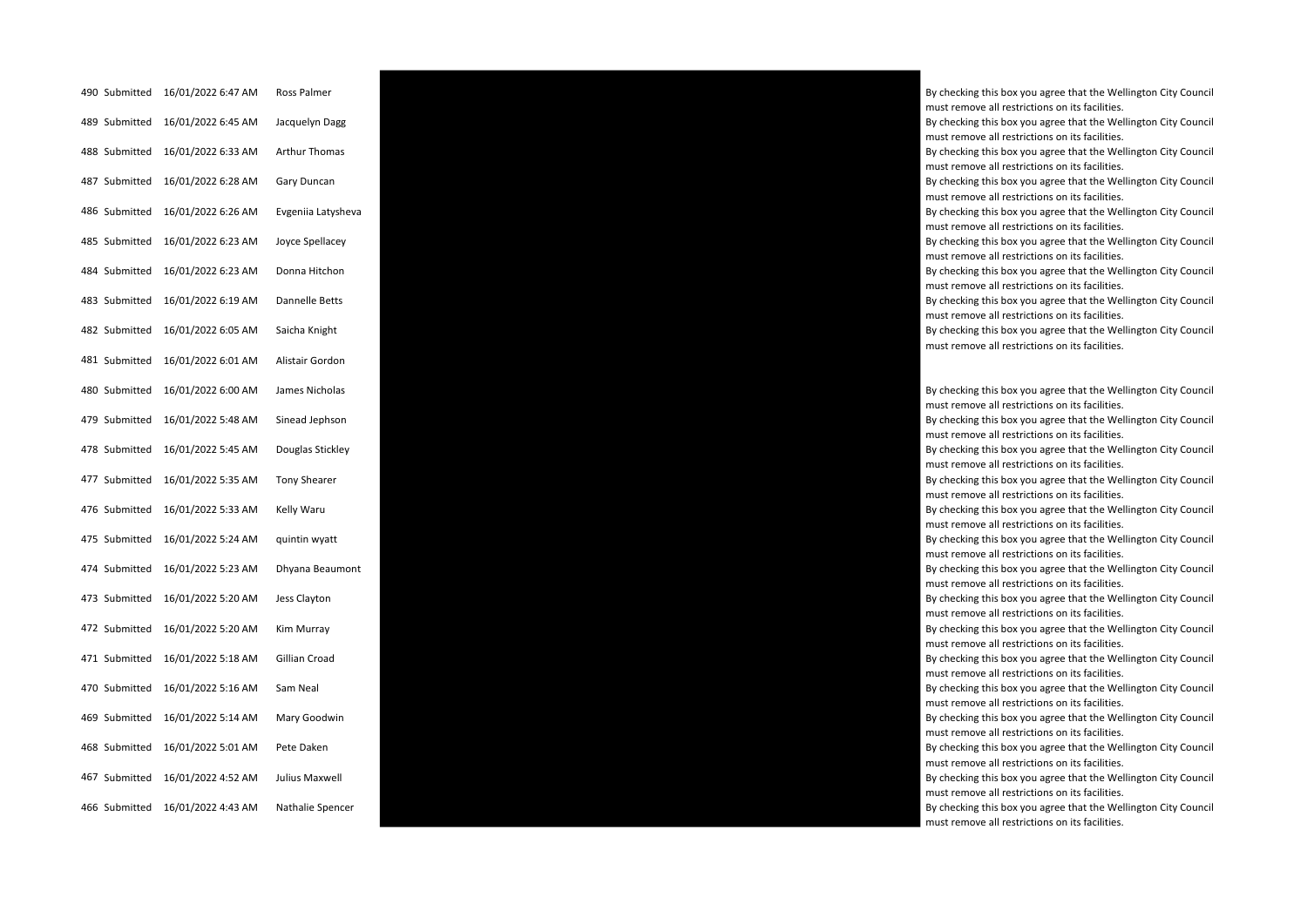| | | | | | |
|---|---|---|---|---|---|
| 490 | Submitted | 16/01/2022 6:47 AM | Ross Palmer | | By checking this box you agree that the Wellington City Council must remove all restrictions on its facilities. |
| 489 | Submitted | 16/01/2022 6:45 AM | Jacquelyn Dagg | | By checking this box you agree that the Wellington City Council must remove all restrictions on its facilities. |
| 488 | Submitted | 16/01/2022 6:33 AM | Arthur Thomas | | By checking this box you agree that the Wellington City Council must remove all restrictions on its facilities. |
| 487 | Submitted | 16/01/2022 6:28 AM | Gary Duncan | | By checking this box you agree that the Wellington City Council must remove all restrictions on its facilities. |
| 486 | Submitted | 16/01/2022 6:26 AM | Evgeniia Latysheva | | By checking this box you agree that the Wellington City Council must remove all restrictions on its facilities. |
| 485 | Submitted | 16/01/2022 6:23 AM | Joyce Spellacey | | By checking this box you agree that the Wellington City Council must remove all restrictions on its facilities. |
| 484 | Submitted | 16/01/2022 6:23 AM | Donna Hitchon | | By checking this box you agree that the Wellington City Council must remove all restrictions on its facilities. |
| 483 | Submitted | 16/01/2022 6:19 AM | Dannelle Betts | | By checking this box you agree that the Wellington City Council must remove all restrictions on its facilities. |
| 482 | Submitted | 16/01/2022 6:05 AM | Saicha Knight | | By checking this box you agree that the Wellington City Council must remove all restrictions on its facilities. |
| 481 | Submitted | 16/01/2022 6:01 AM | Alistair Gordon | | |
| 480 | Submitted | 16/01/2022 6:00 AM | James Nicholas | | By checking this box you agree that the Wellington City Council must remove all restrictions on its facilities. |
| 479 | Submitted | 16/01/2022 5:48 AM | Sinead Jephson | | By checking this box you agree that the Wellington City Council must remove all restrictions on its facilities. |
| 478 | Submitted | 16/01/2022 5:45 AM | Douglas Stickley | | By checking this box you agree that the Wellington City Council must remove all restrictions on its facilities. |
| 477 | Submitted | 16/01/2022 5:35 AM | Tony Shearer | | By checking this box you agree that the Wellington City Council must remove all restrictions on its facilities. |
| 476 | Submitted | 16/01/2022 5:33 AM | Kelly Waru | | By checking this box you agree that the Wellington City Council must remove all restrictions on its facilities. |
| 475 | Submitted | 16/01/2022 5:24 AM | quintin wyatt | | By checking this box you agree that the Wellington City Council must remove all restrictions on its facilities. |
| 474 | Submitted | 16/01/2022 5:23 AM | Dhyana Beaumont | | By checking this box you agree that the Wellington City Council must remove all restrictions on its facilities. |
| 473 | Submitted | 16/01/2022 5:20 AM | Jess Clayton | | By checking this box you agree that the Wellington City Council must remove all restrictions on its facilities. |
| 472 | Submitted | 16/01/2022 5:20 AM | Kim Murray | | By checking this box you agree that the Wellington City Council must remove all restrictions on its facilities. |
| 471 | Submitted | 16/01/2022 5:18 AM | Gillian Croad | | By checking this box you agree that the Wellington City Council must remove all restrictions on its facilities. |
| 470 | Submitted | 16/01/2022 5:16 AM | Sam Neal | | By checking this box you agree that the Wellington City Council must remove all restrictions on its facilities. |
| 469 | Submitted | 16/01/2022 5:14 AM | Mary Goodwin | | By checking this box you agree that the Wellington City Council must remove all restrictions on its facilities. |
| 468 | Submitted | 16/01/2022 5:01 AM | Pete Daken | | By checking this box you agree that the Wellington City Council must remove all restrictions on its facilities. |
| 467 | Submitted | 16/01/2022 4:52 AM | Julius Maxwell | | By checking this box you agree that the Wellington City Council must remove all restrictions on its facilities. |
| 466 | Submitted | 16/01/2022 4:43 AM | Nathalie Spencer | | By checking this box you agree that the Wellington City Council must remove all restrictions on its facilities. |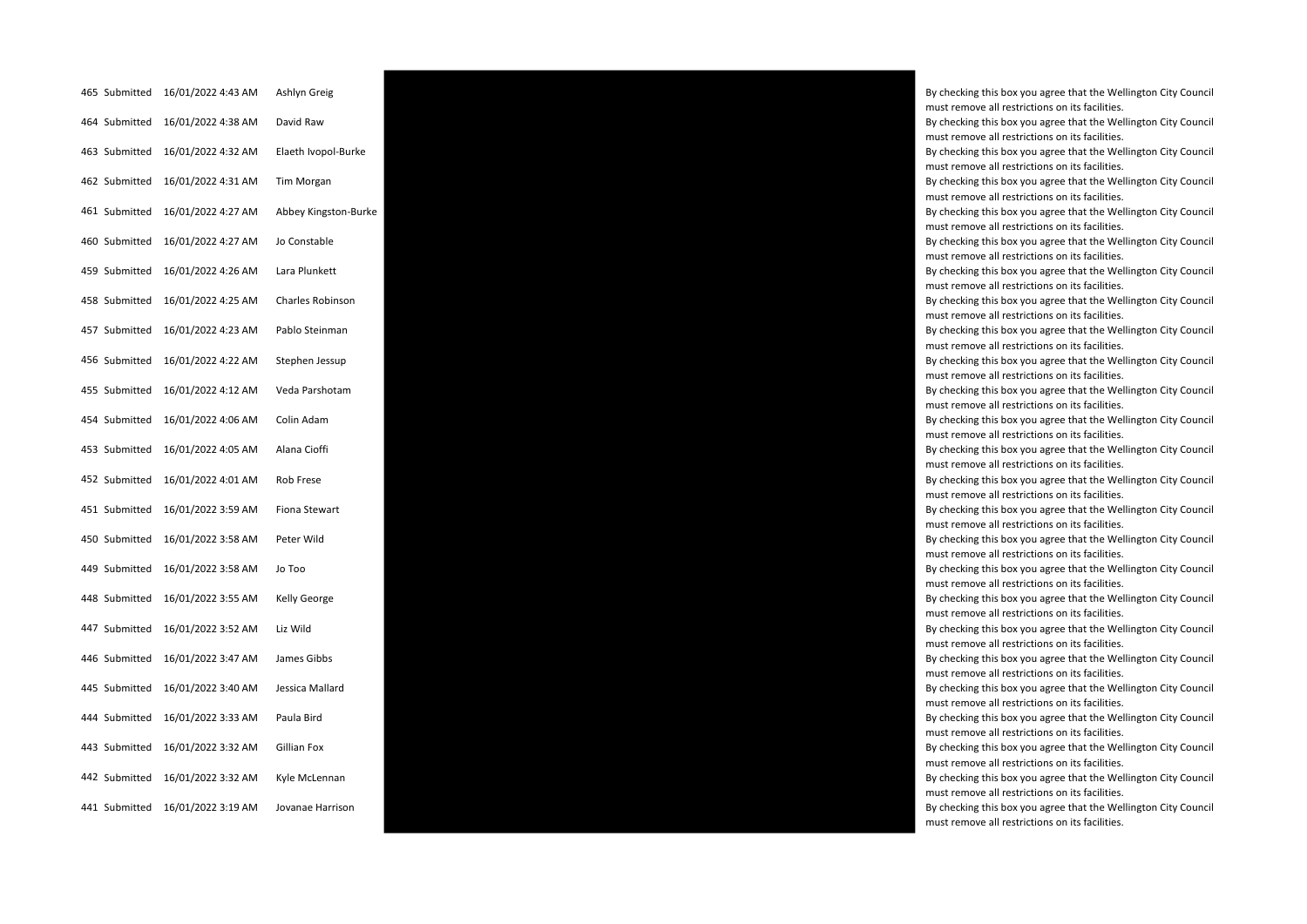| | | | | | |
|---|---|---|---|---|---|
| 465 | Submitted | 16/01/2022 4:43 AM | Ashlyn Greig | | By checking this box you agree that the Wellington City Council must remove all restrictions on its facilities. |
| 464 | Submitted | 16/01/2022 4:38 AM | David Raw | | By checking this box you agree that the Wellington City Council must remove all restrictions on its facilities. |
| 463 | Submitted | 16/01/2022 4:32 AM | Elaeth Ivopol-Burke | | By checking this box you agree that the Wellington City Council must remove all restrictions on its facilities. |
| 462 | Submitted | 16/01/2022 4:31 AM | Tim Morgan | | By checking this box you agree that the Wellington City Council must remove all restrictions on its facilities. |
| 461 | Submitted | 16/01/2022 4:27 AM | Abbey Kingston-Burke | | By checking this box you agree that the Wellington City Council must remove all restrictions on its facilities. |
| 460 | Submitted | 16/01/2022 4:27 AM | Jo Constable | | By checking this box you agree that the Wellington City Council must remove all restrictions on its facilities. |
| 459 | Submitted | 16/01/2022 4:26 AM | Lara Plunkett | | By checking this box you agree that the Wellington City Council must remove all restrictions on its facilities. |
| 458 | Submitted | 16/01/2022 4:25 AM | Charles Robinson | | By checking this box you agree that the Wellington City Council must remove all restrictions on its facilities. |
| 457 | Submitted | 16/01/2022 4:23 AM | Pablo Steinman | | By checking this box you agree that the Wellington City Council must remove all restrictions on its facilities. |
| 456 | Submitted | 16/01/2022 4:22 AM | Stephen Jessup | | By checking this box you agree that the Wellington City Council must remove all restrictions on its facilities. |
| 455 | Submitted | 16/01/2022 4:12 AM | Veda Parshotam | | By checking this box you agree that the Wellington City Council must remove all restrictions on its facilities. |
| 454 | Submitted | 16/01/2022 4:06 AM | Colin Adam | | By checking this box you agree that the Wellington City Council must remove all restrictions on its facilities. |
| 453 | Submitted | 16/01/2022 4:05 AM | Alana Cioffi | | By checking this box you agree that the Wellington City Council must remove all restrictions on its facilities. |
| 452 | Submitted | 16/01/2022 4:01 AM | Rob Frese | | By checking this box you agree that the Wellington City Council must remove all restrictions on its facilities. |
| 451 | Submitted | 16/01/2022 3:59 AM | Fiona Stewart | | By checking this box you agree that the Wellington City Council must remove all restrictions on its facilities. |
| 450 | Submitted | 16/01/2022 3:58 AM | Peter Wild | | By checking this box you agree that the Wellington City Council must remove all restrictions on its facilities. |
| 449 | Submitted | 16/01/2022 3:58 AM | Jo Too | | By checking this box you agree that the Wellington City Council must remove all restrictions on its facilities. |
| 448 | Submitted | 16/01/2022 3:55 AM | Kelly George | | By checking this box you agree that the Wellington City Council must remove all restrictions on its facilities. |
| 447 | Submitted | 16/01/2022 3:52 AM | Liz Wild | | By checking this box you agree that the Wellington City Council must remove all restrictions on its facilities. |
| 446 | Submitted | 16/01/2022 3:47 AM | James Gibbs | | By checking this box you agree that the Wellington City Council must remove all restrictions on its facilities. |
| 445 | Submitted | 16/01/2022 3:40 AM | Jessica Mallard | | By checking this box you agree that the Wellington City Council must remove all restrictions on its facilities. |
| 444 | Submitted | 16/01/2022 3:33 AM | Paula Bird | | By checking this box you agree that the Wellington City Council must remove all restrictions on its facilities. |
| 443 | Submitted | 16/01/2022 3:32 AM | Gillian Fox | | By checking this box you agree that the Wellington City Council must remove all restrictions on its facilities. |
| 442 | Submitted | 16/01/2022 3:32 AM | Kyle McLennan | | By checking this box you agree that the Wellington City Council must remove all restrictions on its facilities. |
| 441 | Submitted | 16/01/2022 3:19 AM | Jovanae Harrison | | By checking this box you agree that the Wellington City Council must remove all restrictions on its facilities. |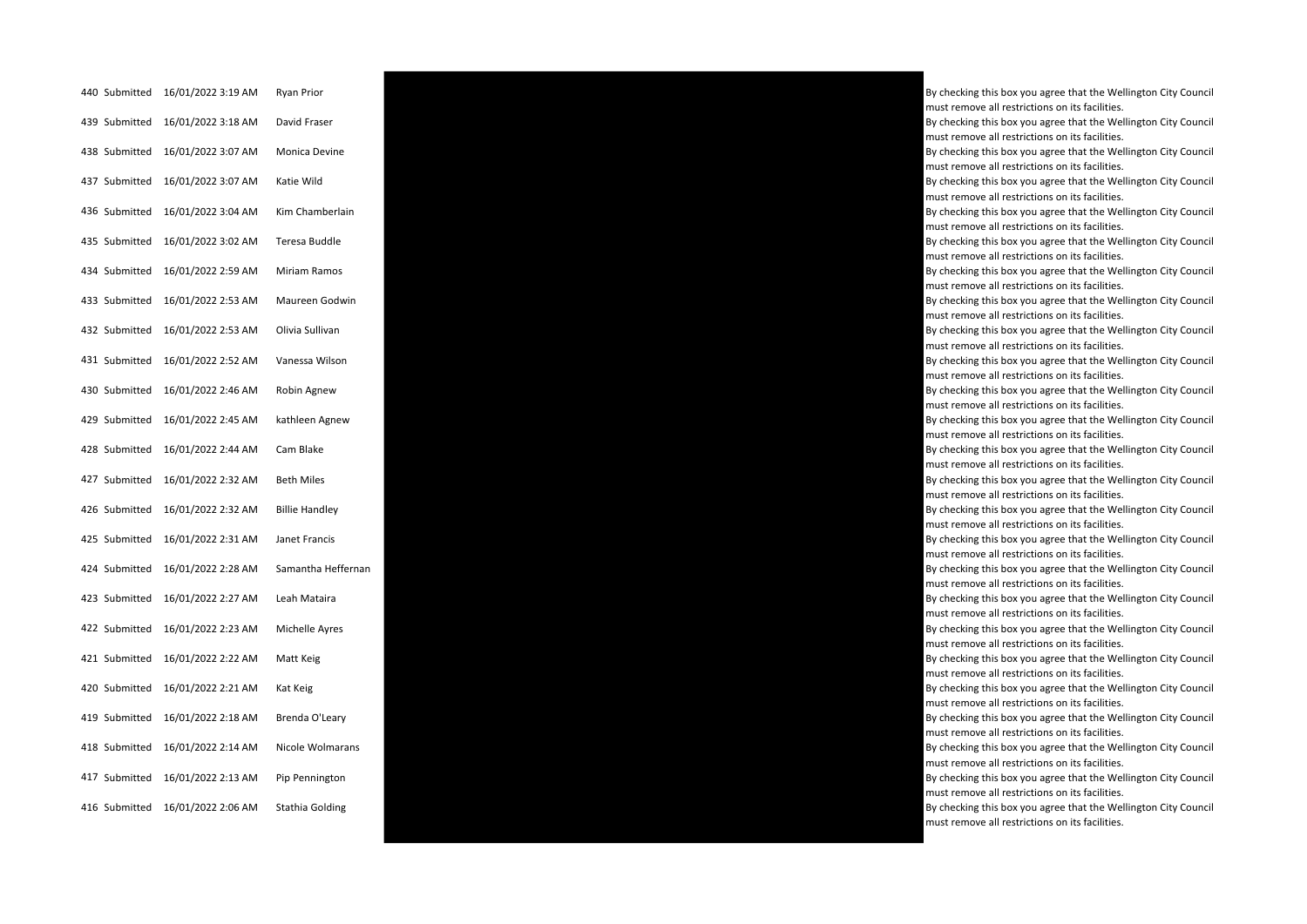| | | | | | |
|---|---|---|---|---|---|
| 440 | Submitted | 16/01/2022 3:19 AM | Ryan Prior | | By checking this box you agree that the Wellington City Council must remove all restrictions on its facilities. |
| 439 | Submitted | 16/01/2022 3:18 AM | David Fraser | | By checking this box you agree that the Wellington City Council must remove all restrictions on its facilities. |
| 438 | Submitted | 16/01/2022 3:07 AM | Monica Devine | | By checking this box you agree that the Wellington City Council must remove all restrictions on its facilities. |
| 437 | Submitted | 16/01/2022 3:07 AM | Katie Wild | | By checking this box you agree that the Wellington City Council must remove all restrictions on its facilities. |
| 436 | Submitted | 16/01/2022 3:04 AM | Kim Chamberlain | | By checking this box you agree that the Wellington City Council must remove all restrictions on its facilities. |
| 435 | Submitted | 16/01/2022 3:02 AM | Teresa Buddle | | By checking this box you agree that the Wellington City Council must remove all restrictions on its facilities. |
| 434 | Submitted | 16/01/2022 2:59 AM | Miriam Ramos | | By checking this box you agree that the Wellington City Council must remove all restrictions on its facilities. |
| 433 | Submitted | 16/01/2022 2:53 AM | Maureen Godwin | | By checking this box you agree that the Wellington City Council must remove all restrictions on its facilities. |
| 432 | Submitted | 16/01/2022 2:53 AM | Olivia Sullivan | | By checking this box you agree that the Wellington City Council must remove all restrictions on its facilities. |
| 431 | Submitted | 16/01/2022 2:52 AM | Vanessa Wilson | | By checking this box you agree that the Wellington City Council must remove all restrictions on its facilities. |
| 430 | Submitted | 16/01/2022 2:46 AM | Robin Agnew | | By checking this box you agree that the Wellington City Council must remove all restrictions on its facilities. |
| 429 | Submitted | 16/01/2022 2:45 AM | kathleen Agnew | | By checking this box you agree that the Wellington City Council must remove all restrictions on its facilities. |
| 428 | Submitted | 16/01/2022 2:44 AM | Cam Blake | | By checking this box you agree that the Wellington City Council must remove all restrictions on its facilities. |
| 427 | Submitted | 16/01/2022 2:32 AM | Beth Miles | | By checking this box you agree that the Wellington City Council must remove all restrictions on its facilities. |
| 426 | Submitted | 16/01/2022 2:32 AM | Billie Handley | | By checking this box you agree that the Wellington City Council must remove all restrictions on its facilities. |
| 425 | Submitted | 16/01/2022 2:31 AM | Janet Francis | | By checking this box you agree that the Wellington City Council must remove all restrictions on its facilities. |
| 424 | Submitted | 16/01/2022 2:28 AM | Samantha Heffernan | | By checking this box you agree that the Wellington City Council must remove all restrictions on its facilities. |
| 423 | Submitted | 16/01/2022 2:27 AM | Leah Mataira | | By checking this box you agree that the Wellington City Council must remove all restrictions on its facilities. |
| 422 | Submitted | 16/01/2022 2:23 AM | Michelle Ayres | | By checking this box you agree that the Wellington City Council must remove all restrictions on its facilities. |
| 421 | Submitted | 16/01/2022 2:22 AM | Matt Keig | | By checking this box you agree that the Wellington City Council must remove all restrictions on its facilities. |
| 420 | Submitted | 16/01/2022 2:21 AM | Kat Keig | | By checking this box you agree that the Wellington City Council must remove all restrictions on its facilities. |
| 419 | Submitted | 16/01/2022 2:18 AM | Brenda O'Leary | | By checking this box you agree that the Wellington City Council must remove all restrictions on its facilities. |
| 418 | Submitted | 16/01/2022 2:14 AM | Nicole Wolmarans | | By checking this box you agree that the Wellington City Council must remove all restrictions on its facilities. |
| 417 | Submitted | 16/01/2022 2:13 AM | Pip Pennington | | By checking this box you agree that the Wellington City Council must remove all restrictions on its facilities. |
| 416 | Submitted | 16/01/2022 2:06 AM | Stathia Golding | | By checking this box you agree that the Wellington City Council must remove all restrictions on its facilities. |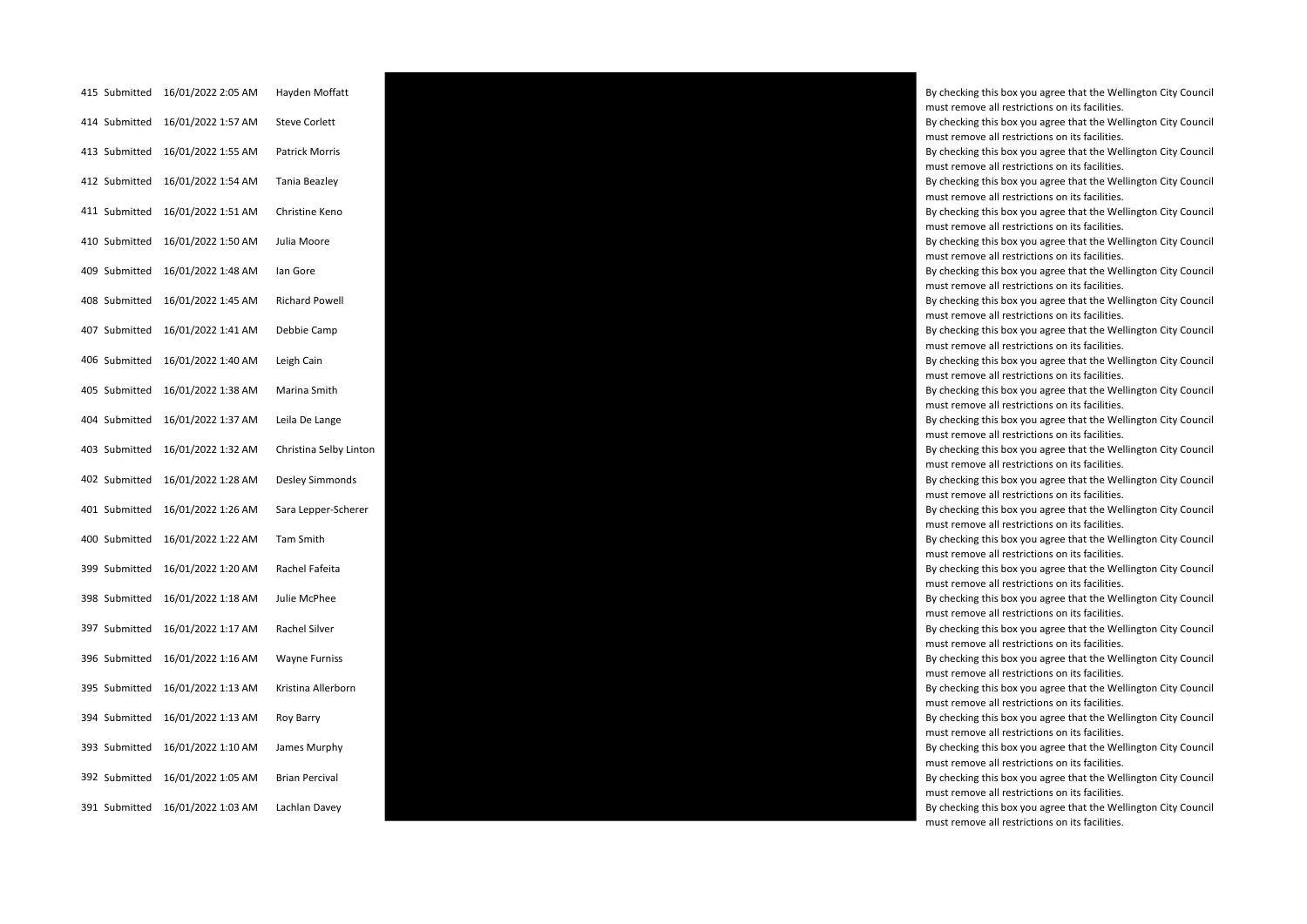| | | | | | |
|---|---|---|---|---|---|
| 415 | Submitted | 16/01/2022 2:05 AM | Hayden Moffatt | | By checking this box you agree that the Wellington City Council must remove all restrictions on its facilities. |
| 414 | Submitted | 16/01/2022 1:57 AM | Steve Corlett | | By checking this box you agree that the Wellington City Council must remove all restrictions on its facilities. |
| 413 | Submitted | 16/01/2022 1:55 AM | Patrick Morris | | By checking this box you agree that the Wellington City Council must remove all restrictions on its facilities. |
| 412 | Submitted | 16/01/2022 1:54 AM | Tania Beazley | | By checking this box you agree that the Wellington City Council must remove all restrictions on its facilities. |
| 411 | Submitted | 16/01/2022 1:51 AM | Christine Keno | | By checking this box you agree that the Wellington City Council must remove all restrictions on its facilities. |
| 410 | Submitted | 16/01/2022 1:50 AM | Julia Moore | | By checking this box you agree that the Wellington City Council must remove all restrictions on its facilities. |
| 409 | Submitted | 16/01/2022 1:48 AM | Ian Gore | | By checking this box you agree that the Wellington City Council must remove all restrictions on its facilities. |
| 408 | Submitted | 16/01/2022 1:45 AM | Richard Powell | | By checking this box you agree that the Wellington City Council must remove all restrictions on its facilities. |
| 407 | Submitted | 16/01/2022 1:41 AM | Debbie Camp | | By checking this box you agree that the Wellington City Council must remove all restrictions on its facilities. |
| 406 | Submitted | 16/01/2022 1:40 AM | Leigh Cain | | By checking this box you agree that the Wellington City Council must remove all restrictions on its facilities. |
| 405 | Submitted | 16/01/2022 1:38 AM | Marina Smith | | By checking this box you agree that the Wellington City Council must remove all restrictions on its facilities. |
| 404 | Submitted | 16/01/2022 1:37 AM | Leila De Lange | | By checking this box you agree that the Wellington City Council must remove all restrictions on its facilities. |
| 403 | Submitted | 16/01/2022 1:32 AM | Christina Selby Linton | | By checking this box you agree that the Wellington City Council must remove all restrictions on its facilities. |
| 402 | Submitted | 16/01/2022 1:28 AM | Desley Simmonds | | By checking this box you agree that the Wellington City Council must remove all restrictions on its facilities. |
| 401 | Submitted | 16/01/2022 1:26 AM | Sara Lepper-Scherer | | By checking this box you agree that the Wellington City Council must remove all restrictions on its facilities. |
| 400 | Submitted | 16/01/2022 1:22 AM | Tam Smith | | By checking this box you agree that the Wellington City Council must remove all restrictions on its facilities. |
| 399 | Submitted | 16/01/2022 1:20 AM | Rachel Fafeita | | By checking this box you agree that the Wellington City Council must remove all restrictions on its facilities. |
| 398 | Submitted | 16/01/2022 1:18 AM | Julie McPhee | | By checking this box you agree that the Wellington City Council must remove all restrictions on its facilities. |
| 397 | Submitted | 16/01/2022 1:17 AM | Rachel Silver | | By checking this box you agree that the Wellington City Council must remove all restrictions on its facilities. |
| 396 | Submitted | 16/01/2022 1:16 AM | Wayne Furniss | | By checking this box you agree that the Wellington City Council must remove all restrictions on its facilities. |
| 395 | Submitted | 16/01/2022 1:13 AM | Kristina Allerborn | | By checking this box you agree that the Wellington City Council must remove all restrictions on its facilities. |
| 394 | Submitted | 16/01/2022 1:13 AM | Roy Barry | | By checking this box you agree that the Wellington City Council must remove all restrictions on its facilities. |
| 393 | Submitted | 16/01/2022 1:10 AM | James Murphy | | By checking this box you agree that the Wellington City Council must remove all restrictions on its facilities. |
| 392 | Submitted | 16/01/2022 1:05 AM | Brian Percival | | By checking this box you agree that the Wellington City Council must remove all restrictions on its facilities. |
| 391 | Submitted | 16/01/2022 1:03 AM | Lachlan Davey | | By checking this box you agree that the Wellington City Council must remove all restrictions on its facilities. |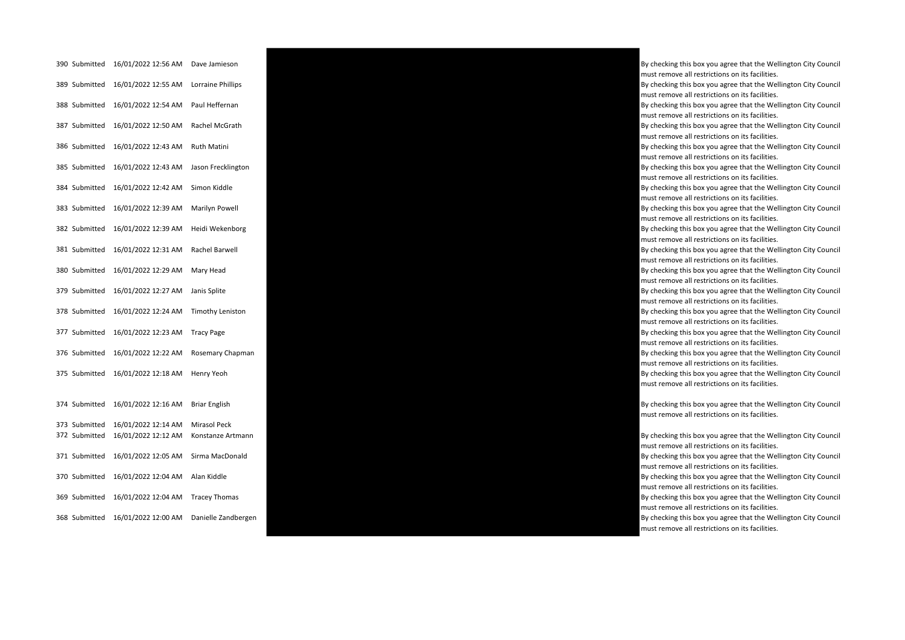| | | | | | |
|---|---|---|---|---|---|
| 390 | Submitted | 16/01/2022 12:56 AM | Dave Jamieson | | By checking this box you agree that the Wellington City Council must remove all restrictions on its facilities. |
| 389 | Submitted | 16/01/2022 12:55 AM | Lorraine Phillips | | By checking this box you agree that the Wellington City Council must remove all restrictions on its facilities. |
| 388 | Submitted | 16/01/2022 12:54 AM | Paul Heffernan | | By checking this box you agree that the Wellington City Council must remove all restrictions on its facilities. |
| 387 | Submitted | 16/01/2022 12:50 AM | Rachel McGrath | | By checking this box you agree that the Wellington City Council must remove all restrictions on its facilities. |
| 386 | Submitted | 16/01/2022 12:43 AM | Ruth Matini | | By checking this box you agree that the Wellington City Council must remove all restrictions on its facilities. |
| 385 | Submitted | 16/01/2022 12:43 AM | Jason Frecklington | | By checking this box you agree that the Wellington City Council must remove all restrictions on its facilities. |
| 384 | Submitted | 16/01/2022 12:42 AM | Simon Kiddle | | By checking this box you agree that the Wellington City Council must remove all restrictions on its facilities. |
| 383 | Submitted | 16/01/2022 12:39 AM | Marilyn Powell | | By checking this box you agree that the Wellington City Council must remove all restrictions on its facilities. |
| 382 | Submitted | 16/01/2022 12:39 AM | Heidi Wekenborg | | By checking this box you agree that the Wellington City Council must remove all restrictions on its facilities. |
| 381 | Submitted | 16/01/2022 12:31 AM | Rachel Barwell | | By checking this box you agree that the Wellington City Council must remove all restrictions on its facilities. |
| 380 | Submitted | 16/01/2022 12:29 AM | Mary Head | | By checking this box you agree that the Wellington City Council must remove all restrictions on its facilities. |
| 379 | Submitted | 16/01/2022 12:27 AM | Janis Splite | | By checking this box you agree that the Wellington City Council must remove all restrictions on its facilities. |
| 378 | Submitted | 16/01/2022 12:24 AM | Timothy Leniston | | By checking this box you agree that the Wellington City Council must remove all restrictions on its facilities. |
| 377 | Submitted | 16/01/2022 12:23 AM | Tracy Page | | By checking this box you agree that the Wellington City Council must remove all restrictions on its facilities. |
| 376 | Submitted | 16/01/2022 12:22 AM | Rosemary Chapman | | By checking this box you agree that the Wellington City Council must remove all restrictions on its facilities. |
| 375 | Submitted | 16/01/2022 12:18 AM | Henry Yeoh | | By checking this box you agree that the Wellington City Council must remove all restrictions on its facilities. |
| 374 | Submitted | 16/01/2022 12:16 AM | Briar English | | By checking this box you agree that the Wellington City Council must remove all restrictions on its facilities. |
| 373 | Submitted | 16/01/2022 12:14 AM | Mirasol Peck | | |
| 372 | Submitted | 16/01/2022 12:12 AM | Konstanze Artmann | | By checking this box you agree that the Wellington City Council must remove all restrictions on its facilities. |
| 371 | Submitted | 16/01/2022 12:05 AM | Sirma MacDonald | | By checking this box you agree that the Wellington City Council must remove all restrictions on its facilities. |
| 370 | Submitted | 16/01/2022 12:04 AM | Alan Kiddle | | By checking this box you agree that the Wellington City Council must remove all restrictions on its facilities. |
| 369 | Submitted | 16/01/2022 12:04 AM | Tracey Thomas | | By checking this box you agree that the Wellington City Council must remove all restrictions on its facilities. |
| 368 | Submitted | 16/01/2022 12:00 AM | Danielle Zandbergen | | By checking this box you agree that the Wellington City Council must remove all restrictions on its facilities. |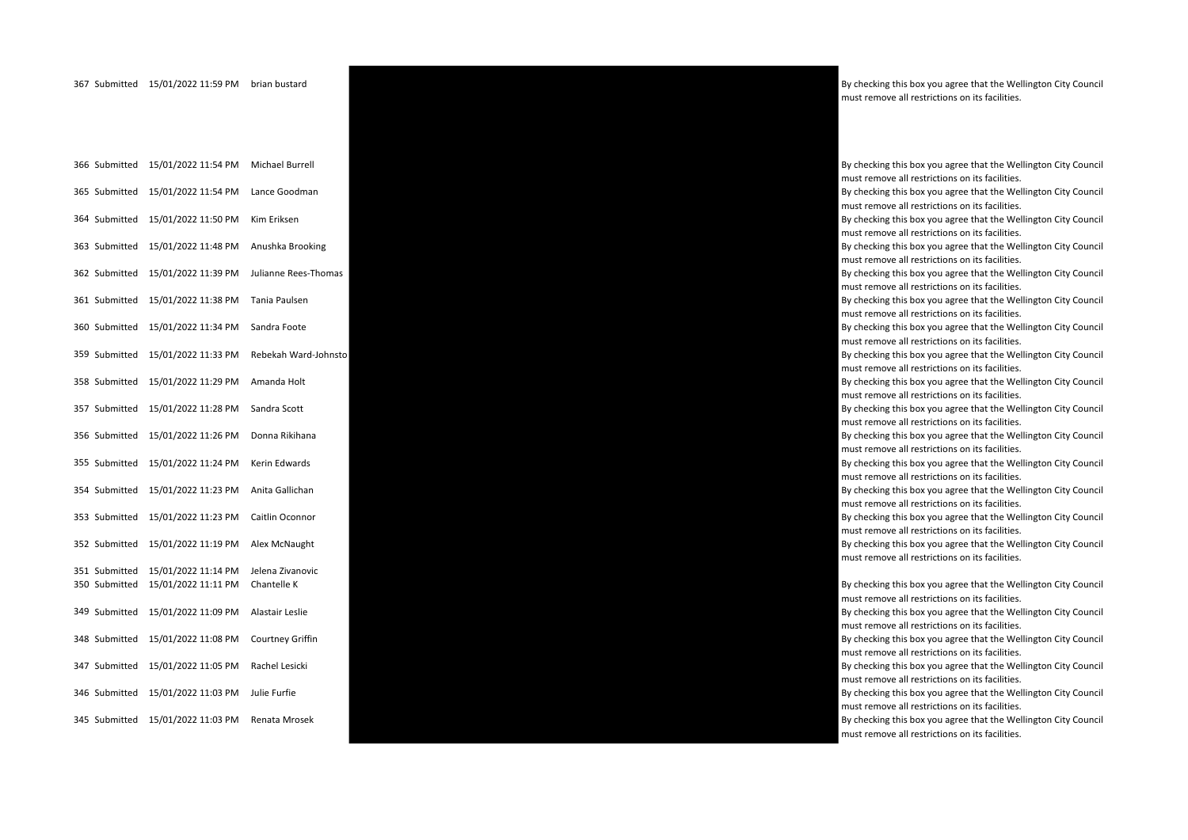| | | | | | |
|---|---|---|---|---|---|
| 367 | Submitted | 15/01/2022 11:59 PM | brian bustard | | By checking this box you agree that the Wellington City Council must remove all restrictions on its facilities. |
| 366 | Submitted | 15/01/2022 11:54 PM | Michael Burrell | | By checking this box you agree that the Wellington City Council must remove all restrictions on its facilities. |
| 365 | Submitted | 15/01/2022 11:54 PM | Lance Goodman | | By checking this box you agree that the Wellington City Council must remove all restrictions on its facilities. |
| 364 | Submitted | 15/01/2022 11:50 PM | Kim Eriksen | | By checking this box you agree that the Wellington City Council must remove all restrictions on its facilities. |
| 363 | Submitted | 15/01/2022 11:48 PM | Anushka Brooking | | By checking this box you agree that the Wellington City Council must remove all restrictions on its facilities. |
| 362 | Submitted | 15/01/2022 11:39 PM | Julianne Rees-Thomas | | By checking this box you agree that the Wellington City Council must remove all restrictions on its facilities. |
| 361 | Submitted | 15/01/2022 11:38 PM | Tania Paulsen | | By checking this box you agree that the Wellington City Council must remove all restrictions on its facilities. |
| 360 | Submitted | 15/01/2022 11:34 PM | Sandra Foote | | By checking this box you agree that the Wellington City Council must remove all restrictions on its facilities. |
| 359 | Submitted | 15/01/2022 11:33 PM | Rebekah Ward-Johnsto | | By checking this box you agree that the Wellington City Council must remove all restrictions on its facilities. |
| 358 | Submitted | 15/01/2022 11:29 PM | Amanda Holt | | By checking this box you agree that the Wellington City Council must remove all restrictions on its facilities. |
| 357 | Submitted | 15/01/2022 11:28 PM | Sandra Scott | | By checking this box you agree that the Wellington City Council must remove all restrictions on its facilities. |
| 356 | Submitted | 15/01/2022 11:26 PM | Donna Rikihana | | By checking this box you agree that the Wellington City Council must remove all restrictions on its facilities. |
| 355 | Submitted | 15/01/2022 11:24 PM | Kerin Edwards | | By checking this box you agree that the Wellington City Council must remove all restrictions on its facilities. |
| 354 | Submitted | 15/01/2022 11:23 PM | Anita Gallichan | | By checking this box you agree that the Wellington City Council must remove all restrictions on its facilities. |
| 353 | Submitted | 15/01/2022 11:23 PM | Caitlin Oconnor | | By checking this box you agree that the Wellington City Council must remove all restrictions on its facilities. |
| 352 | Submitted | 15/01/2022 11:19 PM | Alex McNaught | | By checking this box you agree that the Wellington City Council must remove all restrictions on its facilities. |
| 351 | Submitted | 15/01/2022 11:14 PM | Jelena Zivanovic | | |
| 350 | Submitted | 15/01/2022 11:11 PM | Chantelle K | | By checking this box you agree that the Wellington City Council must remove all restrictions on its facilities. |
| 349 | Submitted | 15/01/2022 11:09 PM | Alastair Leslie | | By checking this box you agree that the Wellington City Council must remove all restrictions on its facilities. |
| 348 | Submitted | 15/01/2022 11:08 PM | Courtney Griffin | | By checking this box you agree that the Wellington City Council must remove all restrictions on its facilities. |
| 347 | Submitted | 15/01/2022 11:05 PM | Rachel Lesicki | | By checking this box you agree that the Wellington City Council must remove all restrictions on its facilities. |
| 346 | Submitted | 15/01/2022 11:03 PM | Julie Furfie | | By checking this box you agree that the Wellington City Council must remove all restrictions on its facilities. |
| 345 | Submitted | 15/01/2022 11:03 PM | Renata Mrosek | | By checking this box you agree that the Wellington City Council must remove all restrictions on its facilities. |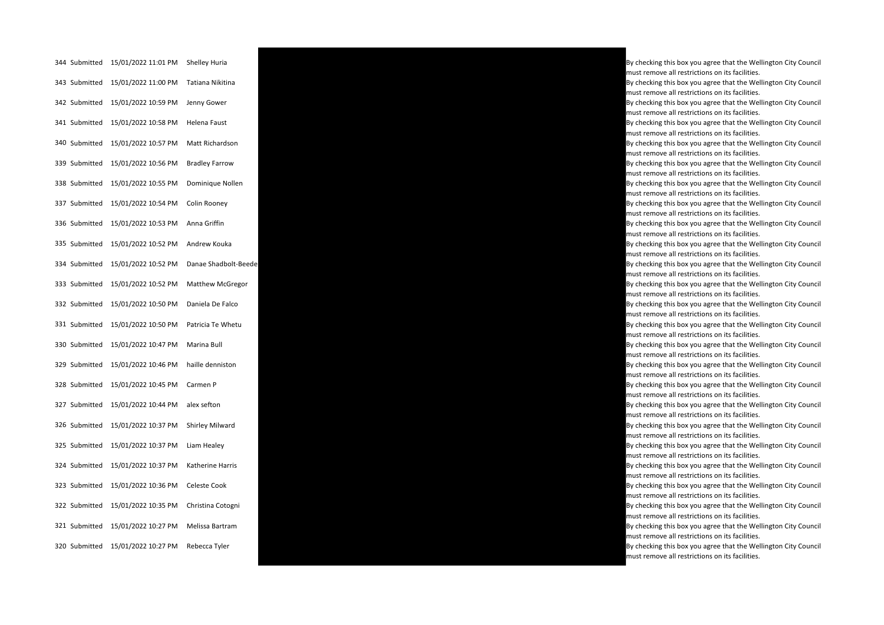| | | | | | |
|---|---|---|---|---|---|
| 344 | Submitted | 15/01/2022 11:01 PM | Shelley Huria | | By checking this box you agree that the Wellington City Council must remove all restrictions on its facilities. |
| 343 | Submitted | 15/01/2022 11:00 PM | Tatiana Nikitina | | By checking this box you agree that the Wellington City Council must remove all restrictions on its facilities. |
| 342 | Submitted | 15/01/2022 10:59 PM | Jenny Gower | | By checking this box you agree that the Wellington City Council must remove all restrictions on its facilities. |
| 341 | Submitted | 15/01/2022 10:58 PM | Helena Faust | | By checking this box you agree that the Wellington City Council must remove all restrictions on its facilities. |
| 340 | Submitted | 15/01/2022 10:57 PM | Matt Richardson | | By checking this box you agree that the Wellington City Council must remove all restrictions on its facilities. |
| 339 | Submitted | 15/01/2022 10:56 PM | Bradley Farrow | | By checking this box you agree that the Wellington City Council must remove all restrictions on its facilities. |
| 338 | Submitted | 15/01/2022 10:55 PM | Dominique Nollen | | By checking this box you agree that the Wellington City Council must remove all restrictions on its facilities. |
| 337 | Submitted | 15/01/2022 10:54 PM | Colin Rooney | | By checking this box you agree that the Wellington City Council must remove all restrictions on its facilities. |
| 336 | Submitted | 15/01/2022 10:53 PM | Anna Griffin | | By checking this box you agree that the Wellington City Council must remove all restrictions on its facilities. |
| 335 | Submitted | 15/01/2022 10:52 PM | Andrew Kouka | | By checking this box you agree that the Wellington City Council must remove all restrictions on its facilities. |
| 334 | Submitted | 15/01/2022 10:52 PM | Danae Shadbolt-Beede | | By checking this box you agree that the Wellington City Council must remove all restrictions on its facilities. |
| 333 | Submitted | 15/01/2022 10:52 PM | Matthew McGregor | | By checking this box you agree that the Wellington City Council must remove all restrictions on its facilities. |
| 332 | Submitted | 15/01/2022 10:50 PM | Daniela De Falco | | By checking this box you agree that the Wellington City Council must remove all restrictions on its facilities. |
| 331 | Submitted | 15/01/2022 10:50 PM | Patricia Te Whetu | | By checking this box you agree that the Wellington City Council must remove all restrictions on its facilities. |
| 330 | Submitted | 15/01/2022 10:47 PM | Marina Bull | | By checking this box you agree that the Wellington City Council must remove all restrictions on its facilities. |
| 329 | Submitted | 15/01/2022 10:46 PM | haille denniston | | By checking this box you agree that the Wellington City Council must remove all restrictions on its facilities. |
| 328 | Submitted | 15/01/2022 10:45 PM | Carmen P | | By checking this box you agree that the Wellington City Council must remove all restrictions on its facilities. |
| 327 | Submitted | 15/01/2022 10:44 PM | alex sefton | | By checking this box you agree that the Wellington City Council must remove all restrictions on its facilities. |
| 326 | Submitted | 15/01/2022 10:37 PM | Shirley Milward | | By checking this box you agree that the Wellington City Council must remove all restrictions on its facilities. |
| 325 | Submitted | 15/01/2022 10:37 PM | Liam Healey | | By checking this box you agree that the Wellington City Council must remove all restrictions on its facilities. |
| 324 | Submitted | 15/01/2022 10:37 PM | Katherine Harris | | By checking this box you agree that the Wellington City Council must remove all restrictions on its facilities. |
| 323 | Submitted | 15/01/2022 10:36 PM | Celeste Cook | | By checking this box you agree that the Wellington City Council must remove all restrictions on its facilities. |
| 322 | Submitted | 15/01/2022 10:35 PM | Christina Cotogni | | By checking this box you agree that the Wellington City Council must remove all restrictions on its facilities. |
| 321 | Submitted | 15/01/2022 10:27 PM | Melissa Bartram | | By checking this box you agree that the Wellington City Council must remove all restrictions on its facilities. |
| 320 | Submitted | 15/01/2022 10:27 PM | Rebecca Tyler | | By checking this box you agree that the Wellington City Council must remove all restrictions on its facilities. |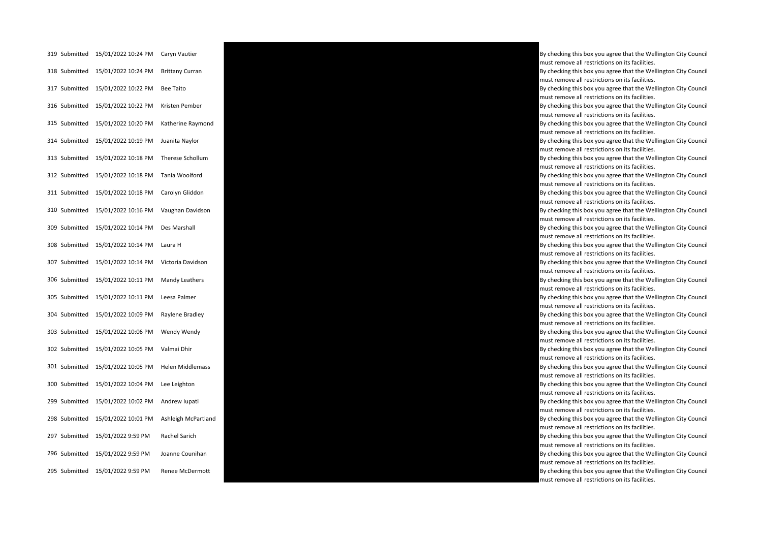| | | | | | |
|---|---|---|---|---|---|
| 319 | Submitted | 15/01/2022 10:24 PM | Caryn Vautier | | By checking this box you agree that the Wellington City Council must remove all restrictions on its facilities. |
| 318 | Submitted | 15/01/2022 10:24 PM | Brittany Curran | | By checking this box you agree that the Wellington City Council must remove all restrictions on its facilities. |
| 317 | Submitted | 15/01/2022 10:22 PM | Bee Taito | | By checking this box you agree that the Wellington City Council must remove all restrictions on its facilities. |
| 316 | Submitted | 15/01/2022 10:22 PM | Kristen Pember | | By checking this box you agree that the Wellington City Council must remove all restrictions on its facilities. |
| 315 | Submitted | 15/01/2022 10:20 PM | Katherine Raymond | | By checking this box you agree that the Wellington City Council must remove all restrictions on its facilities. |
| 314 | Submitted | 15/01/2022 10:19 PM | Juanita Naylor | | By checking this box you agree that the Wellington City Council must remove all restrictions on its facilities. |
| 313 | Submitted | 15/01/2022 10:18 PM | Therese Schollum | | By checking this box you agree that the Wellington City Council must remove all restrictions on its facilities. |
| 312 | Submitted | 15/01/2022 10:18 PM | Tania Woolford | | By checking this box you agree that the Wellington City Council must remove all restrictions on its facilities. |
| 311 | Submitted | 15/01/2022 10:18 PM | Carolyn Gliddon | | By checking this box you agree that the Wellington City Council must remove all restrictions on its facilities. |
| 310 | Submitted | 15/01/2022 10:16 PM | Vaughan Davidson | | By checking this box you agree that the Wellington City Council must remove all restrictions on its facilities. |
| 309 | Submitted | 15/01/2022 10:14 PM | Des Marshall | | By checking this box you agree that the Wellington City Council must remove all restrictions on its facilities. |
| 308 | Submitted | 15/01/2022 10:14 PM | Laura H | | By checking this box you agree that the Wellington City Council must remove all restrictions on its facilities. |
| 307 | Submitted | 15/01/2022 10:14 PM | Victoria Davidson | | By checking this box you agree that the Wellington City Council must remove all restrictions on its facilities. |
| 306 | Submitted | 15/01/2022 10:11 PM | Mandy Leathers | | By checking this box you agree that the Wellington City Council must remove all restrictions on its facilities. |
| 305 | Submitted | 15/01/2022 10:11 PM | Leesa Palmer | | By checking this box you agree that the Wellington City Council must remove all restrictions on its facilities. |
| 304 | Submitted | 15/01/2022 10:09 PM | Raylene Bradley | | By checking this box you agree that the Wellington City Council must remove all restrictions on its facilities. |
| 303 | Submitted | 15/01/2022 10:06 PM | Wendy Wendy | | By checking this box you agree that the Wellington City Council must remove all restrictions on its facilities. |
| 302 | Submitted | 15/01/2022 10:05 PM | Valmai Dhir | | By checking this box you agree that the Wellington City Council must remove all restrictions on its facilities. |
| 301 | Submitted | 15/01/2022 10:05 PM | Helen Middlemass | | By checking this box you agree that the Wellington City Council must remove all restrictions on its facilities. |
| 300 | Submitted | 15/01/2022 10:04 PM | Lee Leighton | | By checking this box you agree that the Wellington City Council must remove all restrictions on its facilities. |
| 299 | Submitted | 15/01/2022 10:02 PM | Andrew Iupati | | By checking this box you agree that the Wellington City Council must remove all restrictions on its facilities. |
| 298 | Submitted | 15/01/2022 10:01 PM | Ashleigh McPartland | | By checking this box you agree that the Wellington City Council must remove all restrictions on its facilities. |
| 297 | Submitted | 15/01/2022 9:59 PM | Rachel Sarich | | By checking this box you agree that the Wellington City Council must remove all restrictions on its facilities. |
| 296 | Submitted | 15/01/2022 9:59 PM | Joanne Counihan | | By checking this box you agree that the Wellington City Council must remove all restrictions on its facilities. |
| 295 | Submitted | 15/01/2022 9:59 PM | Renee McDermott | | By checking this box you agree that the Wellington City Council must remove all restrictions on its facilities. |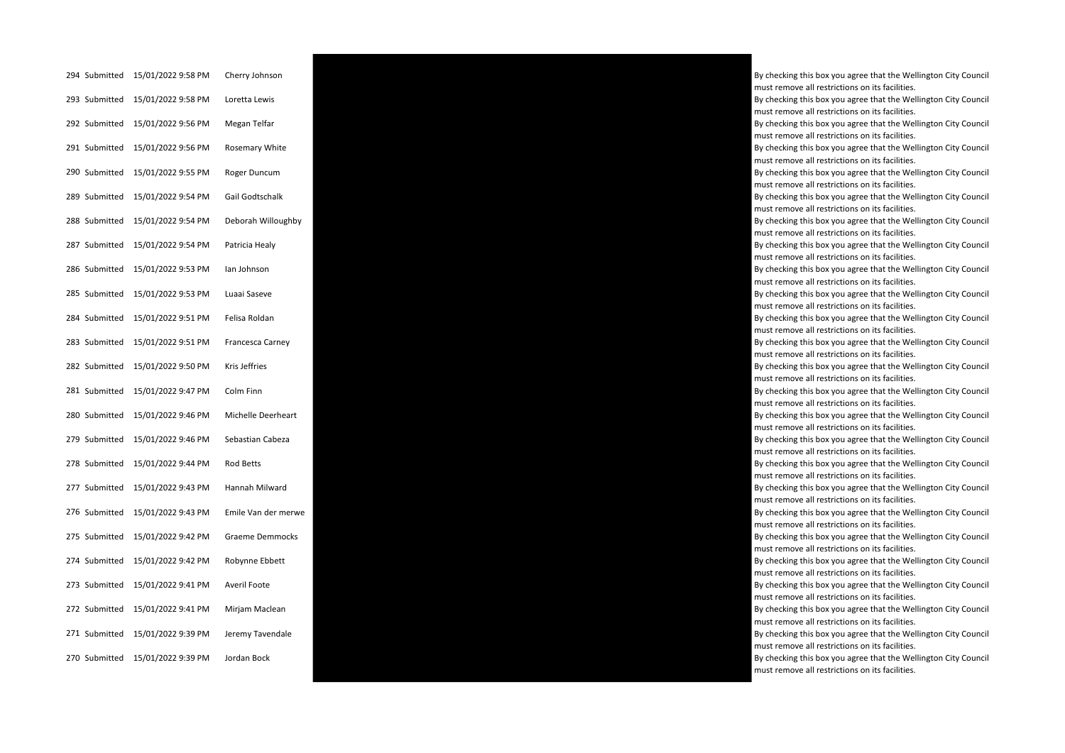| | | | | | |
|---|---|---|---|---|---|
| 294 | Submitted | 15/01/2022 9:58 PM | Cherry Johnson | | By checking this box you agree that the Wellington City Council must remove all restrictions on its facilities. |
| 293 | Submitted | 15/01/2022 9:58 PM | Loretta Lewis | | By checking this box you agree that the Wellington City Council must remove all restrictions on its facilities. |
| 292 | Submitted | 15/01/2022 9:56 PM | Megan Telfar | | By checking this box you agree that the Wellington City Council must remove all restrictions on its facilities. |
| 291 | Submitted | 15/01/2022 9:56 PM | Rosemary White | | By checking this box you agree that the Wellington City Council must remove all restrictions on its facilities. |
| 290 | Submitted | 15/01/2022 9:55 PM | Roger Duncum | | By checking this box you agree that the Wellington City Council must remove all restrictions on its facilities. |
| 289 | Submitted | 15/01/2022 9:54 PM | Gail Godtschalk | | By checking this box you agree that the Wellington City Council must remove all restrictions on its facilities. |
| 288 | Submitted | 15/01/2022 9:54 PM | Deborah Willoughby | | By checking this box you agree that the Wellington City Council must remove all restrictions on its facilities. |
| 287 | Submitted | 15/01/2022 9:54 PM | Patricia Healy | | By checking this box you agree that the Wellington City Council must remove all restrictions on its facilities. |
| 286 | Submitted | 15/01/2022 9:53 PM | Ian Johnson | | By checking this box you agree that the Wellington City Council must remove all restrictions on its facilities. |
| 285 | Submitted | 15/01/2022 9:53 PM | Luaai Saseve | | By checking this box you agree that the Wellington City Council must remove all restrictions on its facilities. |
| 284 | Submitted | 15/01/2022 9:51 PM | Felisa Roldan | | By checking this box you agree that the Wellington City Council must remove all restrictions on its facilities. |
| 283 | Submitted | 15/01/2022 9:51 PM | Francesca Carney | | By checking this box you agree that the Wellington City Council must remove all restrictions on its facilities. |
| 282 | Submitted | 15/01/2022 9:50 PM | Kris Jeffries | | By checking this box you agree that the Wellington City Council must remove all restrictions on its facilities. |
| 281 | Submitted | 15/01/2022 9:47 PM | Colm Finn | | By checking this box you agree that the Wellington City Council must remove all restrictions on its facilities. |
| 280 | Submitted | 15/01/2022 9:46 PM | Michelle Deerheart | | By checking this box you agree that the Wellington City Council must remove all restrictions on its facilities. |
| 279 | Submitted | 15/01/2022 9:46 PM | Sebastian Cabeza | | By checking this box you agree that the Wellington City Council must remove all restrictions on its facilities. |
| 278 | Submitted | 15/01/2022 9:44 PM | Rod Betts | | By checking this box you agree that the Wellington City Council must remove all restrictions on its facilities. |
| 277 | Submitted | 15/01/2022 9:43 PM | Hannah Milward | | By checking this box you agree that the Wellington City Council must remove all restrictions on its facilities. |
| 276 | Submitted | 15/01/2022 9:43 PM | Emile Van der merwe | | By checking this box you agree that the Wellington City Council must remove all restrictions on its facilities. |
| 275 | Submitted | 15/01/2022 9:42 PM | Graeme Demmocks | | By checking this box you agree that the Wellington City Council must remove all restrictions on its facilities. |
| 274 | Submitted | 15/01/2022 9:42 PM | Robynne Ebbett | | By checking this box you agree that the Wellington City Council must remove all restrictions on its facilities. |
| 273 | Submitted | 15/01/2022 9:41 PM | Averil Foote | | By checking this box you agree that the Wellington City Council must remove all restrictions on its facilities. |
| 272 | Submitted | 15/01/2022 9:41 PM | Mirjam Maclean | | By checking this box you agree that the Wellington City Council must remove all restrictions on its facilities. |
| 271 | Submitted | 15/01/2022 9:39 PM | Jeremy Tavendale | | By checking this box you agree that the Wellington City Council must remove all restrictions on its facilities. |
| 270 | Submitted | 15/01/2022 9:39 PM | Jordan Bock | | By checking this box you agree that the Wellington City Council must remove all restrictions on its facilities. |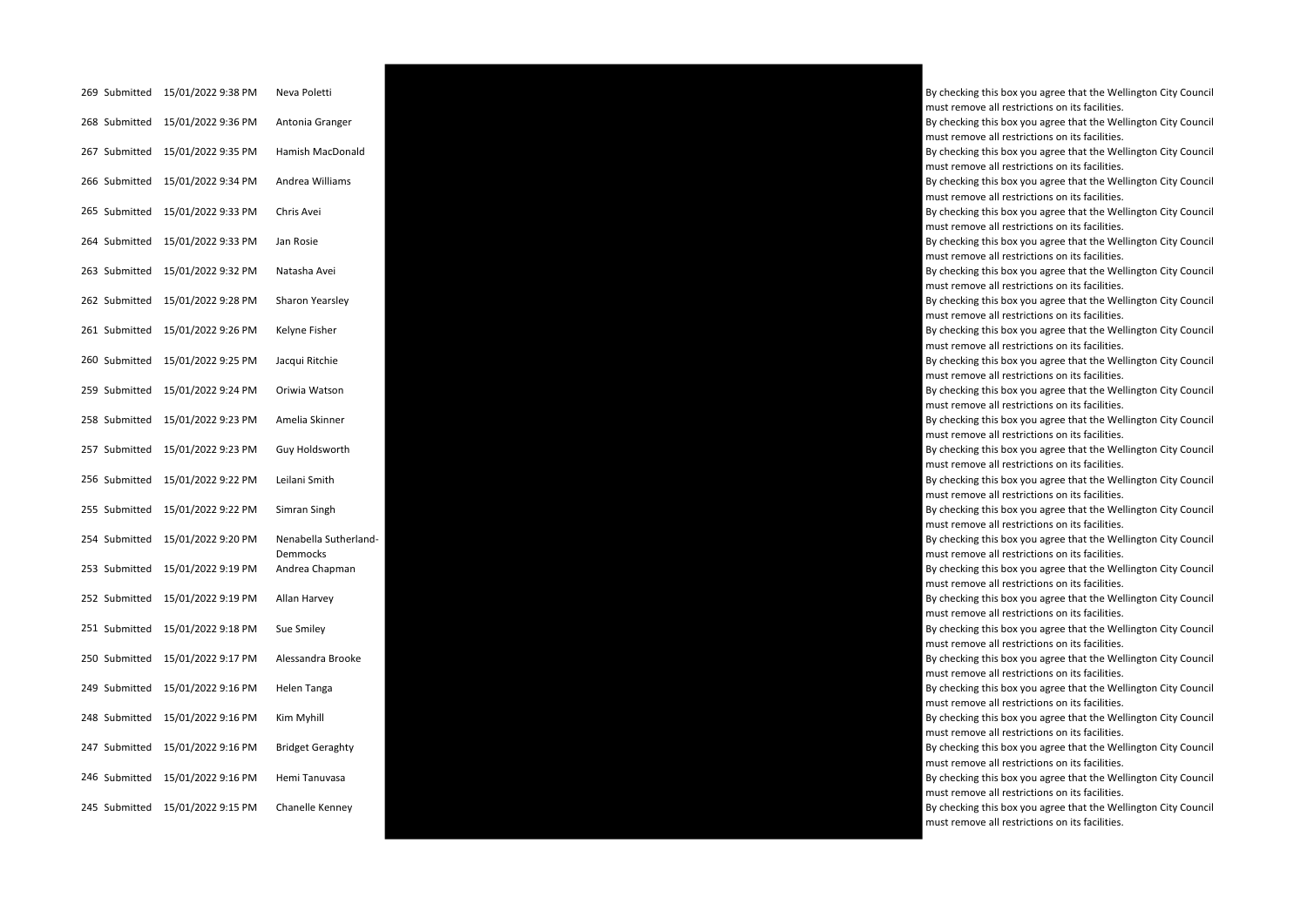| | | | | | |
|---|---|---|---|---|---|
| 269 | Submitted | 15/01/2022 9:38 PM | Neva Poletti | | By checking this box you agree that the Wellington City Council must remove all restrictions on its facilities. |
| 268 | Submitted | 15/01/2022 9:36 PM | Antonia Granger | | By checking this box you agree that the Wellington City Council must remove all restrictions on its facilities. |
| 267 | Submitted | 15/01/2022 9:35 PM | Hamish MacDonald | | By checking this box you agree that the Wellington City Council must remove all restrictions on its facilities. |
| 266 | Submitted | 15/01/2022 9:34 PM | Andrea Williams | | By checking this box you agree that the Wellington City Council must remove all restrictions on its facilities. |
| 265 | Submitted | 15/01/2022 9:33 PM | Chris Avei | | By checking this box you agree that the Wellington City Council must remove all restrictions on its facilities. |
| 264 | Submitted | 15/01/2022 9:33 PM | Jan Rosie | | By checking this box you agree that the Wellington City Council must remove all restrictions on its facilities. |
| 263 | Submitted | 15/01/2022 9:32 PM | Natasha Avei | | By checking this box you agree that the Wellington City Council must remove all restrictions on its facilities. |
| 262 | Submitted | 15/01/2022 9:28 PM | Sharon Yearsley | | By checking this box you agree that the Wellington City Council must remove all restrictions on its facilities. |
| 261 | Submitted | 15/01/2022 9:26 PM | Kelyne Fisher | | By checking this box you agree that the Wellington City Council must remove all restrictions on its facilities. |
| 260 | Submitted | 15/01/2022 9:25 PM | Jacqui Ritchie | | By checking this box you agree that the Wellington City Council must remove all restrictions on its facilities. |
| 259 | Submitted | 15/01/2022 9:24 PM | Oriwia Watson | | By checking this box you agree that the Wellington City Council must remove all restrictions on its facilities. |
| 258 | Submitted | 15/01/2022 9:23 PM | Amelia Skinner | | By checking this box you agree that the Wellington City Council must remove all restrictions on its facilities. |
| 257 | Submitted | 15/01/2022 9:23 PM | Guy Holdsworth | | By checking this box you agree that the Wellington City Council must remove all restrictions on its facilities. |
| 256 | Submitted | 15/01/2022 9:22 PM | Leilani Smith | | By checking this box you agree that the Wellington City Council must remove all restrictions on its facilities. |
| 255 | Submitted | 15/01/2022 9:22 PM | Simran Singh | | By checking this box you agree that the Wellington City Council must remove all restrictions on its facilities. |
| 254 | Submitted | 15/01/2022 9:20 PM | Nenabella Sutherland-Demmocks | | By checking this box you agree that the Wellington City Council must remove all restrictions on its facilities. |
| 253 | Submitted | 15/01/2022 9:19 PM | Andrea Chapman | | By checking this box you agree that the Wellington City Council must remove all restrictions on its facilities. |
| 252 | Submitted | 15/01/2022 9:19 PM | Allan Harvey | | By checking this box you agree that the Wellington City Council must remove all restrictions on its facilities. |
| 251 | Submitted | 15/01/2022 9:18 PM | Sue Smiley | | By checking this box you agree that the Wellington City Council must remove all restrictions on its facilities. |
| 250 | Submitted | 15/01/2022 9:17 PM | Alessandra Brooke | | By checking this box you agree that the Wellington City Council must remove all restrictions on its facilities. |
| 249 | Submitted | 15/01/2022 9:16 PM | Helen Tanga | | By checking this box you agree that the Wellington City Council must remove all restrictions on its facilities. |
| 248 | Submitted | 15/01/2022 9:16 PM | Kim Myhill | | By checking this box you agree that the Wellington City Council must remove all restrictions on its facilities. |
| 247 | Submitted | 15/01/2022 9:16 PM | Bridget Geraghty | | By checking this box you agree that the Wellington City Council must remove all restrictions on its facilities. |
| 246 | Submitted | 15/01/2022 9:16 PM | Hemi Tanuvasa | | By checking this box you agree that the Wellington City Council must remove all restrictions on its facilities. |
| 245 | Submitted | 15/01/2022 9:15 PM | Chanelle Kenney | | By checking this box you agree that the Wellington City Council must remove all restrictions on its facilities. |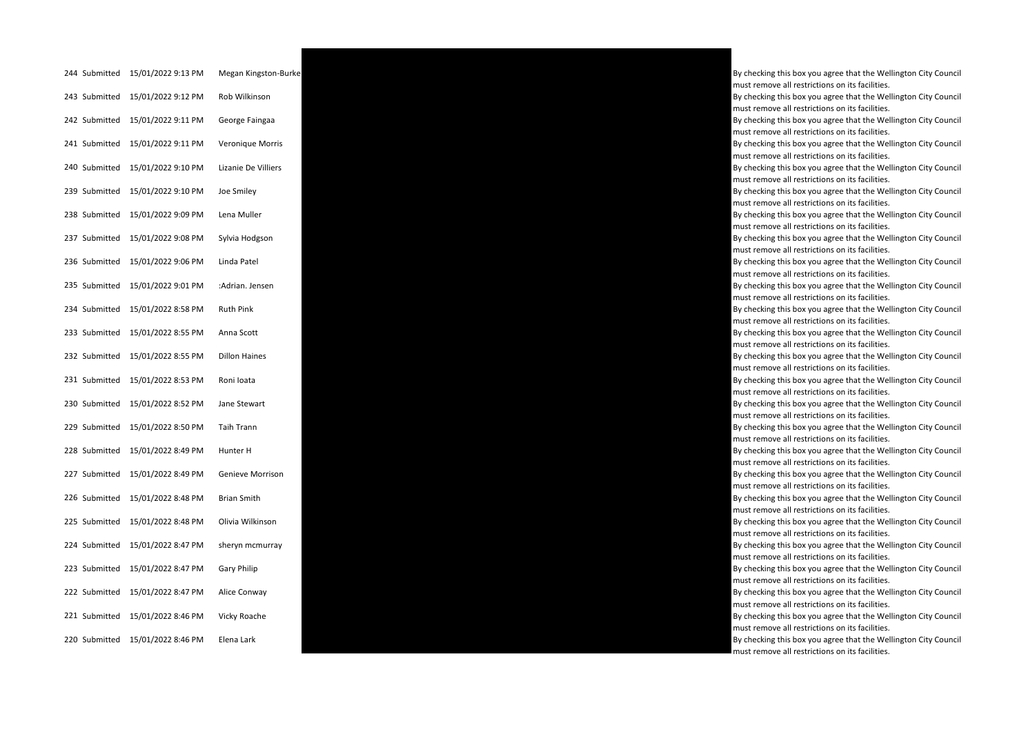| | | | | | |
|---|---|---|---|---|---|
| 244 | Submitted | 15/01/2022 9:13 PM | Megan Kingston-Burke | | By checking this box you agree that the Wellington City Council must remove all restrictions on its facilities. |
| 243 | Submitted | 15/01/2022 9:12 PM | Rob Wilkinson | | By checking this box you agree that the Wellington City Council must remove all restrictions on its facilities. |
| 242 | Submitted | 15/01/2022 9:11 PM | George Faingaa | | By checking this box you agree that the Wellington City Council must remove all restrictions on its facilities. |
| 241 | Submitted | 15/01/2022 9:11 PM | Veronique Morris | | By checking this box you agree that the Wellington City Council must remove all restrictions on its facilities. |
| 240 | Submitted | 15/01/2022 9:10 PM | Lizanie De Villiers | | By checking this box you agree that the Wellington City Council must remove all restrictions on its facilities. |
| 239 | Submitted | 15/01/2022 9:10 PM | Joe Smiley | | By checking this box you agree that the Wellington City Council must remove all restrictions on its facilities. |
| 238 | Submitted | 15/01/2022 9:09 PM | Lena Muller | | By checking this box you agree that the Wellington City Council must remove all restrictions on its facilities. |
| 237 | Submitted | 15/01/2022 9:08 PM | Sylvia Hodgson | | By checking this box you agree that the Wellington City Council must remove all restrictions on its facilities. |
| 236 | Submitted | 15/01/2022 9:06 PM | Linda Patel | | By checking this box you agree that the Wellington City Council must remove all restrictions on its facilities. |
| 235 | Submitted | 15/01/2022 9:01 PM | :Adrian. Jensen | | By checking this box you agree that the Wellington City Council must remove all restrictions on its facilities. |
| 234 | Submitted | 15/01/2022 8:58 PM | Ruth Pink | | By checking this box you agree that the Wellington City Council must remove all restrictions on its facilities. |
| 233 | Submitted | 15/01/2022 8:55 PM | Anna Scott | | By checking this box you agree that the Wellington City Council must remove all restrictions on its facilities. |
| 232 | Submitted | 15/01/2022 8:55 PM | Dillon Haines | | By checking this box you agree that the Wellington City Council must remove all restrictions on its facilities. |
| 231 | Submitted | 15/01/2022 8:53 PM | Roni Ioata | | By checking this box you agree that the Wellington City Council must remove all restrictions on its facilities. |
| 230 | Submitted | 15/01/2022 8:52 PM | Jane Stewart | | By checking this box you agree that the Wellington City Council must remove all restrictions on its facilities. |
| 229 | Submitted | 15/01/2022 8:50 PM | Taih Trann | | By checking this box you agree that the Wellington City Council must remove all restrictions on its facilities. |
| 228 | Submitted | 15/01/2022 8:49 PM | Hunter H | | By checking this box you agree that the Wellington City Council must remove all restrictions on its facilities. |
| 227 | Submitted | 15/01/2022 8:49 PM | Genieve Morrison | | By checking this box you agree that the Wellington City Council must remove all restrictions on its facilities. |
| 226 | Submitted | 15/01/2022 8:48 PM | Brian Smith | | By checking this box you agree that the Wellington City Council must remove all restrictions on its facilities. |
| 225 | Submitted | 15/01/2022 8:48 PM | Olivia Wilkinson | | By checking this box you agree that the Wellington City Council must remove all restrictions on its facilities. |
| 224 | Submitted | 15/01/2022 8:47 PM | sheryn mcmurray | | By checking this box you agree that the Wellington City Council must remove all restrictions on its facilities. |
| 223 | Submitted | 15/01/2022 8:47 PM | Gary Philip | | By checking this box you agree that the Wellington City Council must remove all restrictions on its facilities. |
| 222 | Submitted | 15/01/2022 8:47 PM | Alice Conway | | By checking this box you agree that the Wellington City Council must remove all restrictions on its facilities. |
| 221 | Submitted | 15/01/2022 8:46 PM | Vicky Roache | | By checking this box you agree that the Wellington City Council must remove all restrictions on its facilities. |
| 220 | Submitted | 15/01/2022 8:46 PM | Elena Lark | | By checking this box you agree that the Wellington City Council must remove all restrictions on its facilities. |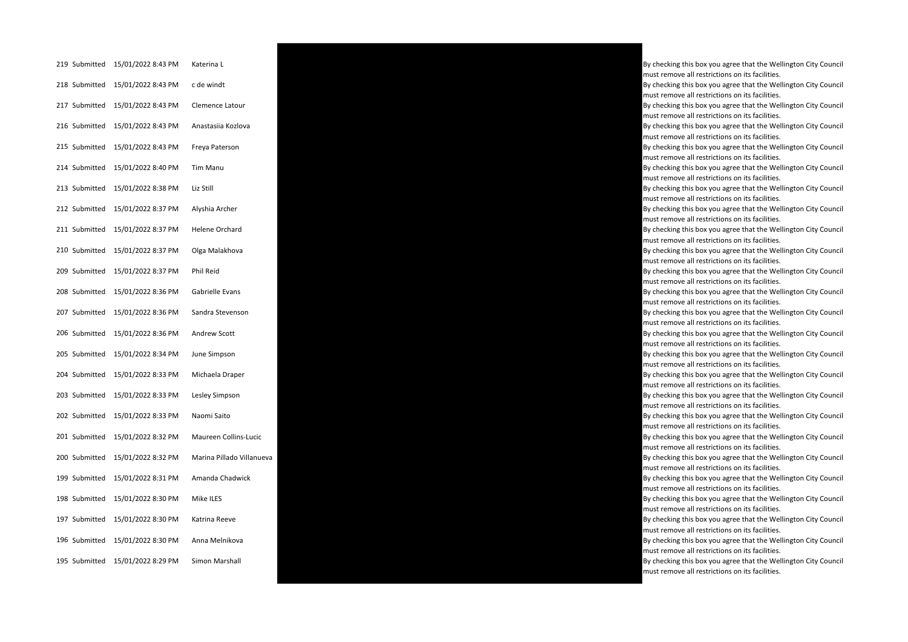| | | | | | |
|---|---|---|---|---|---|
| 219 | Submitted | 15/01/2022 8:43 PM | Katerina L | | By checking this box you agree that the Wellington City Council must remove all restrictions on its facilities. |
| 218 | Submitted | 15/01/2022 8:43 PM | c de windt | | By checking this box you agree that the Wellington City Council must remove all restrictions on its facilities. |
| 217 | Submitted | 15/01/2022 8:43 PM | Clemence Latour | | By checking this box you agree that the Wellington City Council must remove all restrictions on its facilities. |
| 216 | Submitted | 15/01/2022 8:43 PM | Anastasiia Kozlova | | By checking this box you agree that the Wellington City Council must remove all restrictions on its facilities. |
| 215 | Submitted | 15/01/2022 8:43 PM | Freya Paterson | | By checking this box you agree that the Wellington City Council must remove all restrictions on its facilities. |
| 214 | Submitted | 15/01/2022 8:40 PM | Tim Manu | | By checking this box you agree that the Wellington City Council must remove all restrictions on its facilities. |
| 213 | Submitted | 15/01/2022 8:38 PM | Liz Still | | By checking this box you agree that the Wellington City Council must remove all restrictions on its facilities. |
| 212 | Submitted | 15/01/2022 8:37 PM | Alyshia Archer | | By checking this box you agree that the Wellington City Council must remove all restrictions on its facilities. |
| 211 | Submitted | 15/01/2022 8:37 PM | Helene Orchard | | By checking this box you agree that the Wellington City Council must remove all restrictions on its facilities. |
| 210 | Submitted | 15/01/2022 8:37 PM | Olga Malakhova | | By checking this box you agree that the Wellington City Council must remove all restrictions on its facilities. |
| 209 | Submitted | 15/01/2022 8:37 PM | Phil Reid | | By checking this box you agree that the Wellington City Council must remove all restrictions on its facilities. |
| 208 | Submitted | 15/01/2022 8:36 PM | Gabrielle Evans | | By checking this box you agree that the Wellington City Council must remove all restrictions on its facilities. |
| 207 | Submitted | 15/01/2022 8:36 PM | Sandra Stevenson | | By checking this box you agree that the Wellington City Council must remove all restrictions on its facilities. |
| 206 | Submitted | 15/01/2022 8:36 PM | Andrew Scott | | By checking this box you agree that the Wellington City Council must remove all restrictions on its facilities. |
| 205 | Submitted | 15/01/2022 8:34 PM | June Simpson | | By checking this box you agree that the Wellington City Council must remove all restrictions on its facilities. |
| 204 | Submitted | 15/01/2022 8:33 PM | Michaela Draper | | By checking this box you agree that the Wellington City Council must remove all restrictions on its facilities. |
| 203 | Submitted | 15/01/2022 8:33 PM | Lesley Simpson | | By checking this box you agree that the Wellington City Council must remove all restrictions on its facilities. |
| 202 | Submitted | 15/01/2022 8:33 PM | Naomi Saito | | By checking this box you agree that the Wellington City Council must remove all restrictions on its facilities. |
| 201 | Submitted | 15/01/2022 8:32 PM | Maureen Collins-Lucic | | By checking this box you agree that the Wellington City Council must remove all restrictions on its facilities. |
| 200 | Submitted | 15/01/2022 8:32 PM | Marina Pillado Villanueva | | By checking this box you agree that the Wellington City Council must remove all restrictions on its facilities. |
| 199 | Submitted | 15/01/2022 8:31 PM | Amanda Chadwick | | By checking this box you agree that the Wellington City Council must remove all restrictions on its facilities. |
| 198 | Submitted | 15/01/2022 8:30 PM | Mike ILES | | By checking this box you agree that the Wellington City Council must remove all restrictions on its facilities. |
| 197 | Submitted | 15/01/2022 8:30 PM | Katrina Reeve | | By checking this box you agree that the Wellington City Council must remove all restrictions on its facilities. |
| 196 | Submitted | 15/01/2022 8:30 PM | Anna Melnikova | | By checking this box you agree that the Wellington City Council must remove all restrictions on its facilities. |
| 195 | Submitted | 15/01/2022 8:29 PM | Simon Marshall | | By checking this box you agree that the Wellington City Council must remove all restrictions on its facilities. |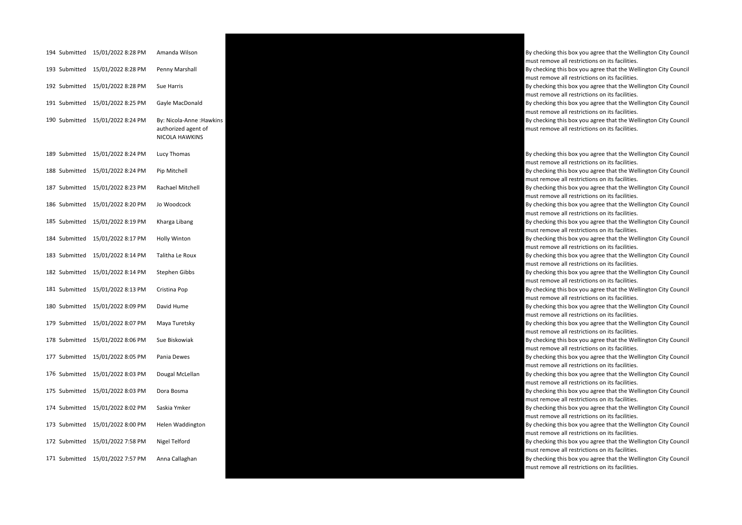| | | | | | |
|---|---|---|---|---|---|
| 194 | Submitted | 15/01/2022 8:28 PM | Amanda Wilson | | By checking this box you agree that the Wellington City Council must remove all restrictions on its facilities. |
| 193 | Submitted | 15/01/2022 8:28 PM | Penny Marshall | | By checking this box you agree that the Wellington City Council must remove all restrictions on its facilities. |
| 192 | Submitted | 15/01/2022 8:28 PM | Sue Harris | | By checking this box you agree that the Wellington City Council must remove all restrictions on its facilities. |
| 191 | Submitted | 15/01/2022 8:25 PM | Gayle MacDonald | | By checking this box you agree that the Wellington City Council must remove all restrictions on its facilities. |
| 190 | Submitted | 15/01/2022 8:24 PM | By: Nicola-Anne :Hawkins authorized agent of NICOLA HAWKINS | | By checking this box you agree that the Wellington City Council must remove all restrictions on its facilities. |
| 189 | Submitted | 15/01/2022 8:24 PM | Lucy Thomas | | By checking this box you agree that the Wellington City Council must remove all restrictions on its facilities. |
| 188 | Submitted | 15/01/2022 8:24 PM | Pip Mitchell | | By checking this box you agree that the Wellington City Council must remove all restrictions on its facilities. |
| 187 | Submitted | 15/01/2022 8:23 PM | Rachael Mitchell | | By checking this box you agree that the Wellington City Council must remove all restrictions on its facilities. |
| 186 | Submitted | 15/01/2022 8:20 PM | Jo Woodcock | | By checking this box you agree that the Wellington City Council must remove all restrictions on its facilities. |
| 185 | Submitted | 15/01/2022 8:19 PM | Kharga Libang | | By checking this box you agree that the Wellington City Council must remove all restrictions on its facilities. |
| 184 | Submitted | 15/01/2022 8:17 PM | Holly Winton | | By checking this box you agree that the Wellington City Council must remove all restrictions on its facilities. |
| 183 | Submitted | 15/01/2022 8:14 PM | Talitha Le Roux | | By checking this box you agree that the Wellington City Council must remove all restrictions on its facilities. |
| 182 | Submitted | 15/01/2022 8:14 PM | Stephen Gibbs | | By checking this box you agree that the Wellington City Council must remove all restrictions on its facilities. |
| 181 | Submitted | 15/01/2022 8:13 PM | Cristina Pop | | By checking this box you agree that the Wellington City Council must remove all restrictions on its facilities. |
| 180 | Submitted | 15/01/2022 8:09 PM | David Hume | | By checking this box you agree that the Wellington City Council must remove all restrictions on its facilities. |
| 179 | Submitted | 15/01/2022 8:07 PM | Maya Turetsky | | By checking this box you agree that the Wellington City Council must remove all restrictions on its facilities. |
| 178 | Submitted | 15/01/2022 8:06 PM | Sue Biskowiak | | By checking this box you agree that the Wellington City Council must remove all restrictions on its facilities. |
| 177 | Submitted | 15/01/2022 8:05 PM | Pania Dewes | | By checking this box you agree that the Wellington City Council must remove all restrictions on its facilities. |
| 176 | Submitted | 15/01/2022 8:03 PM | Dougal McLellan | | By checking this box you agree that the Wellington City Council must remove all restrictions on its facilities. |
| 175 | Submitted | 15/01/2022 8:03 PM | Dora Bosma | | By checking this box you agree that the Wellington City Council must remove all restrictions on its facilities. |
| 174 | Submitted | 15/01/2022 8:02 PM | Saskia Ymker | | By checking this box you agree that the Wellington City Council must remove all restrictions on its facilities. |
| 173 | Submitted | 15/01/2022 8:00 PM | Helen Waddington | | By checking this box you agree that the Wellington City Council must remove all restrictions on its facilities. |
| 172 | Submitted | 15/01/2022 7:58 PM | Nigel Telford | | By checking this box you agree that the Wellington City Council must remove all restrictions on its facilities. |
| 171 | Submitted | 15/01/2022 7:57 PM | Anna Callaghan | | By checking this box you agree that the Wellington City Council must remove all restrictions on its facilities. |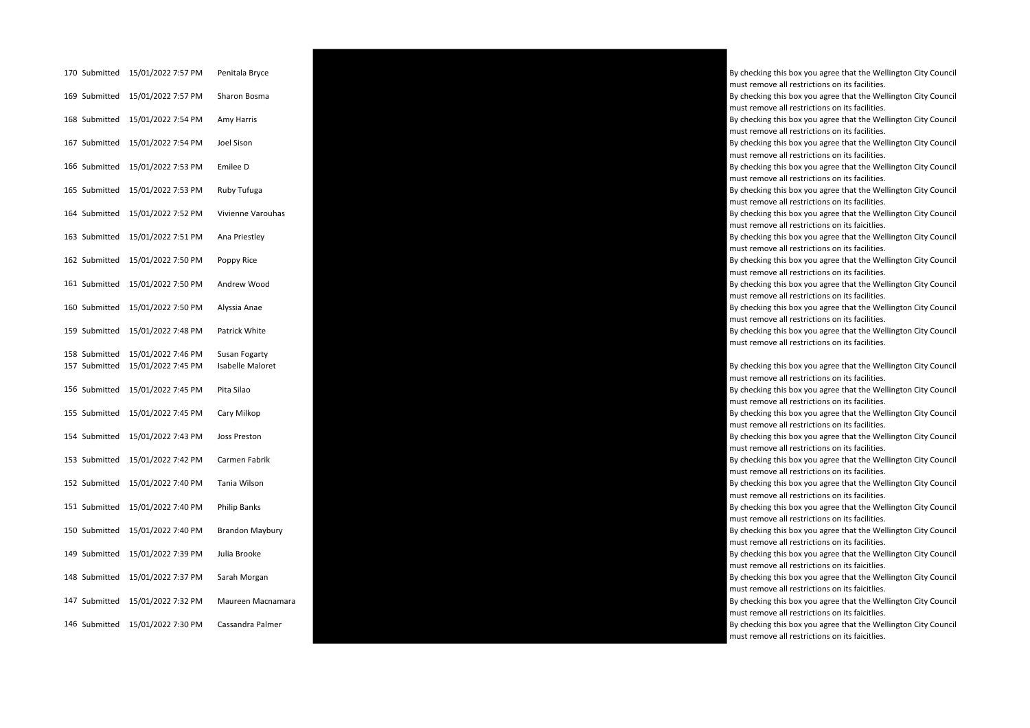| | | | | | |
|---|---|---|---|---|---|
| 170 | Submitted | 15/01/2022 7:57 PM | Penitala Bryce | | By checking this box you agree that the Wellington City Council must remove all restrictions on its facilities. |
| 169 | Submitted | 15/01/2022 7:57 PM | Sharon Bosma | | By checking this box you agree that the Wellington City Council must remove all restrictions on its facilities. |
| 168 | Submitted | 15/01/2022 7:54 PM | Amy Harris | | By checking this box you agree that the Wellington City Council must remove all restrictions on its facilities. |
| 167 | Submitted | 15/01/2022 7:54 PM | Joel Sison | | By checking this box you agree that the Wellington City Council must remove all restrictions on its facilities. |
| 166 | Submitted | 15/01/2022 7:53 PM | Emilee D | | By checking this box you agree that the Wellington City Council must remove all restrictions on its facilities. |
| 165 | Submitted | 15/01/2022 7:53 PM | Ruby Tufuga | | By checking this box you agree that the Wellington City Council must remove all restrictions on its facilities. |
| 164 | Submitted | 15/01/2022 7:52 PM | Vivienne Varouhas | | By checking this box you agree that the Wellington City Council must remove all restrictions on its faicilties. |
| 163 | Submitted | 15/01/2022 7:51 PM | Ana Priestley | | By checking this box you agree that the Wellington City Council must remove all restrictions on its facilities. |
| 162 | Submitted | 15/01/2022 7:50 PM | Poppy Rice | | By checking this box you agree that the Wellington City Council must remove all restrictions on its facilities. |
| 161 | Submitted | 15/01/2022 7:50 PM | Andrew Wood | | By checking this box you agree that the Wellington City Council must remove all restrictions on its facilities. |
| 160 | Submitted | 15/01/2022 7:50 PM | Alyssia Anae | | By checking this box you agree that the Wellington City Council must remove all restrictions on its facilities. |
| 159 | Submitted | 15/01/2022 7:48 PM | Patrick White | | By checking this box you agree that the Wellington City Council must remove all restrictions on its facilities. |
| 158 | Submitted | 15/01/2022 7:46 PM | Susan Fogarty | | |
| 157 | Submitted | 15/01/2022 7:45 PM | Isabelle Maloret | | By checking this box you agree that the Wellington City Council must remove all restrictions on its facilities. |
| 156 | Submitted | 15/01/2022 7:45 PM | Pita Silao | | By checking this box you agree that the Wellington City Council must remove all restrictions on its facilities. |
| 155 | Submitted | 15/01/2022 7:45 PM | Cary Milkop | | By checking this box you agree that the Wellington City Council must remove all restrictions on its facilities. |
| 154 | Submitted | 15/01/2022 7:43 PM | Joss Preston | | By checking this box you agree that the Wellington City Council must remove all restrictions on its facilities. |
| 153 | Submitted | 15/01/2022 7:42 PM | Carmen Fabrik | | By checking this box you agree that the Wellington City Council must remove all restrictions on its facilities. |
| 152 | Submitted | 15/01/2022 7:40 PM | Tania Wilson | | By checking this box you agree that the Wellington City Council must remove all restrictions on its facilities. |
| 151 | Submitted | 15/01/2022 7:40 PM | Philip Banks | | By checking this box you agree that the Wellington City Council must remove all restrictions on its facilities. |
| 150 | Submitted | 15/01/2022 7:40 PM | Brandon Maybury | | By checking this box you agree that the Wellington City Council must remove all restrictions on its facilities. |
| 149 | Submitted | 15/01/2022 7:39 PM | Julia Brooke | | By checking this box you agree that the Wellington City Council must remove all restrictions on its faicilties. |
| 148 | Submitted | 15/01/2022 7:37 PM | Sarah Morgan | | By checking this box you agree that the Wellington City Council must remove all restrictions on its faicilties. |
| 147 | Submitted | 15/01/2022 7:32 PM | Maureen Macnamara | | By checking this box you agree that the Wellington City Council must remove all restrictions on its faicilties. |
| 146 | Submitted | 15/01/2022 7:30 PM | Cassandra Palmer | | By checking this box you agree that the Wellington City Council must remove all restrictions on its faicilties. |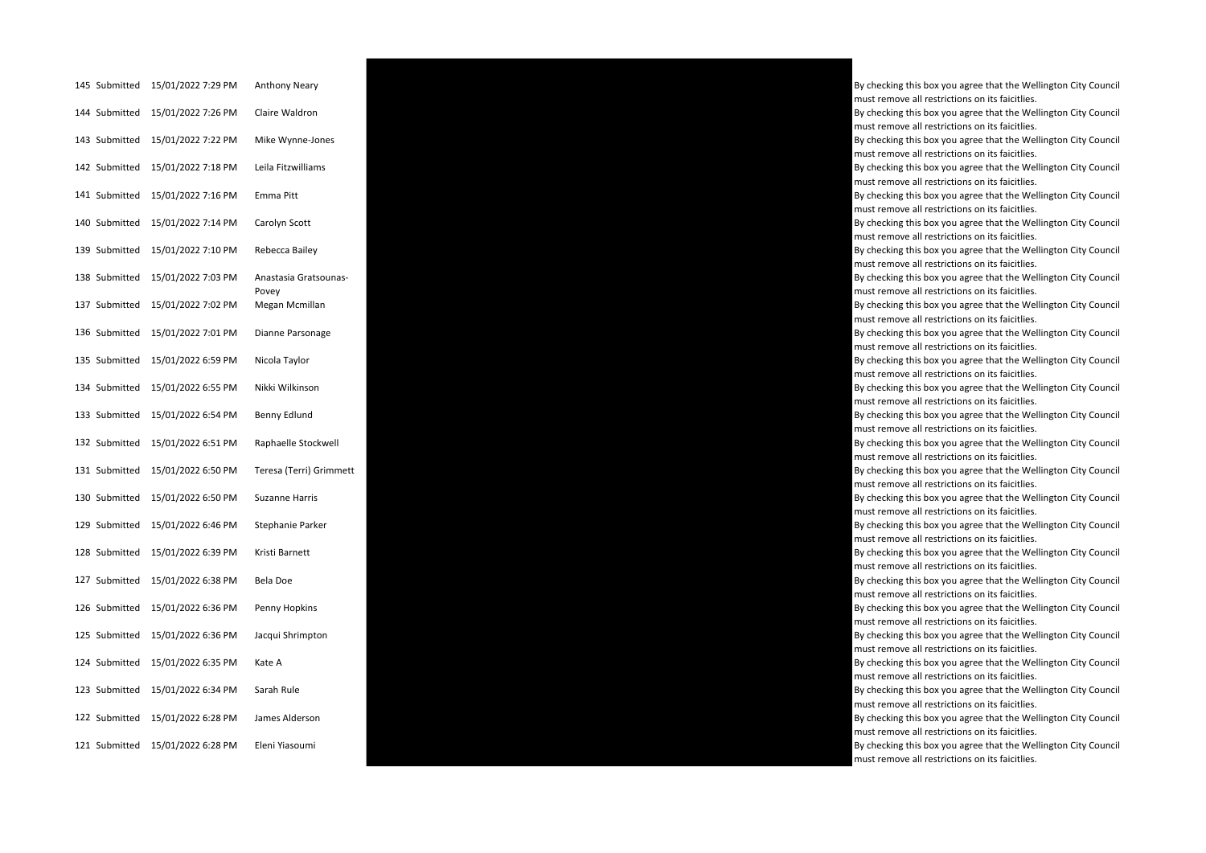| | | | | | |
|---|---|---|---|---|---|
| 145 | Submitted | 15/01/2022 7:29 PM | Anthony Neary | | By checking this box you agree that the Wellington City Council must remove all restrictions on its faicitlies. |
| 144 | Submitted | 15/01/2022 7:26 PM | Claire Waldron | | By checking this box you agree that the Wellington City Council must remove all restrictions on its faicitlies. |
| 143 | Submitted | 15/01/2022 7:22 PM | Mike Wynne-Jones | | By checking this box you agree that the Wellington City Council must remove all restrictions on its faicitlies. |
| 142 | Submitted | 15/01/2022 7:18 PM | Leila Fitzwilliams | | By checking this box you agree that the Wellington City Council must remove all restrictions on its faicitlies. |
| 141 | Submitted | 15/01/2022 7:16 PM | Emma Pitt | | By checking this box you agree that the Wellington City Council must remove all restrictions on its faicitlies. |
| 140 | Submitted | 15/01/2022 7:14 PM | Carolyn Scott | | By checking this box you agree that the Wellington City Council must remove all restrictions on its faicitlies. |
| 139 | Submitted | 15/01/2022 7:10 PM | Rebecca Bailey | | By checking this box you agree that the Wellington City Council must remove all restrictions on its faicitlies. |
| 138 | Submitted | 15/01/2022 7:03 PM | Anastasia Gratsounas-Povey | | By checking this box you agree that the Wellington City Council must remove all restrictions on its faicitlies. |
| 137 | Submitted | 15/01/2022 7:02 PM | Megan Mcmillan | | By checking this box you agree that the Wellington City Council must remove all restrictions on its faicitlies. |
| 136 | Submitted | 15/01/2022 7:01 PM | Dianne Parsonage | | By checking this box you agree that the Wellington City Council must remove all restrictions on its faicitlies. |
| 135 | Submitted | 15/01/2022 6:59 PM | Nicola Taylor | | By checking this box you agree that the Wellington City Council must remove all restrictions on its faicitlies. |
| 134 | Submitted | 15/01/2022 6:55 PM | Nikki Wilkinson | | By checking this box you agree that the Wellington City Council must remove all restrictions on its faicitlies. |
| 133 | Submitted | 15/01/2022 6:54 PM | Benny Edlund | | By checking this box you agree that the Wellington City Council must remove all restrictions on its faicitlies. |
| 132 | Submitted | 15/01/2022 6:51 PM | Raphaelle Stockwell | | By checking this box you agree that the Wellington City Council must remove all restrictions on its faicitlies. |
| 131 | Submitted | 15/01/2022 6:50 PM | Teresa (Terri) Grimmett | | By checking this box you agree that the Wellington City Council must remove all restrictions on its faicitlies. |
| 130 | Submitted | 15/01/2022 6:50 PM | Suzanne Harris | | By checking this box you agree that the Wellington City Council must remove all restrictions on its faicitlies. |
| 129 | Submitted | 15/01/2022 6:46 PM | Stephanie Parker | | By checking this box you agree that the Wellington City Council must remove all restrictions on its faicitlies. |
| 128 | Submitted | 15/01/2022 6:39 PM | Kristi Barnett | | By checking this box you agree that the Wellington City Council must remove all restrictions on its faicitlies. |
| 127 | Submitted | 15/01/2022 6:38 PM | Bela Doe | | By checking this box you agree that the Wellington City Council must remove all restrictions on its faicitlies. |
| 126 | Submitted | 15/01/2022 6:36 PM | Penny Hopkins | | By checking this box you agree that the Wellington City Council must remove all restrictions on its faicitlies. |
| 125 | Submitted | 15/01/2022 6:36 PM | Jacqui Shrimpton | | By checking this box you agree that the Wellington City Council must remove all restrictions on its faicitlies. |
| 124 | Submitted | 15/01/2022 6:35 PM | Kate A | | By checking this box you agree that the Wellington City Council must remove all restrictions on its faicitlies. |
| 123 | Submitted | 15/01/2022 6:34 PM | Sarah Rule | | By checking this box you agree that the Wellington City Council must remove all restrictions on its faicitlies. |
| 122 | Submitted | 15/01/2022 6:28 PM | James Alderson | | By checking this box you agree that the Wellington City Council must remove all restrictions on its faicitlies. |
| 121 | Submitted | 15/01/2022 6:28 PM | Eleni Yiasoumi | | By checking this box you agree that the Wellington City Council must remove all restrictions on its faicitlies. |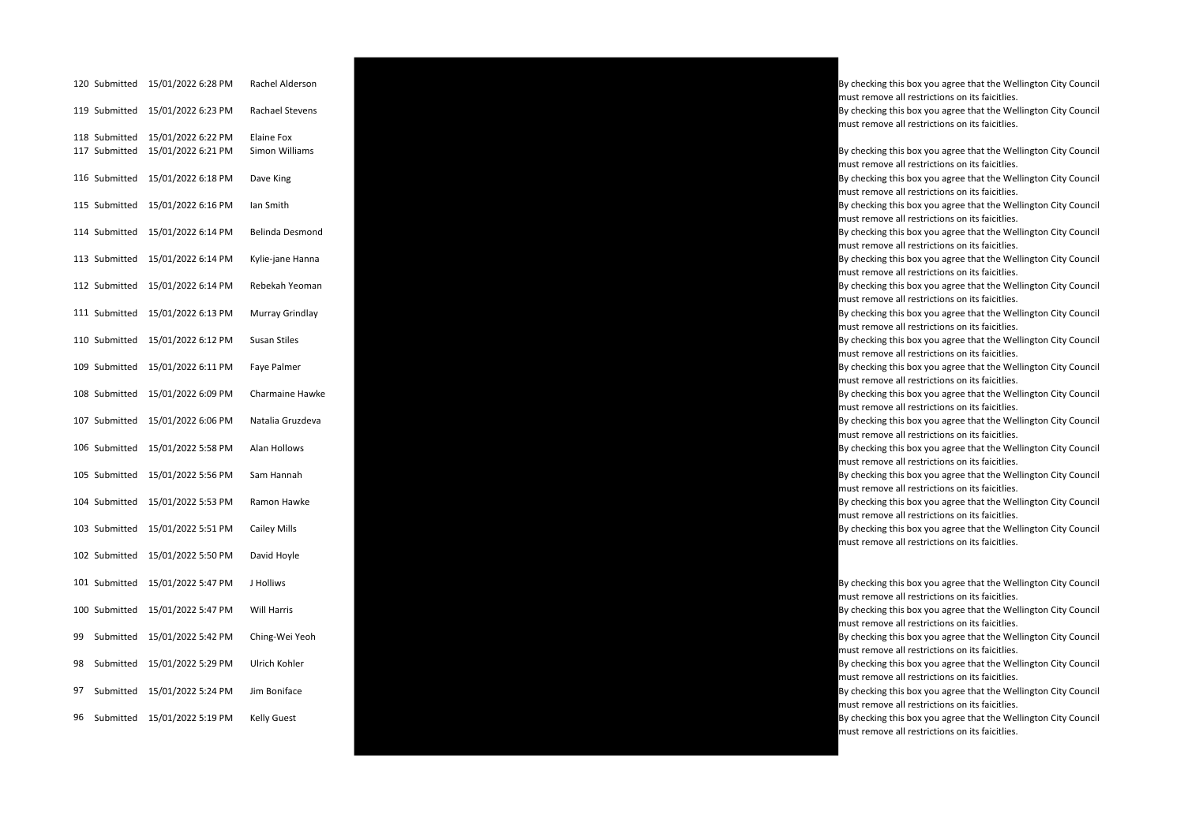| | | | | |
|---|---|---|---|---|
| 120 | Submitted | 15/01/2022 6:28 PM | Rachel Alderson | By checking this box you agree that the Wellington City Council must remove all restrictions on its faicitlies. |
| 119 | Submitted | 15/01/2022 6:23 PM | Rachael Stevens | By checking this box you agree that the Wellington City Council must remove all restrictions on its faicitlies. |
| 118 | Submitted | 15/01/2022 6:22 PM | Elaine Fox | |
| 117 | Submitted | 15/01/2022 6:21 PM | Simon Williams | By checking this box you agree that the Wellington City Council must remove all restrictions on its faicitlies. |
| 116 | Submitted | 15/01/2022 6:18 PM | Dave King | By checking this box you agree that the Wellington City Council must remove all restrictions on its faicitlies. |
| 115 | Submitted | 15/01/2022 6:16 PM | Ian Smith | By checking this box you agree that the Wellington City Council must remove all restrictions on its faicitlies. |
| 114 | Submitted | 15/01/2022 6:14 PM | Belinda Desmond | By checking this box you agree that the Wellington City Council must remove all restrictions on its faicitlies. |
| 113 | Submitted | 15/01/2022 6:14 PM | Kylie-jane Hanna | By checking this box you agree that the Wellington City Council must remove all restrictions on its faicitlies. |
| 112 | Submitted | 15/01/2022 6:14 PM | Rebekah Yeoman | By checking this box you agree that the Wellington City Council must remove all restrictions on its faicitlies. |
| 111 | Submitted | 15/01/2022 6:13 PM | Murray Grindlay | By checking this box you agree that the Wellington City Council must remove all restrictions on its faicitlies. |
| 110 | Submitted | 15/01/2022 6:12 PM | Susan Stiles | By checking this box you agree that the Wellington City Council must remove all restrictions on its faicitlies. |
| 109 | Submitted | 15/01/2022 6:11 PM | Faye Palmer | By checking this box you agree that the Wellington City Council must remove all restrictions on its faicitlies. |
| 108 | Submitted | 15/01/2022 6:09 PM | Charmaine Hawke | By checking this box you agree that the Wellington City Council must remove all restrictions on its faicitlies. |
| 107 | Submitted | 15/01/2022 6:06 PM | Natalia Gruzdeva | By checking this box you agree that the Wellington City Council must remove all restrictions on its faicitlies. |
| 106 | Submitted | 15/01/2022 5:58 PM | Alan Hollows | By checking this box you agree that the Wellington City Council must remove all restrictions on its faicitlies. |
| 105 | Submitted | 15/01/2022 5:56 PM | Sam Hannah | By checking this box you agree that the Wellington City Council must remove all restrictions on its faicitlies. |
| 104 | Submitted | 15/01/2022 5:53 PM | Ramon Hawke | By checking this box you agree that the Wellington City Council must remove all restrictions on its faicitlies. |
| 103 | Submitted | 15/01/2022 5:51 PM | Cailey Mills | By checking this box you agree that the Wellington City Council must remove all restrictions on its faicitlies. |
| 102 | Submitted | 15/01/2022 5:50 PM | David Hoyle | |
| 101 | Submitted | 15/01/2022 5:47 PM | J Holliws | By checking this box you agree that the Wellington City Council must remove all restrictions on its faicitlies. |
| 100 | Submitted | 15/01/2022 5:47 PM | Will Harris | By checking this box you agree that the Wellington City Council must remove all restrictions on its faicitlies. |
| 99 | Submitted | 15/01/2022 5:42 PM | Ching-Wei Yeoh | By checking this box you agree that the Wellington City Council must remove all restrictions on its faicitlies. |
| 98 | Submitted | 15/01/2022 5:29 PM | Ulrich Kohler | By checking this box you agree that the Wellington City Council must remove all restrictions on its faicitlies. |
| 97 | Submitted | 15/01/2022 5:24 PM | Jim Boniface | By checking this box you agree that the Wellington City Council must remove all restrictions on its faicitlies. |
| 96 | Submitted | 15/01/2022 5:19 PM | Kelly Guest | By checking this box you agree that the Wellington City Council must remove all restrictions on its faicitlies. |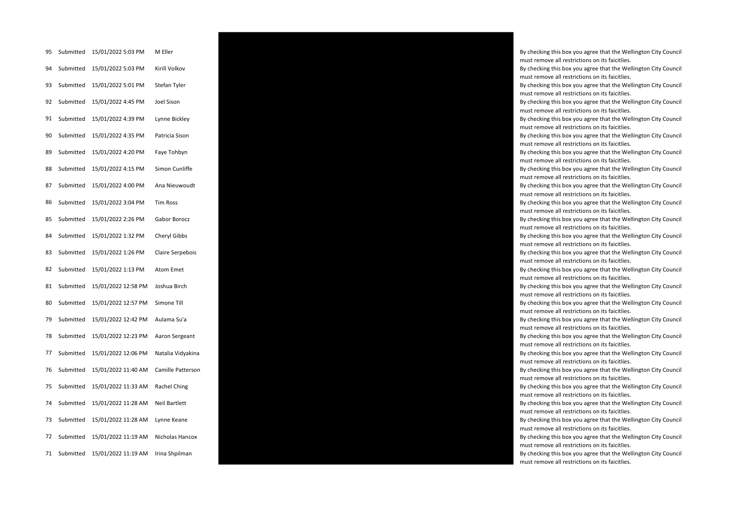| | | | | | |
|---|---|---|---|---|---|
| 95 | Submitted | 15/01/2022 5:03 PM | M Eller | | By checking this box you agree that the Wellington City Council must remove all restrictions on its faicitlies. |
| 94 | Submitted | 15/01/2022 5:03 PM | Kirill Volkov | | By checking this box you agree that the Wellington City Council must remove all restrictions on its faicitlies. |
| 93 | Submitted | 15/01/2022 5:01 PM | Stefan Tyler | | By checking this box you agree that the Wellington City Council must remove all restrictions on its faicitlies. |
| 92 | Submitted | 15/01/2022 4:45 PM | Joel Sison | | By checking this box you agree that the Wellington City Council must remove all restrictions on its faicitlies. |
| 91 | Submitted | 15/01/2022 4:39 PM | Lynne Bickley | | By checking this box you agree that the Wellington City Council must remove all restrictions on its faicitlies. |
| 90 | Submitted | 15/01/2022 4:35 PM | Patricia Sison | | By checking this box you agree that the Wellington City Council must remove all restrictions on its faicitlies. |
| 89 | Submitted | 15/01/2022 4:20 PM | Faye Tohbyn | | By checking this box you agree that the Wellington City Council must remove all restrictions on its faicitlies. |
| 88 | Submitted | 15/01/2022 4:15 PM | Simon Cunliffe | | By checking this box you agree that the Wellington City Council must remove all restrictions on its faicitlies. |
| 87 | Submitted | 15/01/2022 4:00 PM | Ana Nieuwoudt | | By checking this box you agree that the Wellington City Council must remove all restrictions on its faicitlies. |
| 86 | Submitted | 15/01/2022 3:04 PM | Tim Ross | | By checking this box you agree that the Wellington City Council must remove all restrictions on its faicitlies. |
| 85 | Submitted | 15/01/2022 2:26 PM | Gabor Borocz | | By checking this box you agree that the Wellington City Council must remove all restrictions on its faicitlies. |
| 84 | Submitted | 15/01/2022 1:32 PM | Cheryl Gibbs | | By checking this box you agree that the Wellington City Council must remove all restrictions on its faicitlies. |
| 83 | Submitted | 15/01/2022 1:26 PM | Claire Serpebois | | By checking this box you agree that the Wellington City Council must remove all restrictions on its faicitlies. |
| 82 | Submitted | 15/01/2022 1:13 PM | Atom Emet | | By checking this box you agree that the Wellington City Council must remove all restrictions on its faicitlies. |
| 81 | Submitted | 15/01/2022 12:58 PM | Joshua Birch | | By checking this box you agree that the Wellington City Council must remove all restrictions on its faicitlies. |
| 80 | Submitted | 15/01/2022 12:57 PM | Simone Till | | By checking this box you agree that the Wellington City Council must remove all restrictions on its faicitlies. |
| 79 | Submitted | 15/01/2022 12:42 PM | Aulama Su'a | | By checking this box you agree that the Wellington City Council must remove all restrictions on its faicitlies. |
| 78 | Submitted | 15/01/2022 12:23 PM | Aaron Sergeant | | By checking this box you agree that the Wellington City Council must remove all restrictions on its faicitlies. |
| 77 | Submitted | 15/01/2022 12:06 PM | Natalia Vidyakina | | By checking this box you agree that the Wellington City Council must remove all restrictions on its faicitlies. |
| 76 | Submitted | 15/01/2022 11:40 AM | Camille Patterson | | By checking this box you agree that the Wellington City Council must remove all restrictions on its faicitlies. |
| 75 | Submitted | 15/01/2022 11:33 AM | Rachel Ching | | By checking this box you agree that the Wellington City Council must remove all restrictions on its faicitlies. |
| 74 | Submitted | 15/01/2022 11:28 AM | Neil Bartlett | | By checking this box you agree that the Wellington City Council must remove all restrictions on its faicitlies. |
| 73 | Submitted | 15/01/2022 11:28 AM | Lynne Keane | | By checking this box you agree that the Wellington City Council must remove all restrictions on its faicitlies. |
| 72 | Submitted | 15/01/2022 11:19 AM | Nicholas Hancox | | By checking this box you agree that the Wellington City Council must remove all restrictions on its faicitlies. |
| 71 | Submitted | 15/01/2022 11:19 AM | Irina Shpilman | | By checking this box you agree that the Wellington City Council must remove all restrictions on its faicitlies. |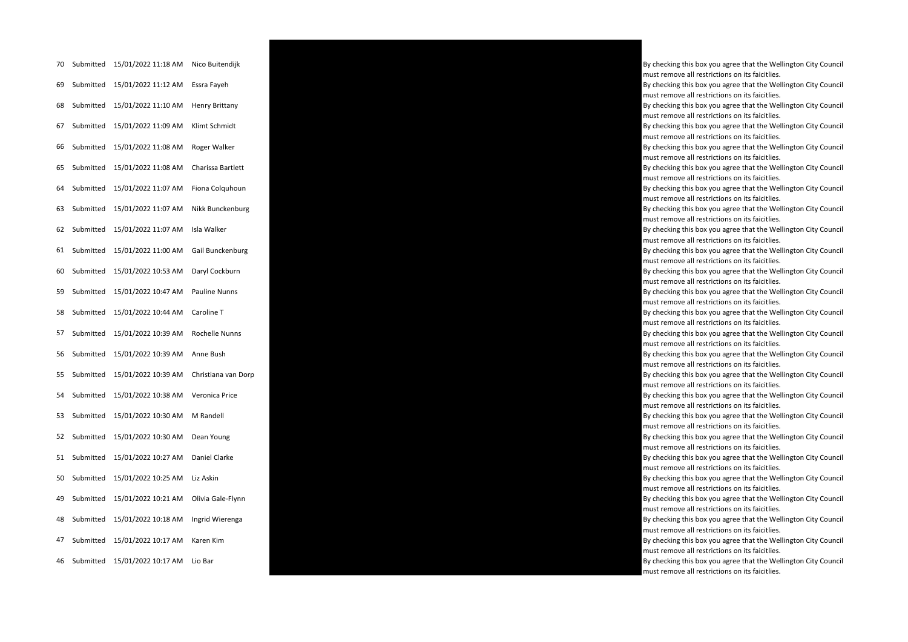| | | | | | |
|---|---|---|---|---|---|
| 70 | Submitted | 15/01/2022 11:18 AM | Nico Buitendijk | | By checking this box you agree that the Wellington City Council must remove all restrictions on its faicitlies. |
| 69 | Submitted | 15/01/2022 11:12 AM | Essra Fayeh | | By checking this box you agree that the Wellington City Council must remove all restrictions on its faicitlies. |
| 68 | Submitted | 15/01/2022 11:10 AM | Henry Brittany | | By checking this box you agree that the Wellington City Council must remove all restrictions on its faicitlies. |
| 67 | Submitted | 15/01/2022 11:09 AM | Klimt Schmidt | | By checking this box you agree that the Wellington City Council must remove all restrictions on its faicitlies. |
| 66 | Submitted | 15/01/2022 11:08 AM | Roger Walker | | By checking this box you agree that the Wellington City Council must remove all restrictions on its faicitlies. |
| 65 | Submitted | 15/01/2022 11:08 AM | Charissa Bartlett | | By checking this box you agree that the Wellington City Council must remove all restrictions on its faicitlies. |
| 64 | Submitted | 15/01/2022 11:07 AM | Fiona Colquhoun | | By checking this box you agree that the Wellington City Council must remove all restrictions on its faicitlies. |
| 63 | Submitted | 15/01/2022 11:07 AM | Nikk Bunckenburg | | By checking this box you agree that the Wellington City Council must remove all restrictions on its faicitlies. |
| 62 | Submitted | 15/01/2022 11:07 AM | Isla Walker | | By checking this box you agree that the Wellington City Council must remove all restrictions on its faicitlies. |
| 61 | Submitted | 15/01/2022 11:00 AM | Gail Bunckenburg | | By checking this box you agree that the Wellington City Council must remove all restrictions on its faicitlies. |
| 60 | Submitted | 15/01/2022 10:53 AM | Daryl Cockburn | | By checking this box you agree that the Wellington City Council must remove all restrictions on its faicitlies. |
| 59 | Submitted | 15/01/2022 10:47 AM | Pauline Nunns | | By checking this box you agree that the Wellington City Council must remove all restrictions on its faicitlies. |
| 58 | Submitted | 15/01/2022 10:44 AM | Caroline T | | By checking this box you agree that the Wellington City Council must remove all restrictions on its faicitlies. |
| 57 | Submitted | 15/01/2022 10:39 AM | Rochelle Nunns | | By checking this box you agree that the Wellington City Council must remove all restrictions on its faicitlies. |
| 56 | Submitted | 15/01/2022 10:39 AM | Anne Bush | | By checking this box you agree that the Wellington City Council must remove all restrictions on its faicitlies. |
| 55 | Submitted | 15/01/2022 10:39 AM | Christiana van Dorp | | By checking this box you agree that the Wellington City Council must remove all restrictions on its faicitlies. |
| 54 | Submitted | 15/01/2022 10:38 AM | Veronica Price | | By checking this box you agree that the Wellington City Council must remove all restrictions on its faicitlies. |
| 53 | Submitted | 15/01/2022 10:30 AM | M Randell | | By checking this box you agree that the Wellington City Council must remove all restrictions on its faicitlies. |
| 52 | Submitted | 15/01/2022 10:30 AM | Dean Young | | By checking this box you agree that the Wellington City Council must remove all restrictions on its faicitlies. |
| 51 | Submitted | 15/01/2022 10:27 AM | Daniel Clarke | | By checking this box you agree that the Wellington City Council must remove all restrictions on its faicitlies. |
| 50 | Submitted | 15/01/2022 10:25 AM | Liz Askin | | By checking this box you agree that the Wellington City Council must remove all restrictions on its faicitlies. |
| 49 | Submitted | 15/01/2022 10:21 AM | Olivia Gale-Flynn | | By checking this box you agree that the Wellington City Council must remove all restrictions on its faicitlies. |
| 48 | Submitted | 15/01/2022 10:18 AM | Ingrid Wierenga | | By checking this box you agree that the Wellington City Council must remove all restrictions on its faicitlies. |
| 47 | Submitted | 15/01/2022 10:17 AM | Karen Kim | | By checking this box you agree that the Wellington City Council must remove all restrictions on its faicitlies. |
| 46 | Submitted | 15/01/2022 10:17 AM | Lio Bar | | By checking this box you agree that the Wellington City Council must remove all restrictions on its faicitlies. |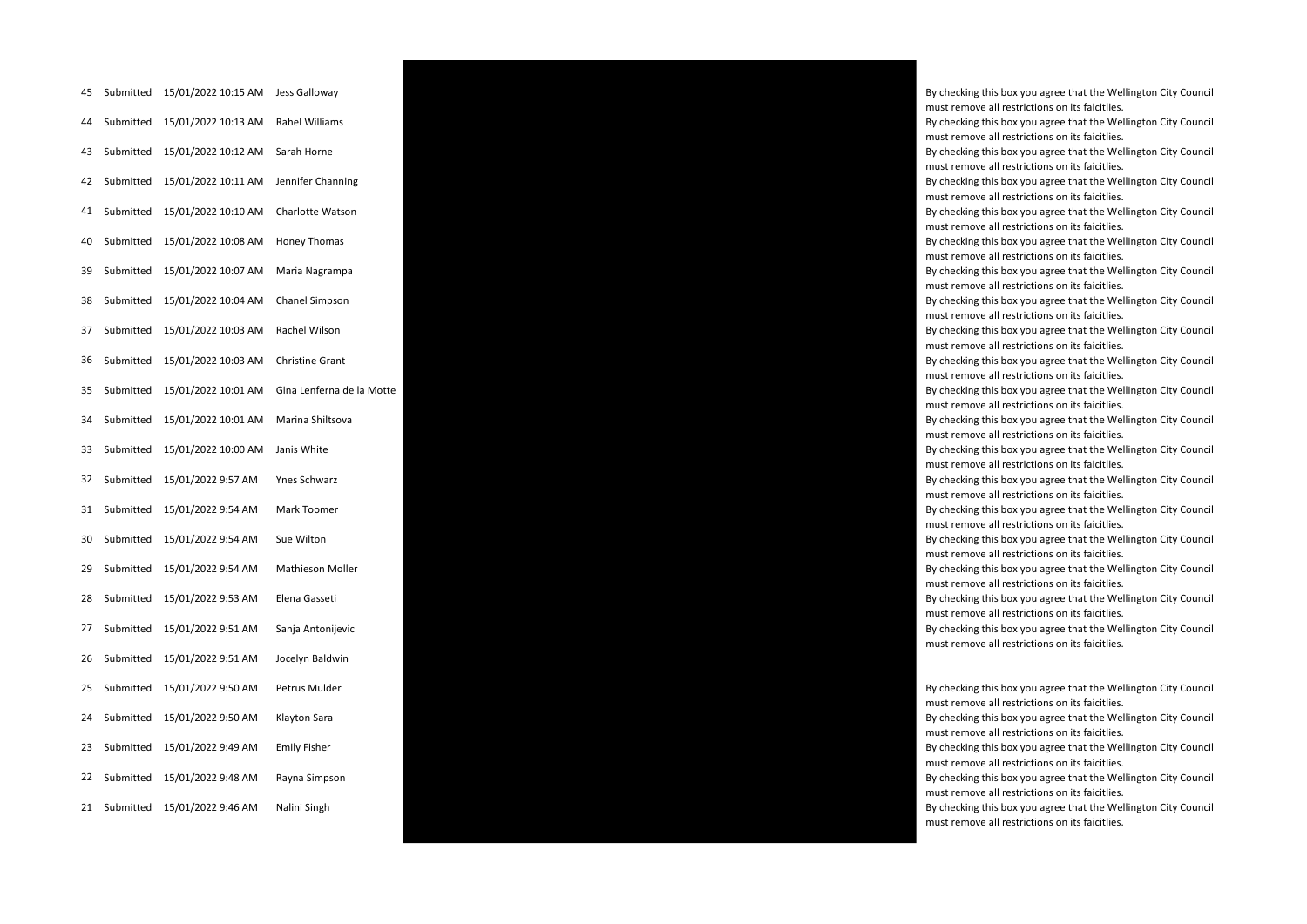| | | | | | |
|---|---|---|---|---|---|
| 45 | Submitted | 15/01/2022 10:15 AM | Jess Galloway | | By checking this box you agree that the Wellington City Council must remove all restrictions on its faicitlies. |
| 44 | Submitted | 15/01/2022 10:13 AM | Rahel Williams | | By checking this box you agree that the Wellington City Council must remove all restrictions on its faicitlies. |
| 43 | Submitted | 15/01/2022 10:12 AM | Sarah Horne | | By checking this box you agree that the Wellington City Council must remove all restrictions on its faicitlies. |
| 42 | Submitted | 15/01/2022 10:11 AM | Jennifer Channing | | By checking this box you agree that the Wellington City Council must remove all restrictions on its faicitlies. |
| 41 | Submitted | 15/01/2022 10:10 AM | Charlotte Watson | | By checking this box you agree that the Wellington City Council must remove all restrictions on its faicitlies. |
| 40 | Submitted | 15/01/2022 10:08 AM | Honey Thomas | | By checking this box you agree that the Wellington City Council must remove all restrictions on its faicitlies. |
| 39 | Submitted | 15/01/2022 10:07 AM | Maria Nagrampa | | By checking this box you agree that the Wellington City Council must remove all restrictions on its faicitlies. |
| 38 | Submitted | 15/01/2022 10:04 AM | Chanel Simpson | | By checking this box you agree that the Wellington City Council must remove all restrictions on its faicitlies. |
| 37 | Submitted | 15/01/2022 10:03 AM | Rachel Wilson | | By checking this box you agree that the Wellington City Council must remove all restrictions on its faicitlies. |
| 36 | Submitted | 15/01/2022 10:03 AM | Christine Grant | | By checking this box you agree that the Wellington City Council must remove all restrictions on its faicitlies. |
| 35 | Submitted | 15/01/2022 10:01 AM | Gina Lenferna de la Motte | | By checking this box you agree that the Wellington City Council must remove all restrictions on its faicitlies. |
| 34 | Submitted | 15/01/2022 10:01 AM | Marina Shiltsova | | By checking this box you agree that the Wellington City Council must remove all restrictions on its faicitlies. |
| 33 | Submitted | 15/01/2022 10:00 AM | Janis White | | By checking this box you agree that the Wellington City Council must remove all restrictions on its faicitlies. |
| 32 | Submitted | 15/01/2022 9:57 AM | Ynes Schwarz | | By checking this box you agree that the Wellington City Council must remove all restrictions on its faicitlies. |
| 31 | Submitted | 15/01/2022 9:54 AM | Mark Toomer | | By checking this box you agree that the Wellington City Council must remove all restrictions on its faicitlies. |
| 30 | Submitted | 15/01/2022 9:54 AM | Sue Wilton | | By checking this box you agree that the Wellington City Council must remove all restrictions on its faicitlies. |
| 29 | Submitted | 15/01/2022 9:54 AM | Mathieson Moller | | By checking this box you agree that the Wellington City Council must remove all restrictions on its faicitlies. |
| 28 | Submitted | 15/01/2022 9:53 AM | Elena Gasseti | | By checking this box you agree that the Wellington City Council must remove all restrictions on its faicitlies. |
| 27 | Submitted | 15/01/2022 9:51 AM | Sanja Antonijevic | | By checking this box you agree that the Wellington City Council must remove all restrictions on its faicitlies. |
| 26 | Submitted | 15/01/2022 9:51 AM | Jocelyn Baldwin | | |
| 25 | Submitted | 15/01/2022 9:50 AM | Petrus Mulder | | By checking this box you agree that the Wellington City Council must remove all restrictions on its faicitlies. |
| 24 | Submitted | 15/01/2022 9:50 AM | Klayton Sara | | By checking this box you agree that the Wellington City Council must remove all restrictions on its faicitlies. |
| 23 | Submitted | 15/01/2022 9:49 AM | Emily Fisher | | By checking this box you agree that the Wellington City Council must remove all restrictions on its faicitlies. |
| 22 | Submitted | 15/01/2022 9:48 AM | Rayna Simpson | | By checking this box you agree that the Wellington City Council must remove all restrictions on its faicitlies. |
| 21 | Submitted | 15/01/2022 9:46 AM | Nalini Singh | | By checking this box you agree that the Wellington City Council must remove all restrictions on its faicitlies. |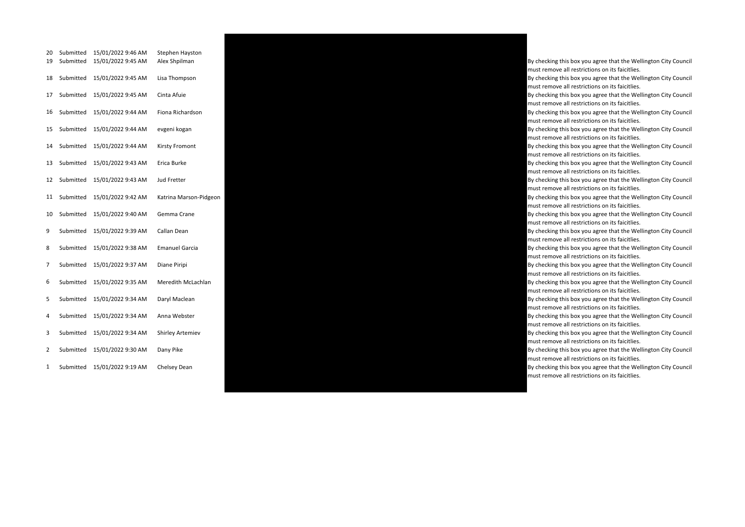| | | | | | |
|---|---|---|---|---|---|
| 20 | Submitted | 15/01/2022 9:46 AM | Stephen Hayston | | |
| 19 | Submitted | 15/01/2022 9:45 AM | Alex Shpilman | | By checking this box you agree that the Wellington City Council must remove all restrictions on its faicitlies. |
| 18 | Submitted | 15/01/2022 9:45 AM | Lisa Thompson | | By checking this box you agree that the Wellington City Council must remove all restrictions on its faicitlies. |
| 17 | Submitted | 15/01/2022 9:45 AM | Cinta Afuie | | By checking this box you agree that the Wellington City Council must remove all restrictions on its faicitlies. |
| 16 | Submitted | 15/01/2022 9:44 AM | Fiona Richardson | | By checking this box you agree that the Wellington City Council must remove all restrictions on its faicitlies. |
| 15 | Submitted | 15/01/2022 9:44 AM | evgeni kogan | | By checking this box you agree that the Wellington City Council must remove all restrictions on its faicitlies. |
| 14 | Submitted | 15/01/2022 9:44 AM | Kirsty Fromont | | By checking this box you agree that the Wellington City Council must remove all restrictions on its faicitlies. |
| 13 | Submitted | 15/01/2022 9:43 AM | Erica Burke | | By checking this box you agree that the Wellington City Council must remove all restrictions on its faicitlies. |
| 12 | Submitted | 15/01/2022 9:43 AM | Jud Fretter | | By checking this box you agree that the Wellington City Council must remove all restrictions on its faicitlies. |
| 11 | Submitted | 15/01/2022 9:42 AM | Katrina Marson-Pidgeon | | By checking this box you agree that the Wellington City Council must remove all restrictions on its faicitlies. |
| 10 | Submitted | 15/01/2022 9:40 AM | Gemma Crane | | By checking this box you agree that the Wellington City Council must remove all restrictions on its faicitlies. |
| 9 | Submitted | 15/01/2022 9:39 AM | Callan Dean | | By checking this box you agree that the Wellington City Council must remove all restrictions on its faicitlies. |
| 8 | Submitted | 15/01/2022 9:38 AM | Emanuel Garcia | | By checking this box you agree that the Wellington City Council must remove all restrictions on its faicitlies. |
| 7 | Submitted | 15/01/2022 9:37 AM | Diane Piripi | | By checking this box you agree that the Wellington City Council must remove all restrictions on its faicitlies. |
| 6 | Submitted | 15/01/2022 9:35 AM | Meredith McLachlan | | By checking this box you agree that the Wellington City Council must remove all restrictions on its faicitlies. |
| 5 | Submitted | 15/01/2022 9:34 AM | Daryl Maclean | | By checking this box you agree that the Wellington City Council must remove all restrictions on its faicitlies. |
| 4 | Submitted | 15/01/2022 9:34 AM | Anna Webster | | By checking this box you agree that the Wellington City Council must remove all restrictions on its faicitlies. |
| 3 | Submitted | 15/01/2022 9:34 AM | Shirley Artemiev | | By checking this box you agree that the Wellington City Council must remove all restrictions on its faicitlies. |
| 2 | Submitted | 15/01/2022 9:30 AM | Dany Pike | | By checking this box you agree that the Wellington City Council must remove all restrictions on its faicitlies. |
| 1 | Submitted | 15/01/2022 9:19 AM | Chelsey Dean | | By checking this box you agree that the Wellington City Council must remove all restrictions on its faicitlies. |